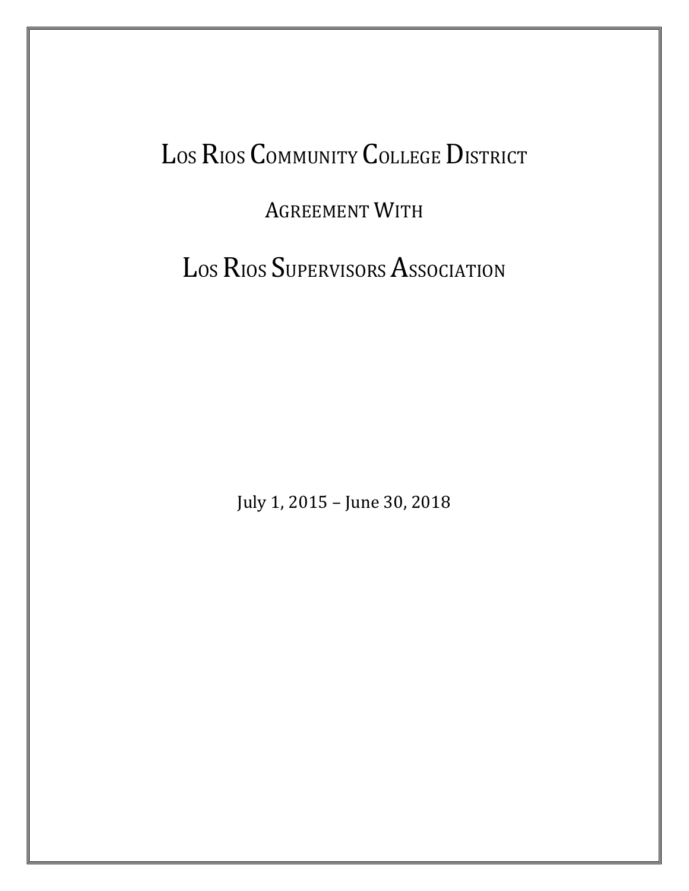# Los Rios Community College District

## Agreement With

# Los Rios Supervisors Association

July 1, 2015 – June 30, 2018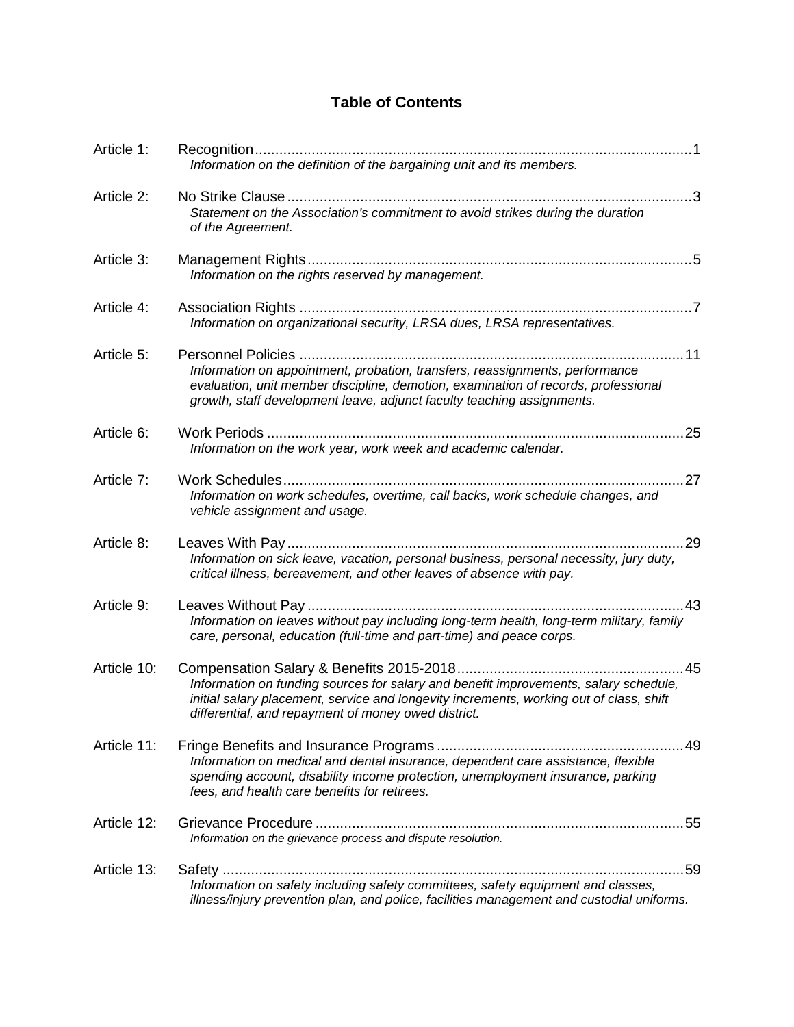# Table of Contents

**Article 1:** Recognition ... 1
*Information on the definition of the bargaining unit and its members.*

**Article 2:** No Strike Clause ... 3
*Statement on the Association's commitment to avoid strikes during the duration of the Agreement.*

**Article 3:** Management Rights ... 5
*Information on the rights reserved by management.*

**Article 4:** Association Rights ... 7
*Information on organizational security, LRSA dues, LRSA representatives.*

**Article 5:** Personnel Policies ... 11
*Information on appointment, probation, transfers, reassignments, performance evaluation, unit member discipline, demotion, examination of records, professional growth, staff development leave, adjunct faculty teaching assignments.*

**Article 6:** Work Periods ... 25
*Information on the work year, work week and academic calendar.*

**Article 7:** Work Schedules ... 27
*Information on work schedules, overtime, call backs, work schedule changes, and vehicle assignment and usage.*

**Article 8:** Leaves With Pay ... 29
*Information on sick leave, vacation, personal business, personal necessity, jury duty, critical illness, bereavement, and other leaves of absence with pay.*

**Article 9:** Leaves Without Pay ... 43
*Information on leaves without pay including long-term health, long-term military, family care, personal, education (full-time and part-time) and peace corps.*

**Article 10:** Compensation Salary & Benefits 2015-2018 ... 45
*Information on funding sources for salary and benefit improvements, salary schedule, initial salary placement, service and longevity increments, working out of class, shift differential, and repayment of money owed district.*

**Article 11:** Fringe Benefits and Insurance Programs ... 49
*Information on medical and dental insurance, dependent care assistance, flexible spending account, disability income protection, unemployment insurance, parking fees, and health care benefits for retirees.*

**Article 12:** Grievance Procedure ... 55
*Information on the grievance process and dispute resolution.*

**Article 13:** Safety ... 59
*Information on safety including safety committees, safety equipment and classes, illness/injury prevention plan, and police, facilities management and custodial uniforms.*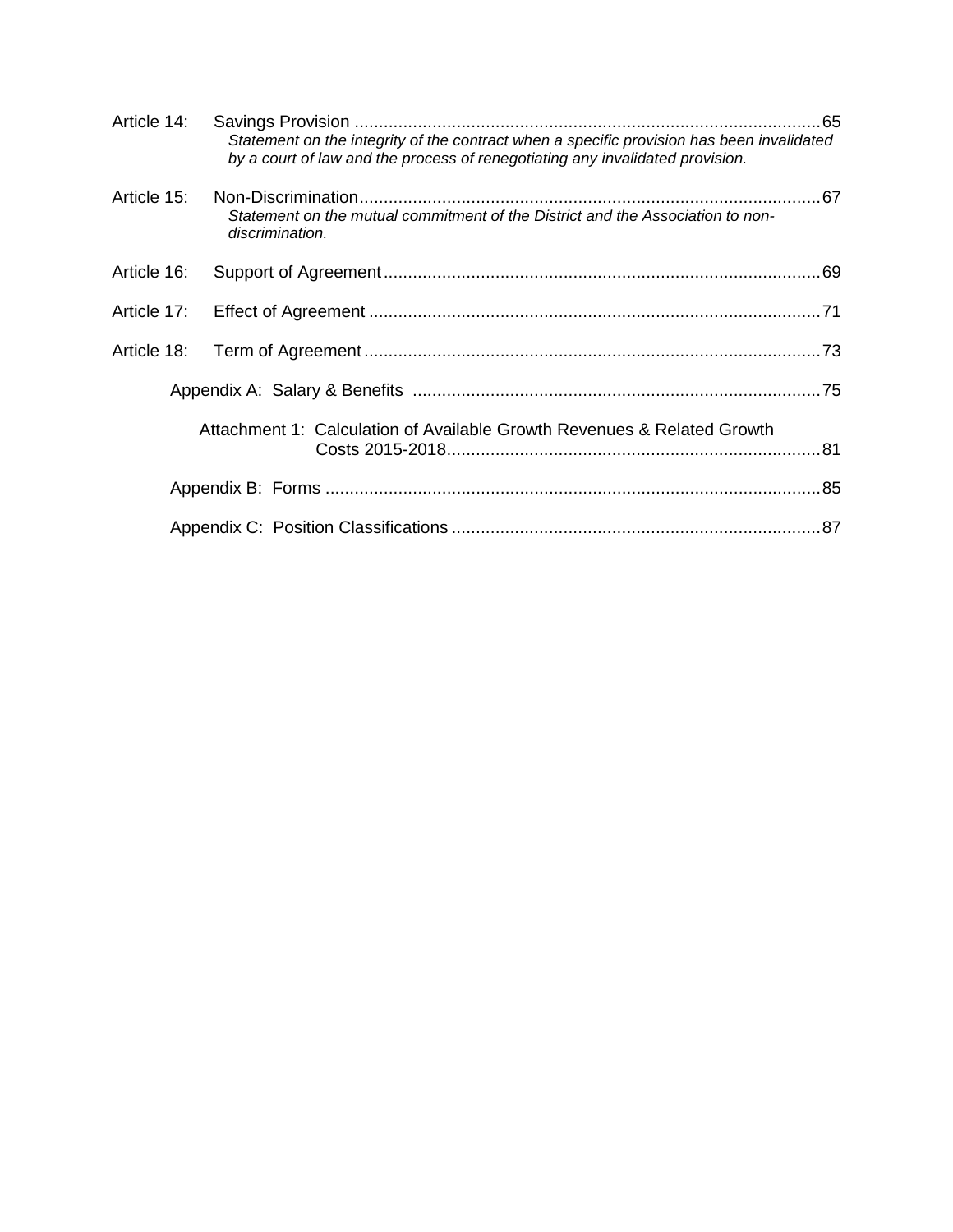Article 14: Savings Provision ....................................................................................... 65
*Statement on the integrity of the contract when a specific provision has been invalidated by a court of law and the process of renegotiating any invalidated provision.*

Article 15: Non-Discrimination ...................................................................................... 67
*Statement on the mutual commitment of the District and the Association to non-discrimination.*

Article 16: Support of Agreement ................................................................................. 69

Article 17: Effect of Agreement .................................................................................... 71

Article 18: Term of Agreement ..................................................................................... 73

Appendix A: Salary & Benefits ........................................................................... 75

Attachment 1: Calculation of Available Growth Revenues & Related Growth Costs 2015-2018 ...................................................................... 81

Appendix B: Forms ............................................................................................ 85

Appendix C: Position Classifications .................................................................. 87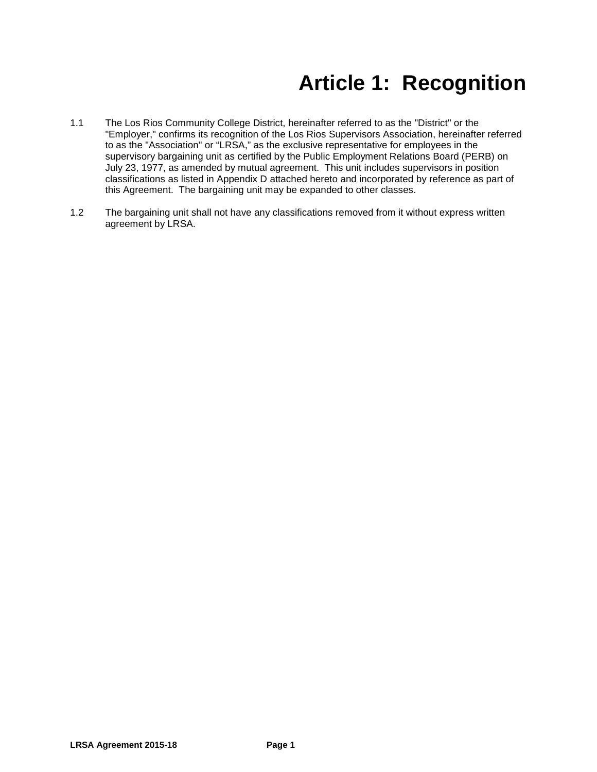# Article 1: Recognition

1.1 The Los Rios Community College District, hereinafter referred to as the "District" or the "Employer," confirms its recognition of the Los Rios Supervisors Association, hereinafter referred to as the "Association" or "LRSA," as the exclusive representative for employees in the supervisory bargaining unit as certified by the Public Employment Relations Board (PERB) on July 23, 1977, as amended by mutual agreement. This unit includes supervisors in position classifications as listed in Appendix D attached hereto and incorporated by reference as part of this Agreement. The bargaining unit may be expanded to other classes.

1.2 The bargaining unit shall not have any classifications removed from it without express written agreement by LRSA.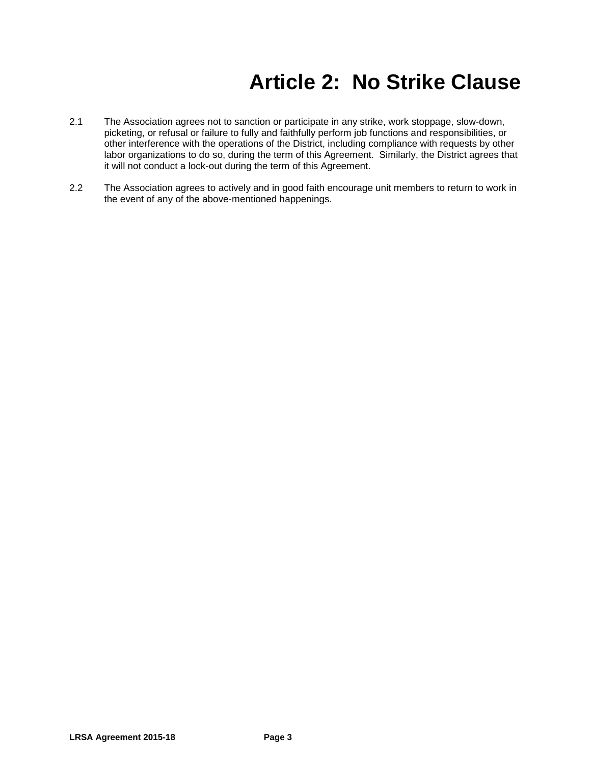# Article 2: No Strike Clause

2.1 The Association agrees not to sanction or participate in any strike, work stoppage, slow-down, picketing, or refusal or failure to fully and faithfully perform job functions and responsibilities, or other interference with the operations of the District, including compliance with requests by other labor organizations to do so, during the term of this Agreement. Similarly, the District agrees that it will not conduct a lock-out during the term of this Agreement.

2.2 The Association agrees to actively and in good faith encourage unit members to return to work in the event of any of the above-mentioned happenings.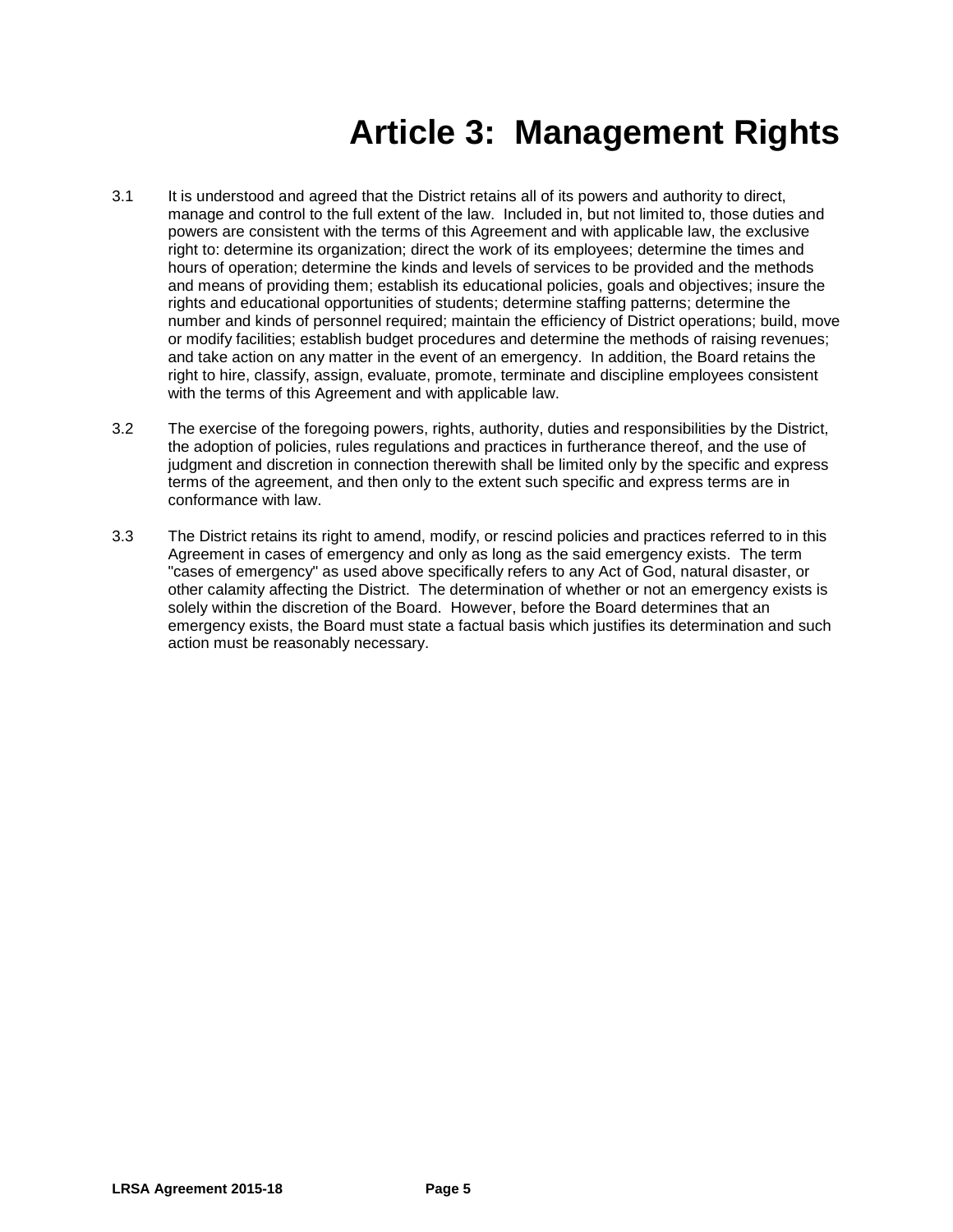# Article 3: Management Rights

3.1 It is understood and agreed that the District retains all of its powers and authority to direct, manage and control to the full extent of the law. Included in, but not limited to, those duties and powers are consistent with the terms of this Agreement and with applicable law, the exclusive right to: determine its organization; direct the work of its employees; determine the times and hours of operation; determine the kinds and levels of services to be provided and the methods and means of providing them; establish its educational policies, goals and objectives; insure the rights and educational opportunities of students; determine staffing patterns; determine the number and kinds of personnel required; maintain the efficiency of District operations; build, move or modify facilities; establish budget procedures and determine the methods of raising revenues; and take action on any matter in the event of an emergency. In addition, the Board retains the right to hire, classify, assign, evaluate, promote, terminate and discipline employees consistent with the terms of this Agreement and with applicable law.

3.2 The exercise of the foregoing powers, rights, authority, duties and responsibilities by the District, the adoption of policies, rules regulations and practices in furtherance thereof, and the use of judgment and discretion in connection therewith shall be limited only by the specific and express terms of the agreement, and then only to the extent such specific and express terms are in conformance with law.

3.3 The District retains its right to amend, modify, or rescind policies and practices referred to in this Agreement in cases of emergency and only as long as the said emergency exists. The term "cases of emergency" as used above specifically refers to any Act of God, natural disaster, or other calamity affecting the District. The determination of whether or not an emergency exists is solely within the discretion of the Board. However, before the Board determines that an emergency exists, the Board must state a factual basis which justifies its determination and such action must be reasonably necessary.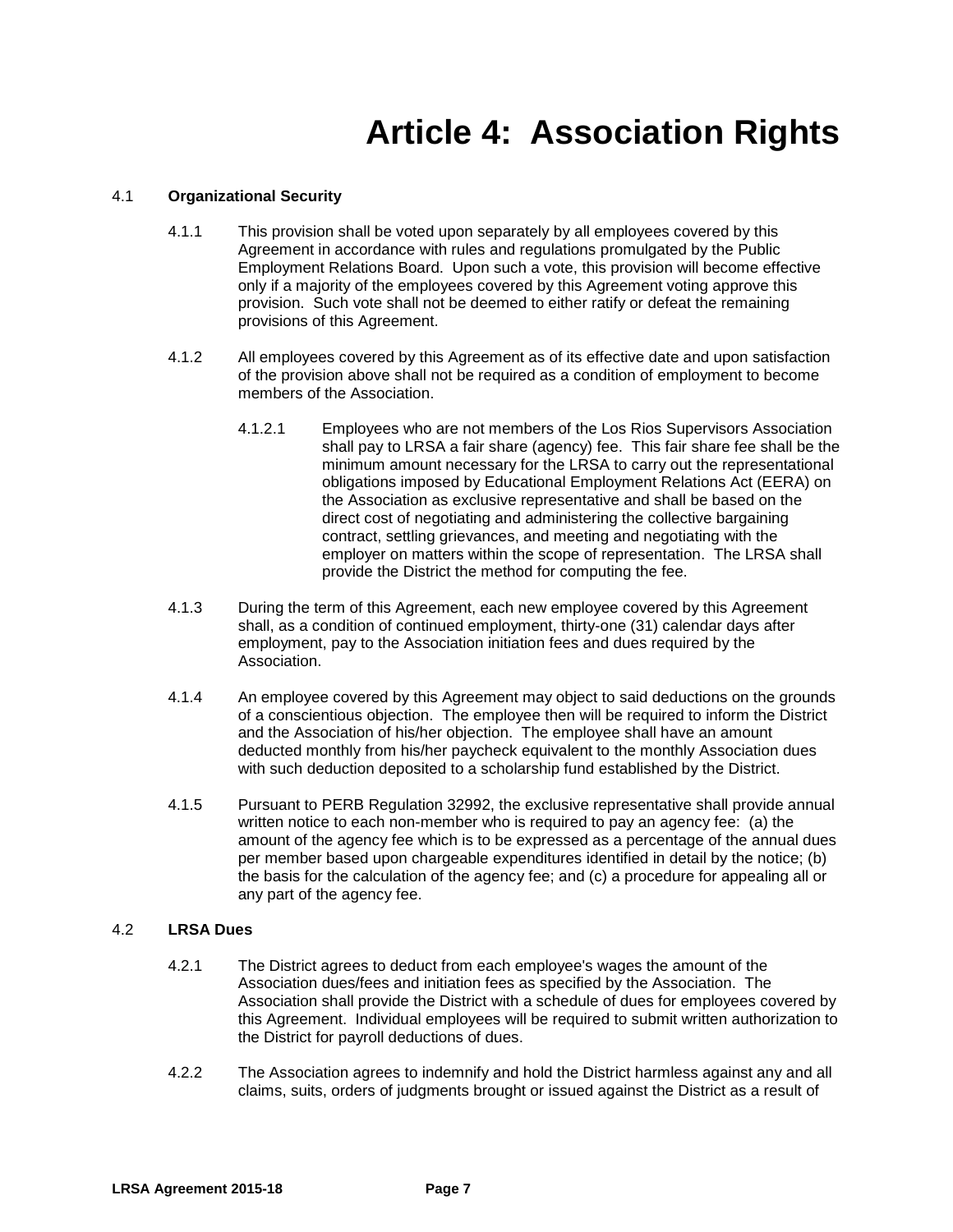# Article 4: Association Rights

4.1 **Organizational Security**

4.1.1 This provision shall be voted upon separately by all employees covered by this Agreement in accordance with rules and regulations promulgated by the Public Employment Relations Board. Upon such a vote, this provision will become effective only if a majority of the employees covered by this Agreement voting approve this provision. Such vote shall not be deemed to either ratify or defeat the remaining provisions of this Agreement.

4.1.2 All employees covered by this Agreement as of its effective date and upon satisfaction of the provision above shall not be required as a condition of employment to become members of the Association.

4.1.2.1 Employees who are not members of the Los Rios Supervisors Association shall pay to LRSA a fair share (agency) fee. This fair share fee shall be the minimum amount necessary for the LRSA to carry out the representational obligations imposed by Educational Employment Relations Act (EERA) on the Association as exclusive representative and shall be based on the direct cost of negotiating and administering the collective bargaining contract, settling grievances, and meeting and negotiating with the employer on matters within the scope of representation. The LRSA shall provide the District the method for computing the fee.

4.1.3 During the term of this Agreement, each new employee covered by this Agreement shall, as a condition of continued employment, thirty-one (31) calendar days after employment, pay to the Association initiation fees and dues required by the Association.

4.1.4 An employee covered by this Agreement may object to said deductions on the grounds of a conscientious objection. The employee then will be required to inform the District and the Association of his/her objection. The employee shall have an amount deducted monthly from his/her paycheck equivalent to the monthly Association dues with such deduction deposited to a scholarship fund established by the District.

4.1.5 Pursuant to PERB Regulation 32992, the exclusive representative shall provide annual written notice to each non-member who is required to pay an agency fee: (a) the amount of the agency fee which is to be expressed as a percentage of the annual dues per member based upon chargeable expenditures identified in detail by the notice; (b) the basis for the calculation of the agency fee; and (c) a procedure for appealing all or any part of the agency fee.

4.2 **LRSA Dues**

4.2.1 The District agrees to deduct from each employee's wages the amount of the Association dues/fees and initiation fees as specified by the Association. The Association shall provide the District with a schedule of dues for employees covered by this Agreement. Individual employees will be required to submit written authorization to the District for payroll deductions of dues.

4.2.2 The Association agrees to indemnify and hold the District harmless against any and all claims, suits, orders of judgments brought or issued against the District as a result of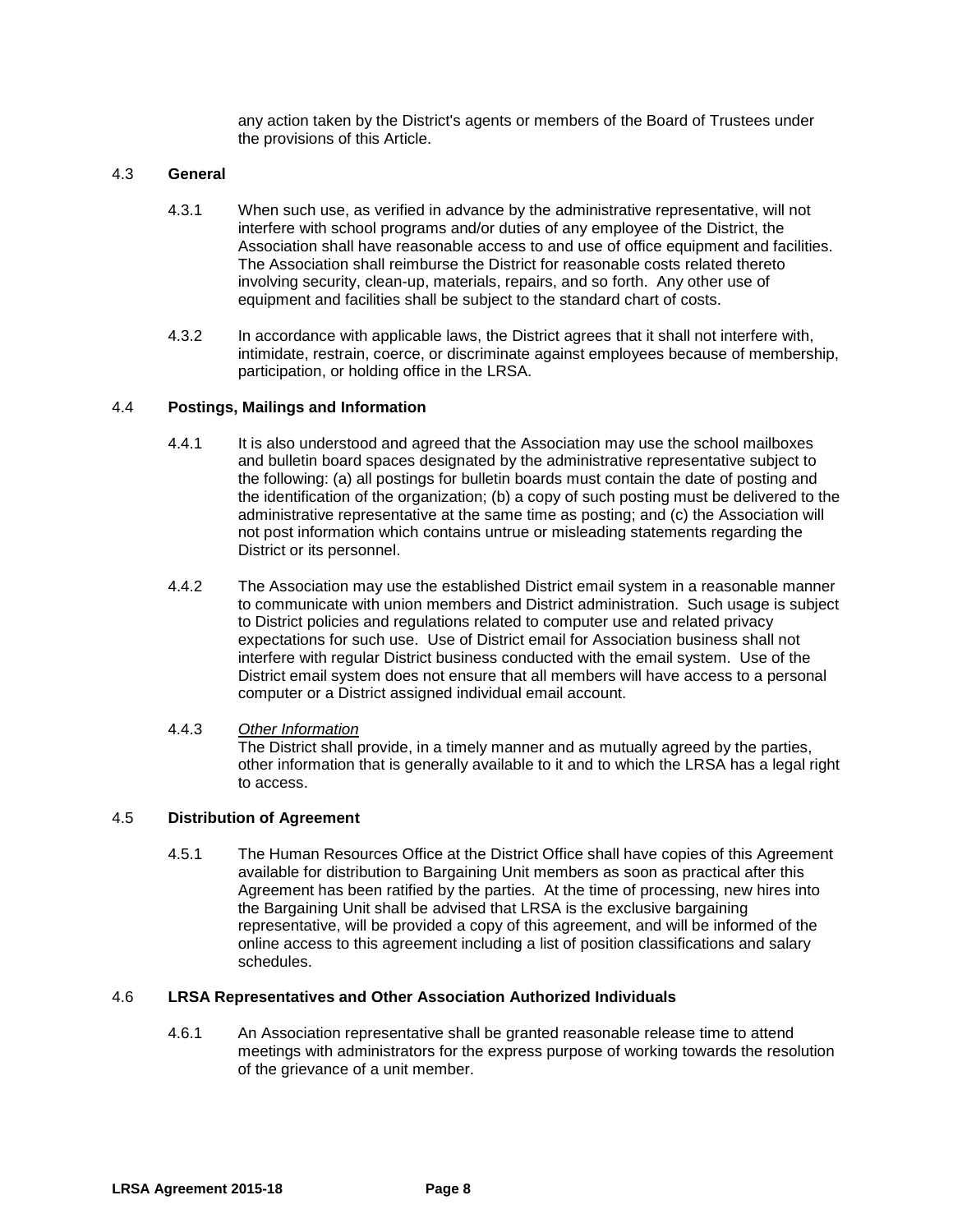any action taken by the District's agents or members of the Board of Trustees under the provisions of this Article.

4.3 **General**

4.3.1 When such use, as verified in advance by the administrative representative, will not interfere with school programs and/or duties of any employee of the District, the Association shall have reasonable access to and use of office equipment and facilities. The Association shall reimburse the District for reasonable costs related thereto involving security, clean-up, materials, repairs, and so forth. Any other use of equipment and facilities shall be subject to the standard chart of costs.

4.3.2 In accordance with applicable laws, the District agrees that it shall not interfere with, intimidate, restrain, coerce, or discriminate against employees because of membership, participation, or holding office in the LRSA.

4.4 **Postings, Mailings and Information**

4.4.1 It is also understood and agreed that the Association may use the school mailboxes and bulletin board spaces designated by the administrative representative subject to the following: (a) all postings for bulletin boards must contain the date of posting and the identification of the organization; (b) a copy of such posting must be delivered to the administrative representative at the same time as posting; and (c) the Association will not post information which contains untrue or misleading statements regarding the District or its personnel.

4.4.2 The Association may use the established District email system in a reasonable manner to communicate with union members and District administration. Such usage is subject to District policies and regulations related to computer use and related privacy expectations for such use. Use of District email for Association business shall not interfere with regular District business conducted with the email system. Use of the District email system does not ensure that all members will have access to a personal computer or a District assigned individual email account.

4.4.3 <u>*Other Information*</u>
The District shall provide, in a timely manner and as mutually agreed by the parties, other information that is generally available to it and to which the LRSA has a legal right to access.

4.5 **Distribution of Agreement**

4.5.1 The Human Resources Office at the District Office shall have copies of this Agreement available for distribution to Bargaining Unit members as soon as practical after this Agreement has been ratified by the parties. At the time of processing, new hires into the Bargaining Unit shall be advised that LRSA is the exclusive bargaining representative, will be provided a copy of this agreement, and will be informed of the online access to this agreement including a list of position classifications and salary schedules.

4.6 **LRSA Representatives and Other Association Authorized Individuals**

4.6.1 An Association representative shall be granted reasonable release time to attend meetings with administrators for the express purpose of working towards the resolution of the grievance of a unit member.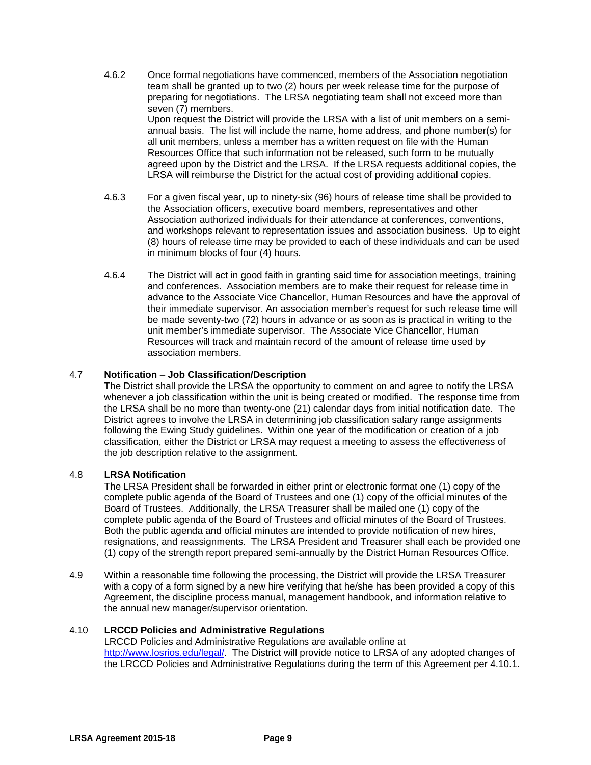4.6.2 Once formal negotiations have commenced, members of the Association negotiation team shall be granted up to two (2) hours per week release time for the purpose of preparing for negotiations. The LRSA negotiating team shall not exceed more than seven (7) members.

Upon request the District will provide the LRSA with a list of unit members on a semi-annual basis. The list will include the name, home address, and phone number(s) for all unit members, unless a member has a written request on file with the Human Resources Office that such information not be released, such form to be mutually agreed upon by the District and the LRSA. If the LRSA requests additional copies, the LRSA will reimburse the District for the actual cost of providing additional copies.

4.6.3 For a given fiscal year, up to ninety-six (96) hours of release time shall be provided to the Association officers, executive board members, representatives and other Association authorized individuals for their attendance at conferences, conventions, and workshops relevant to representation issues and association business. Up to eight (8) hours of release time may be provided to each of these individuals and can be used in minimum blocks of four (4) hours.

4.6.4 The District will act in good faith in granting said time for association meetings, training and conferences. Association members are to make their request for release time in advance to the Associate Vice Chancellor, Human Resources and have the approval of their immediate supervisor. An association member's request for such release time will be made seventy-two (72) hours in advance or as soon as is practical in writing to the unit member's immediate supervisor. The Associate Vice Chancellor, Human Resources will track and maintain record of the amount of release time used by association members.

4.7 **Notification** – **Job Classification/Description**

The District shall provide the LRSA the opportunity to comment on and agree to notify the LRSA whenever a job classification within the unit is being created or modified. The response time from the LRSA shall be no more than twenty-one (21) calendar days from initial notification date. The District agrees to involve the LRSA in determining job classification salary range assignments following the Ewing Study guidelines. Within one year of the modification or creation of a job classification, either the District or LRSA may request a meeting to assess the effectiveness of the job description relative to the assignment.

4.8 **LRSA Notification**

The LRSA President shall be forwarded in either print or electronic format one (1) copy of the complete public agenda of the Board of Trustees and one (1) copy of the official minutes of the Board of Trustees. Additionally, the LRSA Treasurer shall be mailed one (1) copy of the complete public agenda of the Board of Trustees and official minutes of the Board of Trustees. Both the public agenda and official minutes are intended to provide notification of new hires, resignations, and reassignments. The LRSA President and Treasurer shall each be provided one (1) copy of the strength report prepared semi-annually by the District Human Resources Office.

4.9 Within a reasonable time following the processing, the District will provide the LRSA Treasurer with a copy of a form signed by a new hire verifying that he/she has been provided a copy of this Agreement, the discipline process manual, management handbook, and information relative to the annual new manager/supervisor orientation.

4.10 **LRCCD Policies and Administrative Regulations**

LRCCD Policies and Administrative Regulations are available online at [http://www.losrios.edu/legal/](http://www.losrios.edu/legal/). The District will provide notice to LRSA of any adopted changes of the LRCCD Policies and Administrative Regulations during the term of this Agreement per 4.10.1.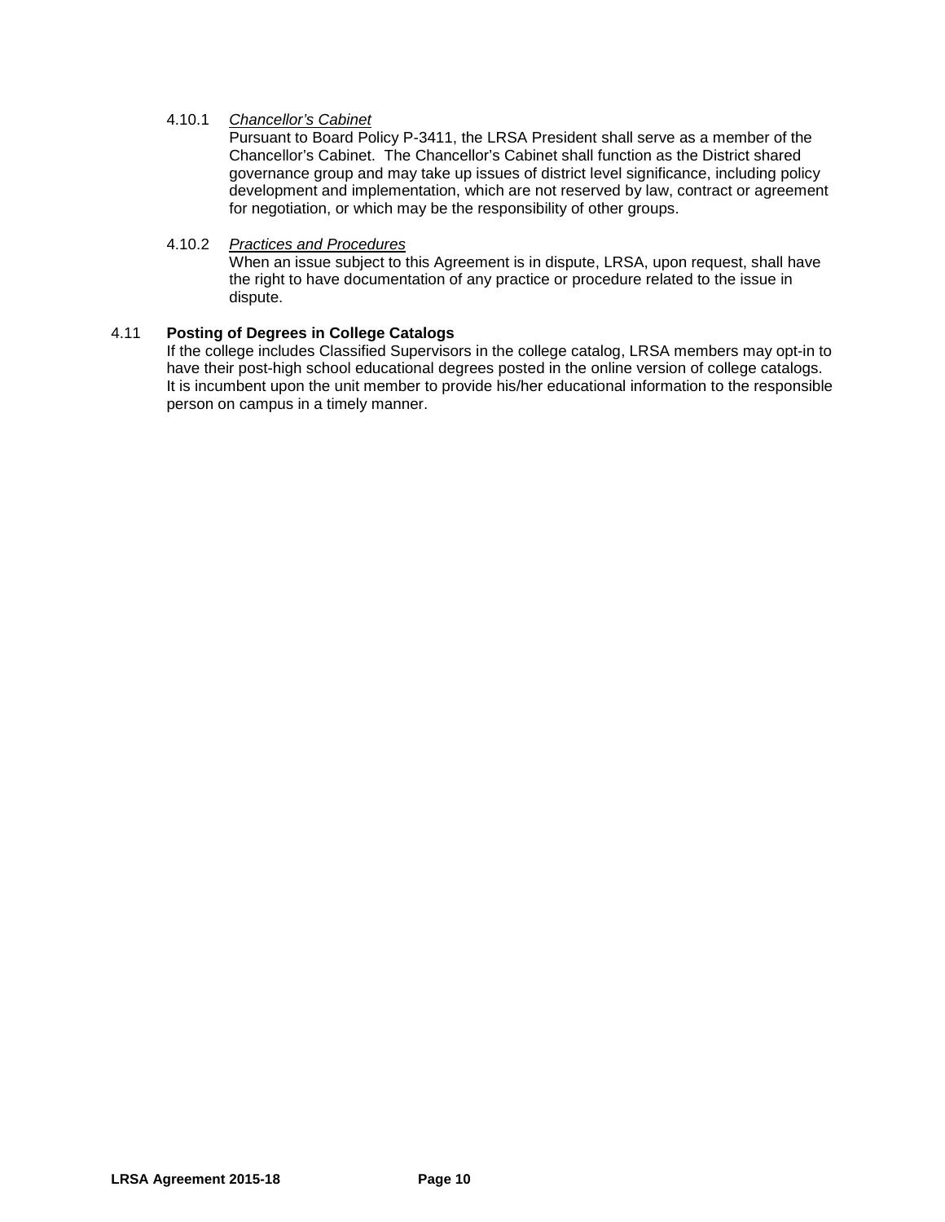4.10.1 *Chancellor's Cabinet*

Pursuant to Board Policy P-3411, the LRSA President shall serve as a member of the Chancellor's Cabinet. The Chancellor's Cabinet shall function as the District shared governance group and may take up issues of district level significance, including policy development and implementation, which are not reserved by law, contract or agreement for negotiation, or which may be the responsibility of other groups.

4.10.2 *Practices and Procedures*

When an issue subject to this Agreement is in dispute, LRSA, upon request, shall have the right to have documentation of any practice or procedure related to the issue in dispute.

4.11 **Posting of Degrees in College Catalogs**

If the college includes Classified Supervisors in the college catalog, LRSA members may opt-in to have their post-high school educational degrees posted in the online version of college catalogs. It is incumbent upon the unit member to provide his/her educational information to the responsible person on campus in a timely manner.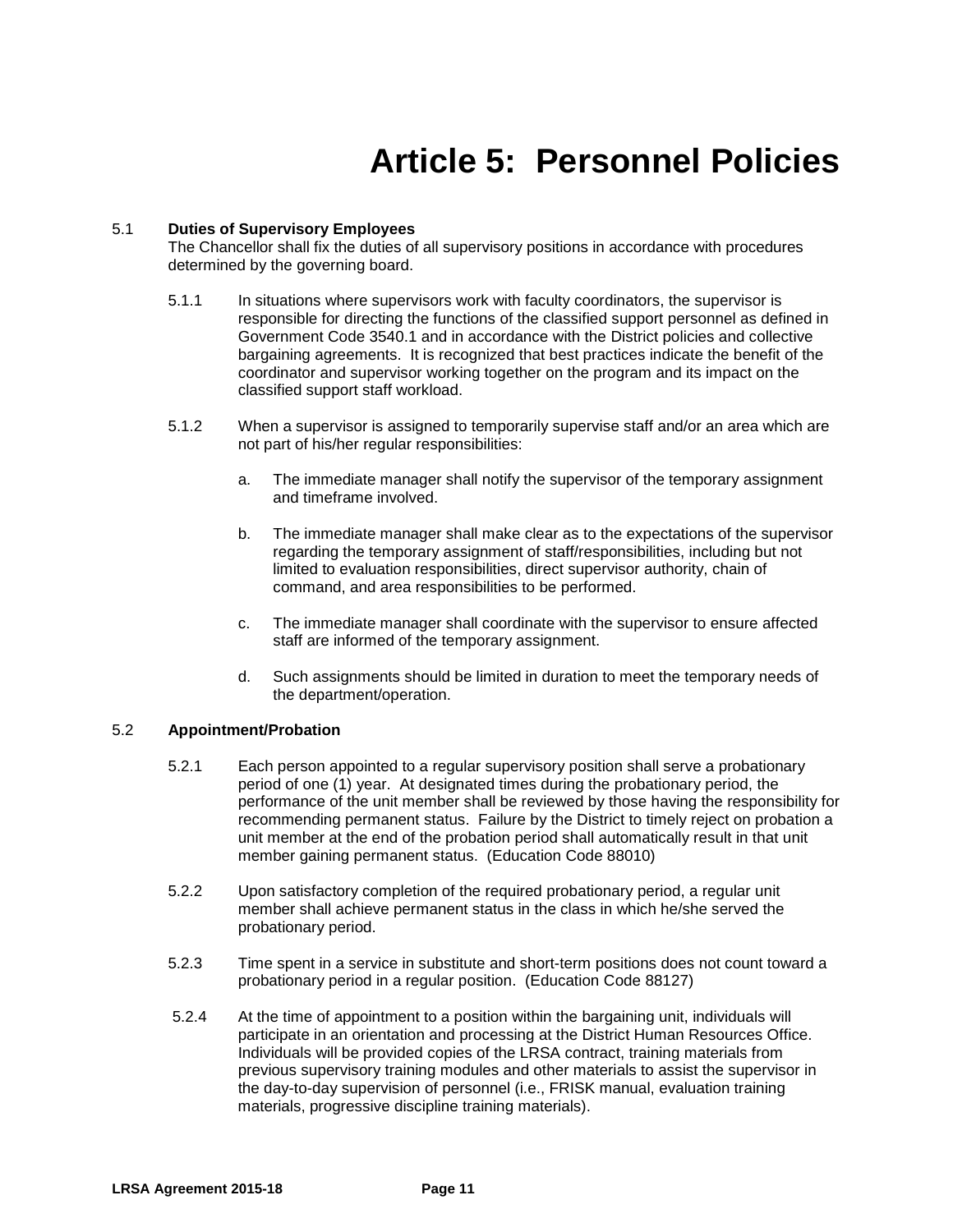# Article 5: Personnel Policies

5.1 **Duties of Supervisory Employees**

The Chancellor shall fix the duties of all supervisory positions in accordance with procedures determined by the governing board.

5.1.1 In situations where supervisors work with faculty coordinators, the supervisor is responsible for directing the functions of the classified support personnel as defined in Government Code 3540.1 and in accordance with the District policies and collective bargaining agreements. It is recognized that best practices indicate the benefit of the coordinator and supervisor working together on the program and its impact on the classified support staff workload.

5.1.2 When a supervisor is assigned to temporarily supervise staff and/or an area which are not part of his/her regular responsibilities:

a. The immediate manager shall notify the supervisor of the temporary assignment and timeframe involved.

b. The immediate manager shall make clear as to the expectations of the supervisor regarding the temporary assignment of staff/responsibilities, including but not limited to evaluation responsibilities, direct supervisor authority, chain of command, and area responsibilities to be performed.

c. The immediate manager shall coordinate with the supervisor to ensure affected staff are informed of the temporary assignment.

d. Such assignments should be limited in duration to meet the temporary needs of the department/operation.

5.2 **Appointment/Probation**

5.2.1 Each person appointed to a regular supervisory position shall serve a probationary period of one (1) year. At designated times during the probationary period, the performance of the unit member shall be reviewed by those having the responsibility for recommending permanent status. Failure by the District to timely reject on probation a unit member at the end of the probation period shall automatically result in that unit member gaining permanent status. (Education Code 88010)

5.2.2 Upon satisfactory completion of the required probationary period, a regular unit member shall achieve permanent status in the class in which he/she served the probationary period.

5.2.3 Time spent in a service in substitute and short-term positions does not count toward a probationary period in a regular position. (Education Code 88127)

5.2.4 At the time of appointment to a position within the bargaining unit, individuals will participate in an orientation and processing at the District Human Resources Office. Individuals will be provided copies of the LRSA contract, training materials from previous supervisory training modules and other materials to assist the supervisor in the day-to-day supervision of personnel (i.e., FRISK manual, evaluation training materials, progressive discipline training materials).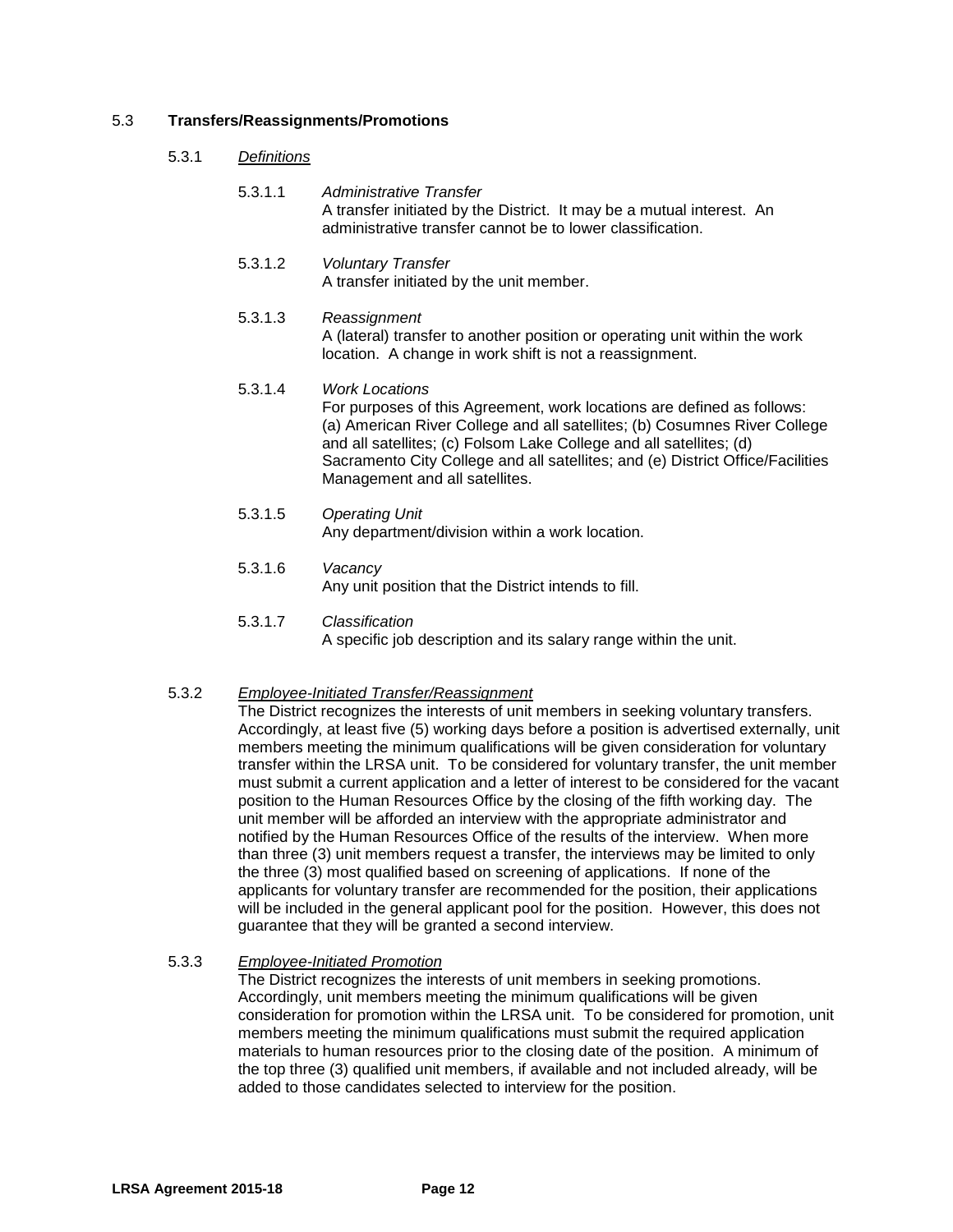## 5.3 **Transfers/Reassignments/Promotions**

### 5.3.1 *Definitions*

5.3.1.1 *Administrative Transfer*
A transfer initiated by the District. It may be a mutual interest. An administrative transfer cannot be to lower classification.

5.3.1.2 *Voluntary Transfer*
A transfer initiated by the unit member.

5.3.1.3 *Reassignment*
A (lateral) transfer to another position or operating unit within the work location. A change in work shift is not a reassignment.

5.3.1.4 *Work Locations*
For purposes of this Agreement, work locations are defined as follows: (a) American River College and all satellites; (b) Cosumnes River College and all satellites; (c) Folsom Lake College and all satellites; (d) Sacramento City College and all satellites; and (e) District Office/Facilities Management and all satellites.

5.3.1.5 *Operating Unit*
Any department/division within a work location.

5.3.1.6 *Vacancy*
Any unit position that the District intends to fill.

5.3.1.7 *Classification*
A specific job description and its salary range within the unit.

### 5.3.2 *Employee-Initiated Transfer/Reassignment*

The District recognizes the interests of unit members in seeking voluntary transfers. Accordingly, at least five (5) working days before a position is advertised externally, unit members meeting the minimum qualifications will be given consideration for voluntary transfer within the LRSA unit. To be considered for voluntary transfer, the unit member must submit a current application and a letter of interest to be considered for the vacant position to the Human Resources Office by the closing of the fifth working day. The unit member will be afforded an interview with the appropriate administrator and notified by the Human Resources Office of the results of the interview. When more than three (3) unit members request a transfer, the interviews may be limited to only the three (3) most qualified based on screening of applications. If none of the applicants for voluntary transfer are recommended for the position, their applications will be included in the general applicant pool for the position. However, this does not guarantee that they will be granted a second interview.

### 5.3.3 *Employee-Initiated Promotion*

The District recognizes the interests of unit members in seeking promotions. Accordingly, unit members meeting the minimum qualifications will be given consideration for promotion within the LRSA unit. To be considered for promotion, unit members meeting the minimum qualifications must submit the required application materials to human resources prior to the closing date of the position. A minimum of the top three (3) qualified unit members, if available and not included already, will be added to those candidates selected to interview for the position.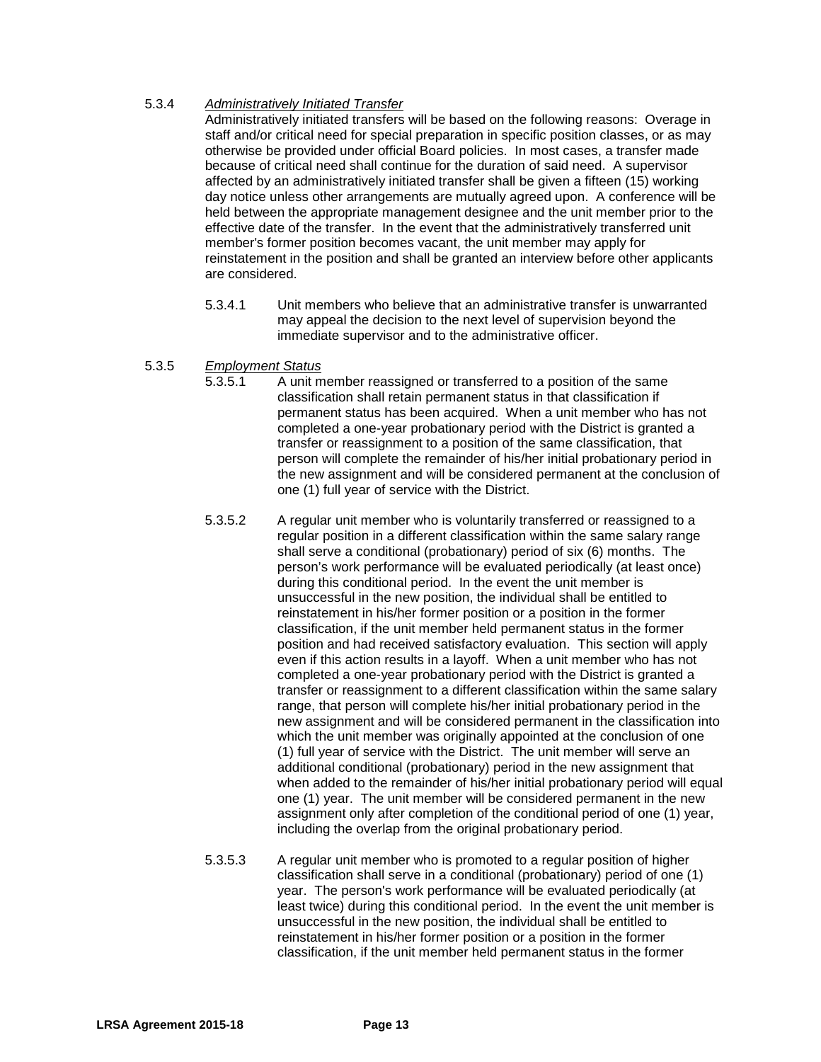5.3.4 *Administratively Initiated Transfer*

Administratively initiated transfers will be based on the following reasons: Overage in staff and/or critical need for special preparation in specific position classes, or as may otherwise be provided under official Board policies. In most cases, a transfer made because of critical need shall continue for the duration of said need. A supervisor affected by an administratively initiated transfer shall be given a fifteen (15) working day notice unless other arrangements are mutually agreed upon. A conference will be held between the appropriate management designee and the unit member prior to the effective date of the transfer. In the event that the administratively transferred unit member's former position becomes vacant, the unit member may apply for reinstatement in the position and shall be granted an interview before other applicants are considered.

5.3.4.1 Unit members who believe that an administrative transfer is unwarranted may appeal the decision to the next level of supervision beyond the immediate supervisor and to the administrative officer.

5.3.5 *Employment Status*

5.3.5.1 A unit member reassigned or transferred to a position of the same classification shall retain permanent status in that classification if permanent status has been acquired. When a unit member who has not completed a one-year probationary period with the District is granted a transfer or reassignment to a position of the same classification, that person will complete the remainder of his/her initial probationary period in the new assignment and will be considered permanent at the conclusion of one (1) full year of service with the District.

5.3.5.2 A regular unit member who is voluntarily transferred or reassigned to a regular position in a different classification within the same salary range shall serve a conditional (probationary) period of six (6) months. The person's work performance will be evaluated periodically (at least once) during this conditional period. In the event the unit member is unsuccessful in the new position, the individual shall be entitled to reinstatement in his/her former position or a position in the former classification, if the unit member held permanent status in the former position and had received satisfactory evaluation. This section will apply even if this action results in a layoff. When a unit member who has not completed a one-year probationary period with the District is granted a transfer or reassignment to a different classification within the same salary range, that person will complete his/her initial probationary period in the new assignment and will be considered permanent in the classification into which the unit member was originally appointed at the conclusion of one (1) full year of service with the District. The unit member will serve an additional conditional (probationary) period in the new assignment that when added to the remainder of his/her initial probationary period will equal one (1) year. The unit member will be considered permanent in the new assignment only after completion of the conditional period of one (1) year, including the overlap from the original probationary period.

5.3.5.3 A regular unit member who is promoted to a regular position of higher classification shall serve in a conditional (probationary) period of one (1) year. The person's work performance will be evaluated periodically (at least twice) during this conditional period. In the event the unit member is unsuccessful in the new position, the individual shall be entitled to reinstatement in his/her former position or a position in the former classification, if the unit member held permanent status in the former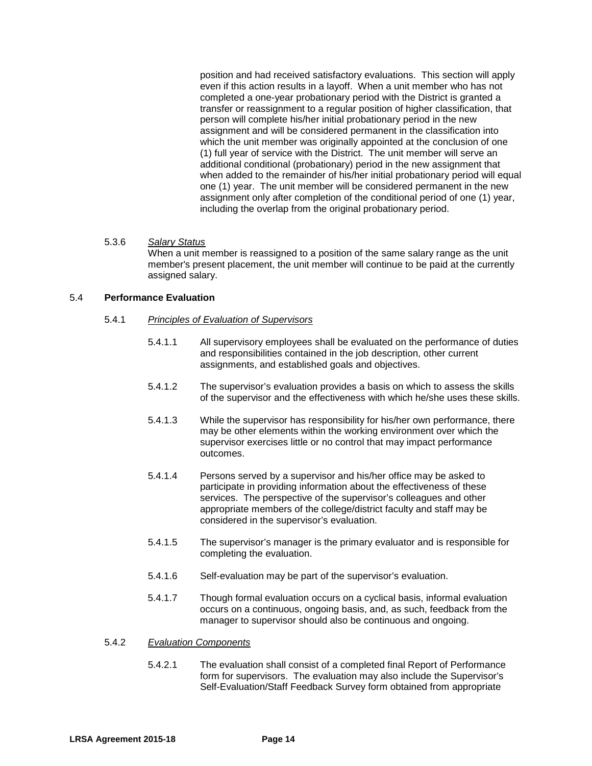position and had received satisfactory evaluations. This section will apply even if this action results in a layoff. When a unit member who has not completed a one-year probationary period with the District is granted a transfer or reassignment to a regular position of higher classification, that person will complete his/her initial probationary period in the new assignment and will be considered permanent in the classification into which the unit member was originally appointed at the conclusion of one (1) full year of service with the District. The unit member will serve an additional conditional (probationary) period in the new assignment that when added to the remainder of his/her initial probationary period will equal one (1) year. The unit member will be considered permanent in the new assignment only after completion of the conditional period of one (1) year, including the overlap from the original probationary period.

5.3.6 *Salary Status*
When a unit member is reassigned to a position of the same salary range as the unit member's present placement, the unit member will continue to be paid at the currently assigned salary.

## 5.4 Performance Evaluation

5.4.1 *Principles of Evaluation of Supervisors*

5.4.1.1 All supervisory employees shall be evaluated on the performance of duties and responsibilities contained in the job description, other current assignments, and established goals and objectives.

5.4.1.2 The supervisor's evaluation provides a basis on which to assess the skills of the supervisor and the effectiveness with which he/she uses these skills.

5.4.1.3 While the supervisor has responsibility for his/her own performance, there may be other elements within the working environment over which the supervisor exercises little or no control that may impact performance outcomes.

5.4.1.4 Persons served by a supervisor and his/her office may be asked to participate in providing information about the effectiveness of these services. The perspective of the supervisor's colleagues and other appropriate members of the college/district faculty and staff may be considered in the supervisor's evaluation.

5.4.1.5 The supervisor's manager is the primary evaluator and is responsible for completing the evaluation.

5.4.1.6 Self-evaluation may be part of the supervisor's evaluation.

5.4.1.7 Though formal evaluation occurs on a cyclical basis, informal evaluation occurs on a continuous, ongoing basis, and, as such, feedback from the manager to supervisor should also be continuous and ongoing.

5.4.2 *Evaluation Components*

5.4.2.1 The evaluation shall consist of a completed final Report of Performance form for supervisors. The evaluation may also include the Supervisor's Self-Evaluation/Staff Feedback Survey form obtained from appropriate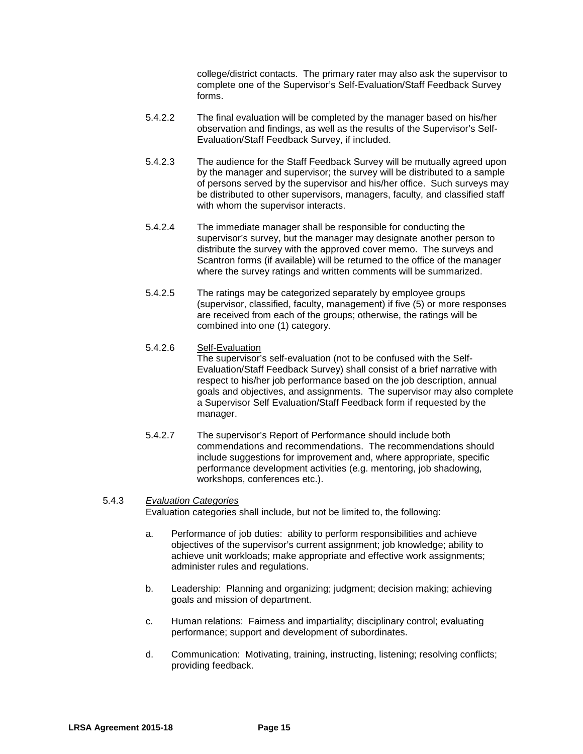college/district contacts. The primary rater may also ask the supervisor to complete one of the Supervisor's Self-Evaluation/Staff Feedback Survey forms.

5.4.2.2 The final evaluation will be completed by the manager based on his/her observation and findings, as well as the results of the Supervisor's Self-Evaluation/Staff Feedback Survey, if included.

5.4.2.3 The audience for the Staff Feedback Survey will be mutually agreed upon by the manager and supervisor; the survey will be distributed to a sample of persons served by the supervisor and his/her office. Such surveys may be distributed to other supervisors, managers, faculty, and classified staff with whom the supervisor interacts.

5.4.2.4 The immediate manager shall be responsible for conducting the supervisor's survey, but the manager may designate another person to distribute the survey with the approved cover memo. The surveys and Scantron forms (if available) will be returned to the office of the manager where the survey ratings and written comments will be summarized.

5.4.2.5 The ratings may be categorized separately by employee groups (supervisor, classified, faculty, management) if five (5) or more responses are received from each of the groups; otherwise, the ratings will be combined into one (1) category.

5.4.2.6 Self-Evaluation
The supervisor's self-evaluation (not to be confused with the Self-Evaluation/Staff Feedback Survey) shall consist of a brief narrative with respect to his/her job performance based on the job description, annual goals and objectives, and assignments. The supervisor may also complete a Supervisor Self Evaluation/Staff Feedback form if requested by the manager.

5.4.2.7 The supervisor's Report of Performance should include both commendations and recommendations. The recommendations should include suggestions for improvement and, where appropriate, specific performance development activities (e.g. mentoring, job shadowing, workshops, conferences etc.).

5.4.3 *Evaluation Categories*
Evaluation categories shall include, but not be limited to, the following:

a. Performance of job duties: ability to perform responsibilities and achieve objectives of the supervisor's current assignment; job knowledge; ability to achieve unit workloads; make appropriate and effective work assignments; administer rules and regulations.

b. Leadership: Planning and organizing; judgment; decision making; achieving goals and mission of department.

c. Human relations: Fairness and impartiality; disciplinary control; evaluating performance; support and development of subordinates.

d. Communication: Motivating, training, instructing, listening; resolving conflicts; providing feedback.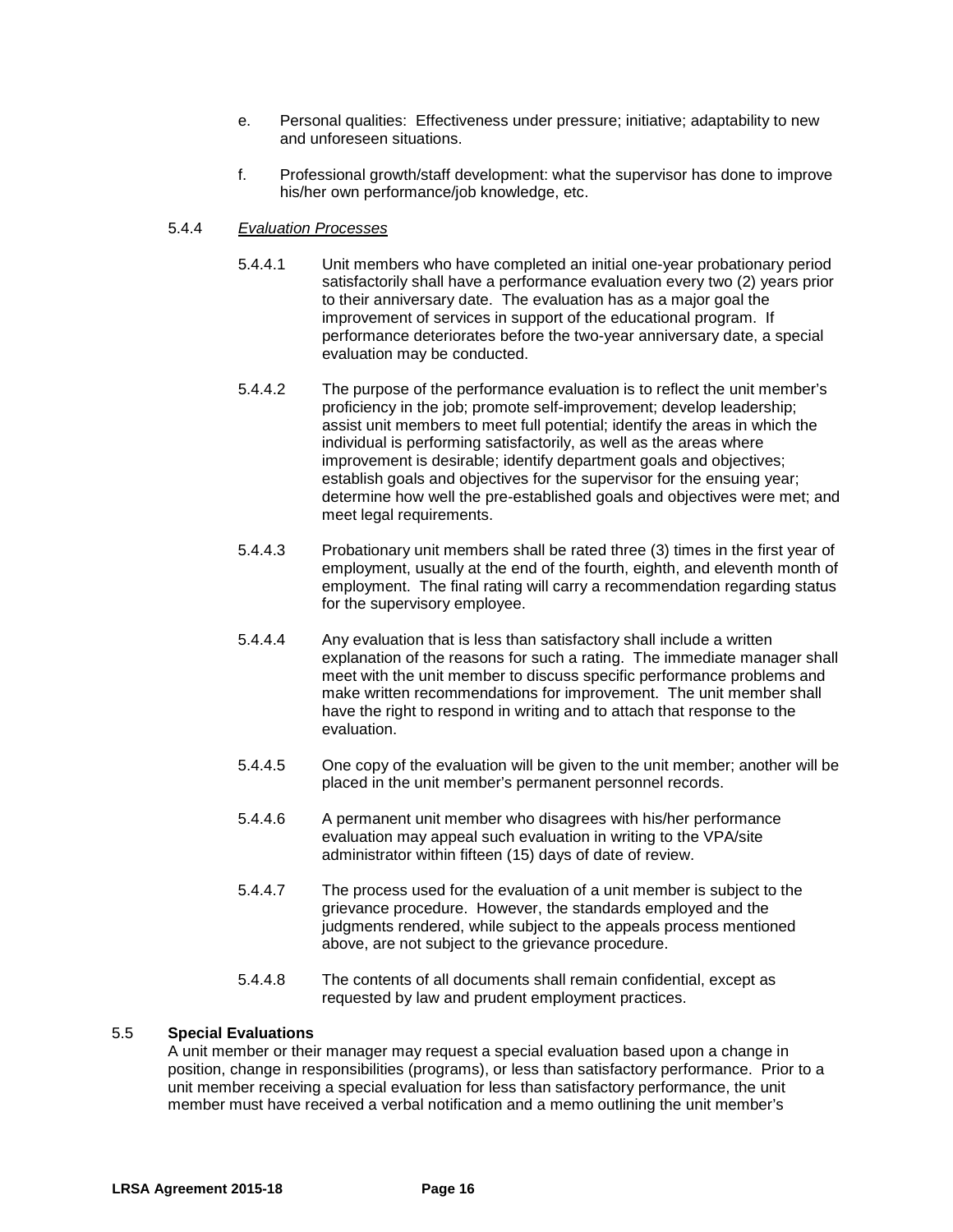e. Personal qualities: Effectiveness under pressure; initiative; adaptability to new and unforeseen situations.

f. Professional growth/staff development: what the supervisor has done to improve his/her own performance/job knowledge, etc.

5.4.4 *Evaluation Processes*

5.4.4.1 Unit members who have completed an initial one-year probationary period satisfactorily shall have a performance evaluation every two (2) years prior to their anniversary date. The evaluation has as a major goal the improvement of services in support of the educational program. If performance deteriorates before the two-year anniversary date, a special evaluation may be conducted.

5.4.4.2 The purpose of the performance evaluation is to reflect the unit member's proficiency in the job; promote self-improvement; develop leadership; assist unit members to meet full potential; identify the areas in which the individual is performing satisfactorily, as well as the areas where improvement is desirable; identify department goals and objectives; establish goals and objectives for the supervisor for the ensuing year; determine how well the pre-established goals and objectives were met; and meet legal requirements.

5.4.4.3 Probationary unit members shall be rated three (3) times in the first year of employment, usually at the end of the fourth, eighth, and eleventh month of employment. The final rating will carry a recommendation regarding status for the supervisory employee.

5.4.4.4 Any evaluation that is less than satisfactory shall include a written explanation of the reasons for such a rating. The immediate manager shall meet with the unit member to discuss specific performance problems and make written recommendations for improvement. The unit member shall have the right to respond in writing and to attach that response to the evaluation.

5.4.4.5 One copy of the evaluation will be given to the unit member; another will be placed in the unit member's permanent personnel records.

5.4.4.6 A permanent unit member who disagrees with his/her performance evaluation may appeal such evaluation in writing to the VPA/site administrator within fifteen (15) days of date of review.

5.4.4.7 The process used for the evaluation of a unit member is subject to the grievance procedure. However, the standards employed and the judgments rendered, while subject to the appeals process mentioned above, are not subject to the grievance procedure.

5.4.4.8 The contents of all documents shall remain confidential, except as requested by law and prudent employment practices.

5.5 **Special Evaluations**

A unit member or their manager may request a special evaluation based upon a change in position, change in responsibilities (programs), or less than satisfactory performance. Prior to a unit member receiving a special evaluation for less than satisfactory performance, the unit member must have received a verbal notification and a memo outlining the unit member's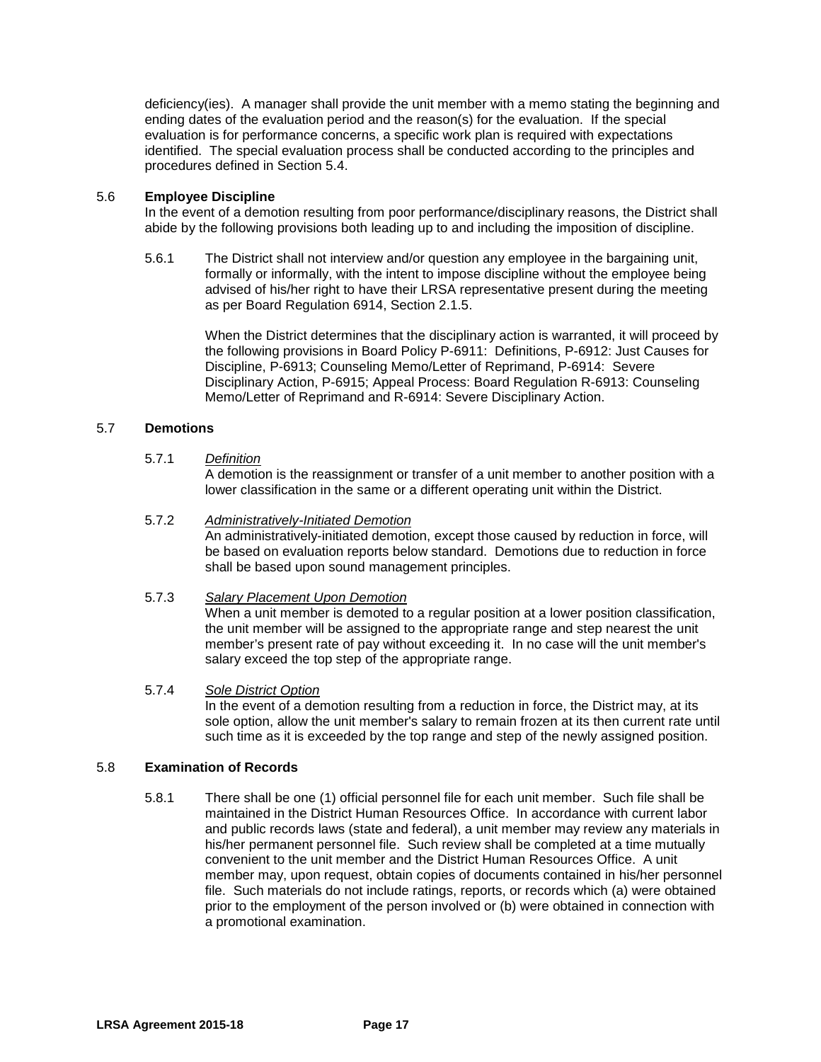deficiency(ies). A manager shall provide the unit member with a memo stating the beginning and ending dates of the evaluation period and the reason(s) for the evaluation. If the special evaluation is for performance concerns, a specific work plan is required with expectations identified. The special evaluation process shall be conducted according to the principles and procedures defined in Section 5.4.

## 5.6 Employee Discipline

In the event of a demotion resulting from poor performance/disciplinary reasons, the District shall abide by the following provisions both leading up to and including the imposition of discipline.

5.6.1 The District shall not interview and/or question any employee in the bargaining unit, formally or informally, with the intent to impose discipline without the employee being advised of his/her right to have their LRSA representative present during the meeting as per Board Regulation 6914, Section 2.1.5.

When the District determines that the disciplinary action is warranted, it will proceed by the following provisions in Board Policy P-6911: Definitions, P-6912: Just Causes for Discipline, P-6913; Counseling Memo/Letter of Reprimand, P-6914: Severe Disciplinary Action, P-6915; Appeal Process: Board Regulation R-6913: Counseling Memo/Letter of Reprimand and R-6914: Severe Disciplinary Action.

## 5.7 Demotions

5.7.1 *Definition*

A demotion is the reassignment or transfer of a unit member to another position with a lower classification in the same or a different operating unit within the District.

5.7.2 *Administratively-Initiated Demotion*

An administratively-initiated demotion, except those caused by reduction in force, will be based on evaluation reports below standard. Demotions due to reduction in force shall be based upon sound management principles.

5.7.3 *Salary Placement Upon Demotion*

When a unit member is demoted to a regular position at a lower position classification, the unit member will be assigned to the appropriate range and step nearest the unit member's present rate of pay without exceeding it. In no case will the unit member's salary exceed the top step of the appropriate range.

5.7.4 *Sole District Option*

In the event of a demotion resulting from a reduction in force, the District may, at its sole option, allow the unit member's salary to remain frozen at its then current rate until such time as it is exceeded by the top range and step of the newly assigned position.

## 5.8 Examination of Records

5.8.1 There shall be one (1) official personnel file for each unit member. Such file shall be maintained in the District Human Resources Office. In accordance with current labor and public records laws (state and federal), a unit member may review any materials in his/her permanent personnel file. Such review shall be completed at a time mutually convenient to the unit member and the District Human Resources Office. A unit member may, upon request, obtain copies of documents contained in his/her personnel file. Such materials do not include ratings, reports, or records which (a) were obtained prior to the employment of the person involved or (b) were obtained in connection with a promotional examination.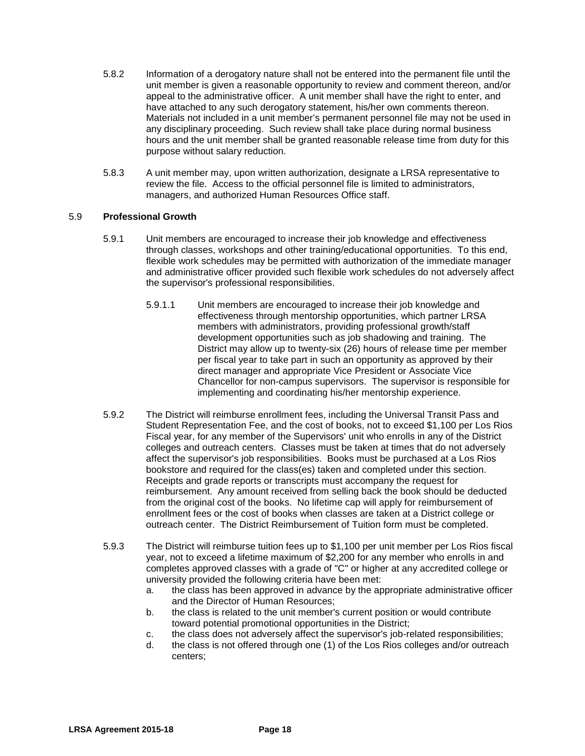5.8.2 Information of a derogatory nature shall not be entered into the permanent file until the unit member is given a reasonable opportunity to review and comment thereon, and/or appeal to the administrative officer. A unit member shall have the right to enter, and have attached to any such derogatory statement, his/her own comments thereon. Materials not included in a unit member's permanent personnel file may not be used in any disciplinary proceeding. Such review shall take place during normal business hours and the unit member shall be granted reasonable release time from duty for this purpose without salary reduction.

5.8.3 A unit member may, upon written authorization, designate a LRSA representative to review the file. Access to the official personnel file is limited to administrators, managers, and authorized Human Resources Office staff.

5.9 **Professional Growth**

5.9.1 Unit members are encouraged to increase their job knowledge and effectiveness through classes, workshops and other training/educational opportunities. To this end, flexible work schedules may be permitted with authorization of the immediate manager and administrative officer provided such flexible work schedules do not adversely affect the supervisor's professional responsibilities.

5.9.1.1 Unit members are encouraged to increase their job knowledge and effectiveness through mentorship opportunities, which partner LRSA members with administrators, providing professional growth/staff development opportunities such as job shadowing and training. The District may allow up to twenty-six (26) hours of release time per member per fiscal year to take part in such an opportunity as approved by their direct manager and appropriate Vice President or Associate Vice Chancellor for non-campus supervisors. The supervisor is responsible for implementing and coordinating his/her mentorship experience.

5.9.2 The District will reimburse enrollment fees, including the Universal Transit Pass and Student Representation Fee, and the cost of books, not to exceed $1,100 per Los Rios Fiscal year, for any member of the Supervisors' unit who enrolls in any of the District colleges and outreach centers. Classes must be taken at times that do not adversely affect the supervisor's job responsibilities. Books must be purchased at a Los Rios bookstore and required for the class(es) taken and completed under this section. Receipts and grade reports or transcripts must accompany the request for reimbursement. Any amount received from selling back the book should be deducted from the original cost of the books. No lifetime cap will apply for reimbursement of enrollment fees or the cost of books when classes are taken at a District college or outreach center. The District Reimbursement of Tuition form must be completed.

5.9.3 The District will reimburse tuition fees up to $1,100 per unit member per Los Rios fiscal year, not to exceed a lifetime maximum of $2,200 for any member who enrolls in and completes approved classes with a grade of "C" or higher at any accredited college or university provided the following criteria have been met:

a. the class has been approved in advance by the appropriate administrative officer and the Director of Human Resources;
b. the class is related to the unit member's current position or would contribute toward potential promotional opportunities in the District;
c. the class does not adversely affect the supervisor's job-related responsibilities;
d. the class is not offered through one (1) of the Los Rios colleges and/or outreach centers;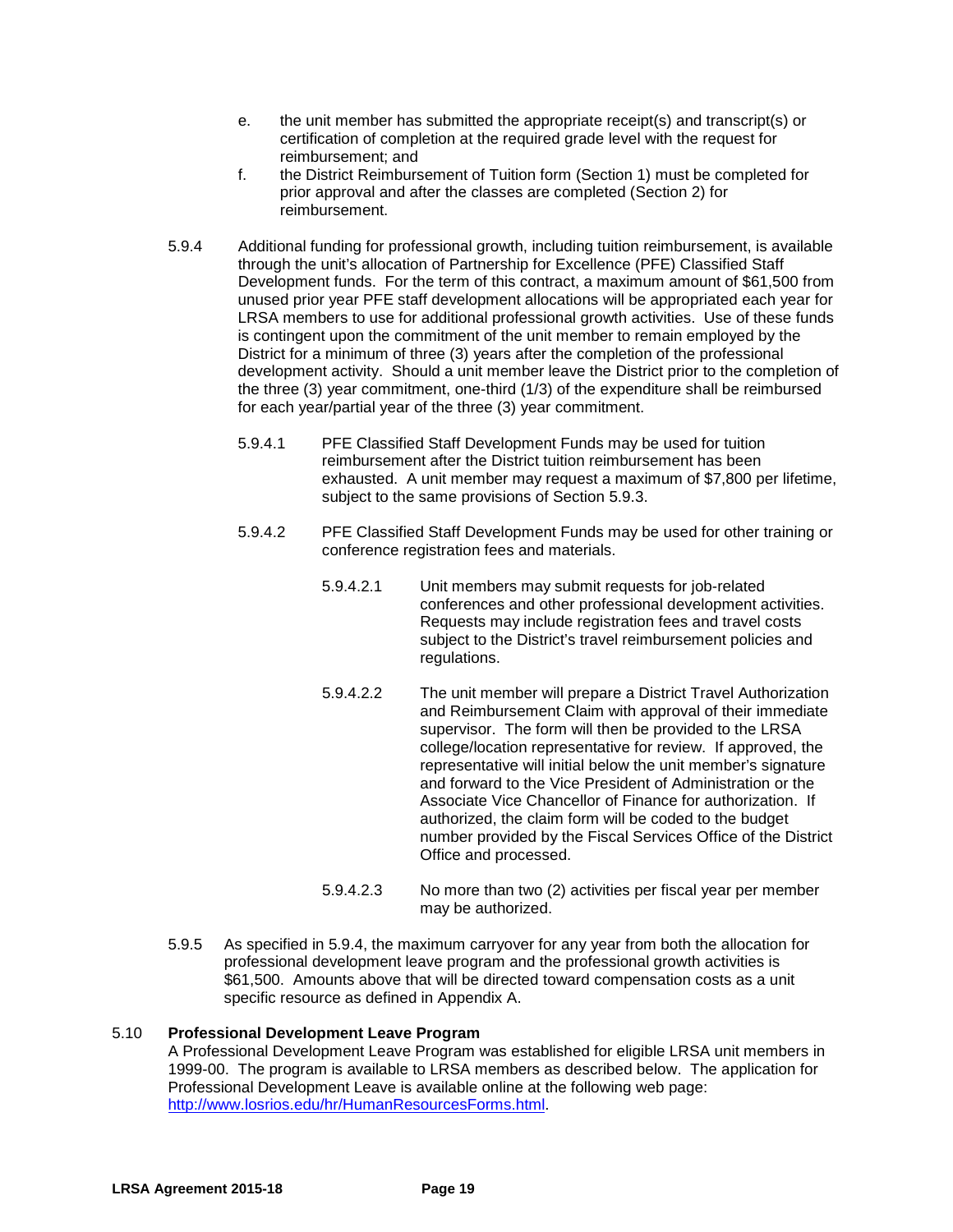e. the unit member has submitted the appropriate receipt(s) and transcript(s) or certification of completion at the required grade level with the request for reimbursement; and

f. the District Reimbursement of Tuition form (Section 1) must be completed for prior approval and after the classes are completed (Section 2) for reimbursement.

5.9.4 Additional funding for professional growth, including tuition reimbursement, is available through the unit's allocation of Partnership for Excellence (PFE) Classified Staff Development funds. For the term of this contract, a maximum amount of $61,500 from unused prior year PFE staff development allocations will be appropriated each year for LRSA members to use for additional professional growth activities. Use of these funds is contingent upon the commitment of the unit member to remain employed by the District for a minimum of three (3) years after the completion of the professional development activity. Should a unit member leave the District prior to the completion of the three (3) year commitment, one-third (1/3) of the expenditure shall be reimbursed for each year/partial year of the three (3) year commitment.

5.9.4.1 PFE Classified Staff Development Funds may be used for tuition reimbursement after the District tuition reimbursement has been exhausted. A unit member may request a maximum of $7,800 per lifetime, subject to the same provisions of Section 5.9.3.

5.9.4.2 PFE Classified Staff Development Funds may be used for other training or conference registration fees and materials.

5.9.4.2.1 Unit members may submit requests for job-related conferences and other professional development activities. Requests may include registration fees and travel costs subject to the District's travel reimbursement policies and regulations.

5.9.4.2.2 The unit member will prepare a District Travel Authorization and Reimbursement Claim with approval of their immediate supervisor. The form will then be provided to the LRSA college/location representative for review. If approved, the representative will initial below the unit member's signature and forward to the Vice President of Administration or the Associate Vice Chancellor of Finance for authorization. If authorized, the claim form will be coded to the budget number provided by the Fiscal Services Office of the District Office and processed.

5.9.4.2.3 No more than two (2) activities per fiscal year per member may be authorized.

5.9.5 As specified in 5.9.4, the maximum carryover for any year from both the allocation for professional development leave program and the professional growth activities is $61,500. Amounts above that will be directed toward compensation costs as a unit specific resource as defined in Appendix A.

## 5.10 Professional Development Leave Program

A Professional Development Leave Program was established for eligible LRSA unit members in 1999-00. The program is available to LRSA members as described below. The application for Professional Development Leave is available online at the following web page: [http://www.losrios.edu/hr/HumanResourcesForms.html](http://www.losrios.edu/hr/HumanResourcesForms.html).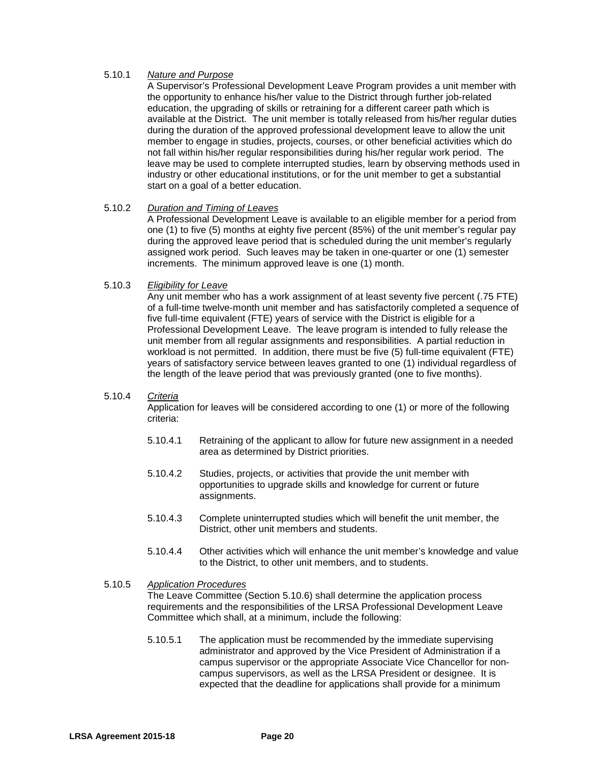5.10.1 *Nature and Purpose*

A Supervisor's Professional Development Leave Program provides a unit member with the opportunity to enhance his/her value to the District through further job-related education, the upgrading of skills or retraining for a different career path which is available at the District. The unit member is totally released from his/her regular duties during the duration of the approved professional development leave to allow the unit member to engage in studies, projects, courses, or other beneficial activities which do not fall within his/her regular responsibilities during his/her regular work period. The leave may be used to complete interrupted studies, learn by observing methods used in industry or other educational institutions, or for the unit member to get a substantial start on a goal of a better education.

5.10.2 *Duration and Timing of Leaves*

A Professional Development Leave is available to an eligible member for a period from one (1) to five (5) months at eighty five percent (85%) of the unit member's regular pay during the approved leave period that is scheduled during the unit member's regularly assigned work period. Such leaves may be taken in one-quarter or one (1) semester increments. The minimum approved leave is one (1) month.

5.10.3 *Eligibility for Leave*

Any unit member who has a work assignment of at least seventy five percent (.75 FTE) of a full-time twelve-month unit member and has satisfactorily completed a sequence of five full-time equivalent (FTE) years of service with the District is eligible for a Professional Development Leave. The leave program is intended to fully release the unit member from all regular assignments and responsibilities. A partial reduction in workload is not permitted. In addition, there must be five (5) full-time equivalent (FTE) years of satisfactory service between leaves granted to one (1) individual regardless of the length of the leave period that was previously granted (one to five months).

5.10.4 *Criteria*

Application for leaves will be considered according to one (1) or more of the following criteria:

- 5.10.4.1 Retraining of the applicant to allow for future new assignment in a needed area as determined by District priorities.
- 5.10.4.2 Studies, projects, or activities that provide the unit member with opportunities to upgrade skills and knowledge for current or future assignments.
- 5.10.4.3 Complete uninterrupted studies which will benefit the unit member, the District, other unit members and students.
- 5.10.4.4 Other activities which will enhance the unit member's knowledge and value to the District, to other unit members, and to students.

5.10.5 *Application Procedures*

The Leave Committee (Section 5.10.6) shall determine the application process requirements and the responsibilities of the LRSA Professional Development Leave Committee which shall, at a minimum, include the following:

- 5.10.5.1 The application must be recommended by the immediate supervising administrator and approved by the Vice President of Administration if a campus supervisor or the appropriate Associate Vice Chancellor for non-campus supervisors, as well as the LRSA President or designee. It is expected that the deadline for applications shall provide for a minimum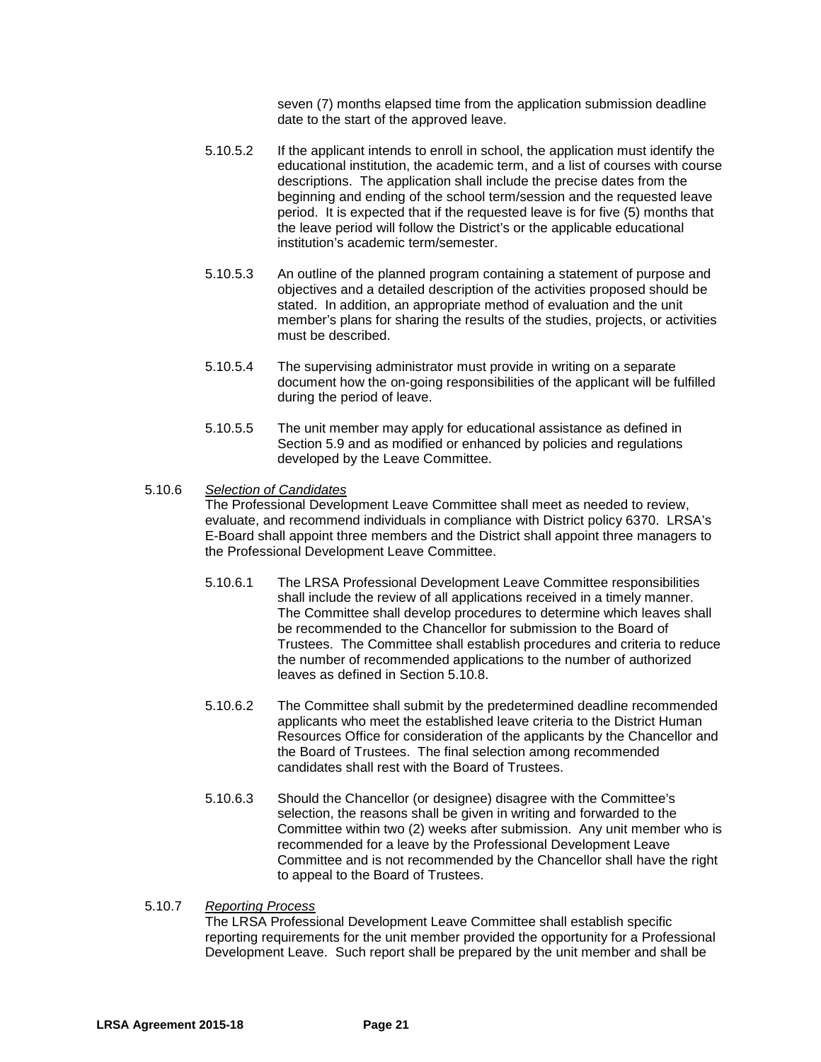seven (7) months elapsed time from the application submission deadline date to the start of the approved leave.

5.10.5.2 If the applicant intends to enroll in school, the application must identify the educational institution, the academic term, and a list of courses with course descriptions. The application shall include the precise dates from the beginning and ending of the school term/session and the requested leave period. It is expected that if the requested leave is for five (5) months that the leave period will follow the District's or the applicable educational institution's academic term/semester.

5.10.5.3 An outline of the planned program containing a statement of purpose and objectives and a detailed description of the activities proposed should be stated. In addition, an appropriate method of evaluation and the unit member's plans for sharing the results of the studies, projects, or activities must be described.

5.10.5.4 The supervising administrator must provide in writing on a separate document how the on-going responsibilities of the applicant will be fulfilled during the period of leave.

5.10.5.5 The unit member may apply for educational assistance as defined in Section 5.9 and as modified or enhanced by policies and regulations developed by the Leave Committee.

5.10.6 *Selection of Candidates*
The Professional Development Leave Committee shall meet as needed to review, evaluate, and recommend individuals in compliance with District policy 6370. LRSA's E-Board shall appoint three members and the District shall appoint three managers to the Professional Development Leave Committee.

5.10.6.1 The LRSA Professional Development Leave Committee responsibilities shall include the review of all applications received in a timely manner. The Committee shall develop procedures to determine which leaves shall be recommended to the Chancellor for submission to the Board of Trustees. The Committee shall establish procedures and criteria to reduce the number of recommended applications to the number of authorized leaves as defined in Section 5.10.8.

5.10.6.2 The Committee shall submit by the predetermined deadline recommended applicants who meet the established leave criteria to the District Human Resources Office for consideration of the applicants by the Chancellor and the Board of Trustees. The final selection among recommended candidates shall rest with the Board of Trustees.

5.10.6.3 Should the Chancellor (or designee) disagree with the Committee's selection, the reasons shall be given in writing and forwarded to the Committee within two (2) weeks after submission. Any unit member who is recommended for a leave by the Professional Development Leave Committee and is not recommended by the Chancellor shall have the right to appeal to the Board of Trustees.

5.10.7 *Reporting Process*
The LRSA Professional Development Leave Committee shall establish specific reporting requirements for the unit member provided the opportunity for a Professional Development Leave. Such report shall be prepared by the unit member and shall be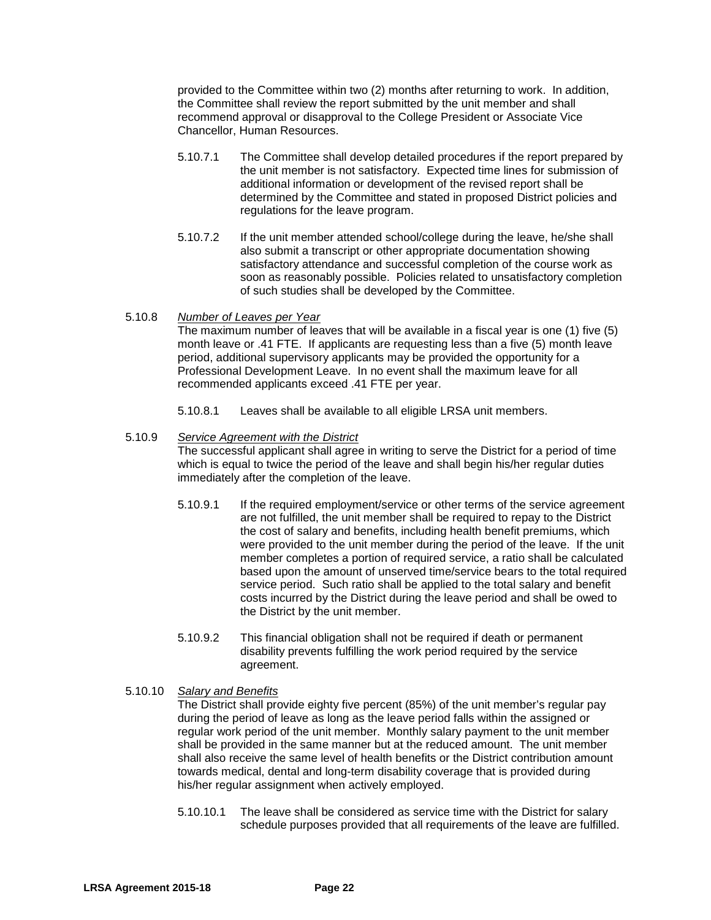provided to the Committee within two (2) months after returning to work. In addition, the Committee shall review the report submitted by the unit member and shall recommend approval or disapproval to the College President or Associate Vice Chancellor, Human Resources.

5.10.7.1 The Committee shall develop detailed procedures if the report prepared by the unit member is not satisfactory. Expected time lines for submission of additional information or development of the revised report shall be determined by the Committee and stated in proposed District policies and regulations for the leave program.

5.10.7.2 If the unit member attended school/college during the leave, he/she shall also submit a transcript or other appropriate documentation showing satisfactory attendance and successful completion of the course work as soon as reasonably possible. Policies related to unsatisfactory completion of such studies shall be developed by the Committee.

5.10.8 *Number of Leaves per Year*

The maximum number of leaves that will be available in a fiscal year is one (1) five (5) month leave or .41 FTE. If applicants are requesting less than a five (5) month leave period, additional supervisory applicants may be provided the opportunity for a Professional Development Leave. In no event shall the maximum leave for all recommended applicants exceed .41 FTE per year.

5.10.8.1 Leaves shall be available to all eligible LRSA unit members.

5.10.9 *Service Agreement with the District*

The successful applicant shall agree in writing to serve the District for a period of time which is equal to twice the period of the leave and shall begin his/her regular duties immediately after the completion of the leave.

5.10.9.1 If the required employment/service or other terms of the service agreement are not fulfilled, the unit member shall be required to repay to the District the cost of salary and benefits, including health benefit premiums, which were provided to the unit member during the period of the leave. If the unit member completes a portion of required service, a ratio shall be calculated based upon the amount of unserved time/service bears to the total required service period. Such ratio shall be applied to the total salary and benefit costs incurred by the District during the leave period and shall be owed to the District by the unit member.

5.10.9.2 This financial obligation shall not be required if death or permanent disability prevents fulfilling the work period required by the service agreement.

5.10.10 *Salary and Benefits*

The District shall provide eighty five percent (85%) of the unit member's regular pay during the period of leave as long as the leave period falls within the assigned or regular work period of the unit member. Monthly salary payment to the unit member shall be provided in the same manner but at the reduced amount. The unit member shall also receive the same level of health benefits or the District contribution amount towards medical, dental and long-term disability coverage that is provided during his/her regular assignment when actively employed.

5.10.10.1 The leave shall be considered as service time with the District for salary schedule purposes provided that all requirements of the leave are fulfilled.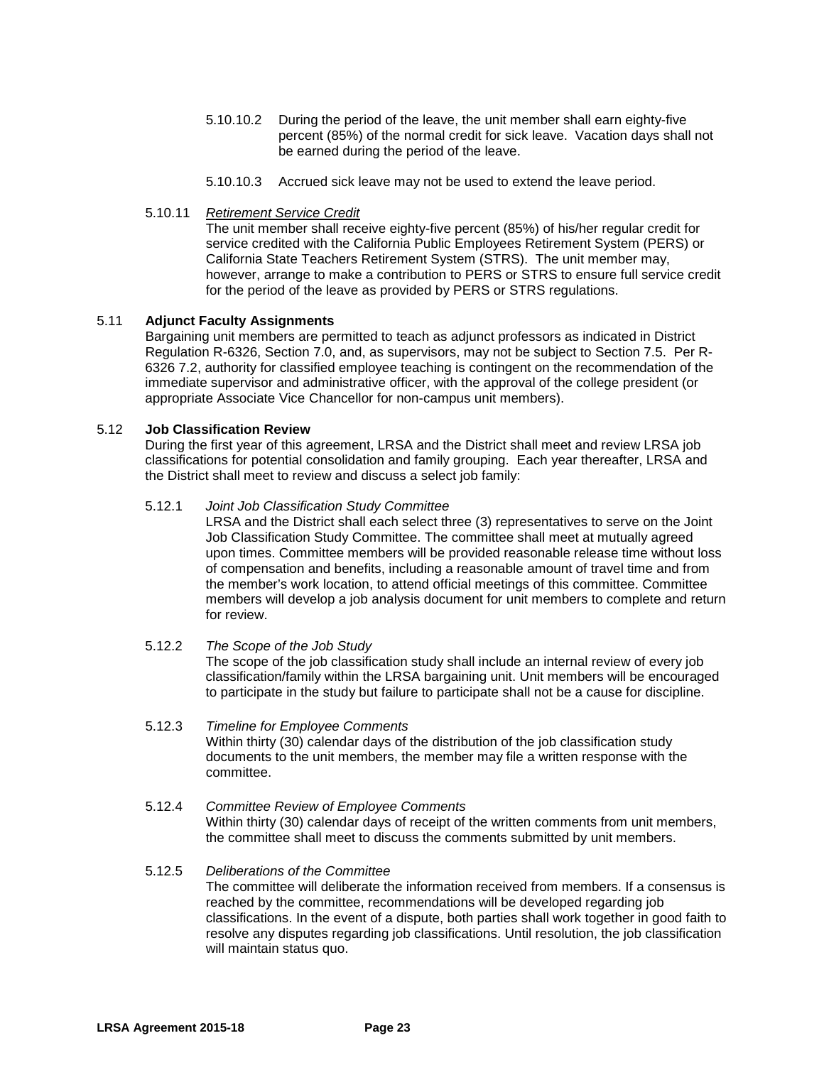5.10.10.2 During the period of the leave, the unit member shall earn eighty-five percent (85%) of the normal credit for sick leave. Vacation days shall not be earned during the period of the leave.

5.10.10.3 Accrued sick leave may not be used to extend the leave period.

5.10.11 *Retirement Service Credit*

The unit member shall receive eighty-five percent (85%) of his/her regular credit for service credited with the California Public Employees Retirement System (PERS) or California State Teachers Retirement System (STRS). The unit member may, however, arrange to make a contribution to PERS or STRS to ensure full service credit for the period of the leave as provided by PERS or STRS regulations.

5.11 **Adjunct Faculty Assignments**

Bargaining unit members are permitted to teach as adjunct professors as indicated in District Regulation R-6326, Section 7.0, and, as supervisors, may not be subject to Section 7.5. Per R-6326 7.2, authority for classified employee teaching is contingent on the recommendation of the immediate supervisor and administrative officer, with the approval of the college president (or appropriate Associate Vice Chancellor for non-campus unit members).

5.12 **Job Classification Review**

During the first year of this agreement, LRSA and the District shall meet and review LRSA job classifications for potential consolidation and family grouping. Each year thereafter, LRSA and the District shall meet to review and discuss a select job family:

5.12.1 *Joint Job Classification Study Committee*

LRSA and the District shall each select three (3) representatives to serve on the Joint Job Classification Study Committee. The committee shall meet at mutually agreed upon times. Committee members will be provided reasonable release time without loss of compensation and benefits, including a reasonable amount of travel time and from the member's work location, to attend official meetings of this committee. Committee members will develop a job analysis document for unit members to complete and return for review.

5.12.2 *The Scope of the Job Study*

The scope of the job classification study shall include an internal review of every job classification/family within the LRSA bargaining unit. Unit members will be encouraged to participate in the study but failure to participate shall not be a cause for discipline.

5.12.3 *Timeline for Employee Comments*

Within thirty (30) calendar days of the distribution of the job classification study documents to the unit members, the member may file a written response with the committee.

5.12.4 *Committee Review of Employee Comments*

Within thirty (30) calendar days of receipt of the written comments from unit members, the committee shall meet to discuss the comments submitted by unit members.

5.12.5 *Deliberations of the Committee*

The committee will deliberate the information received from members. If a consensus is reached by the committee, recommendations will be developed regarding job classifications. In the event of a dispute, both parties shall work together in good faith to resolve any disputes regarding job classifications. Until resolution, the job classification will maintain status quo.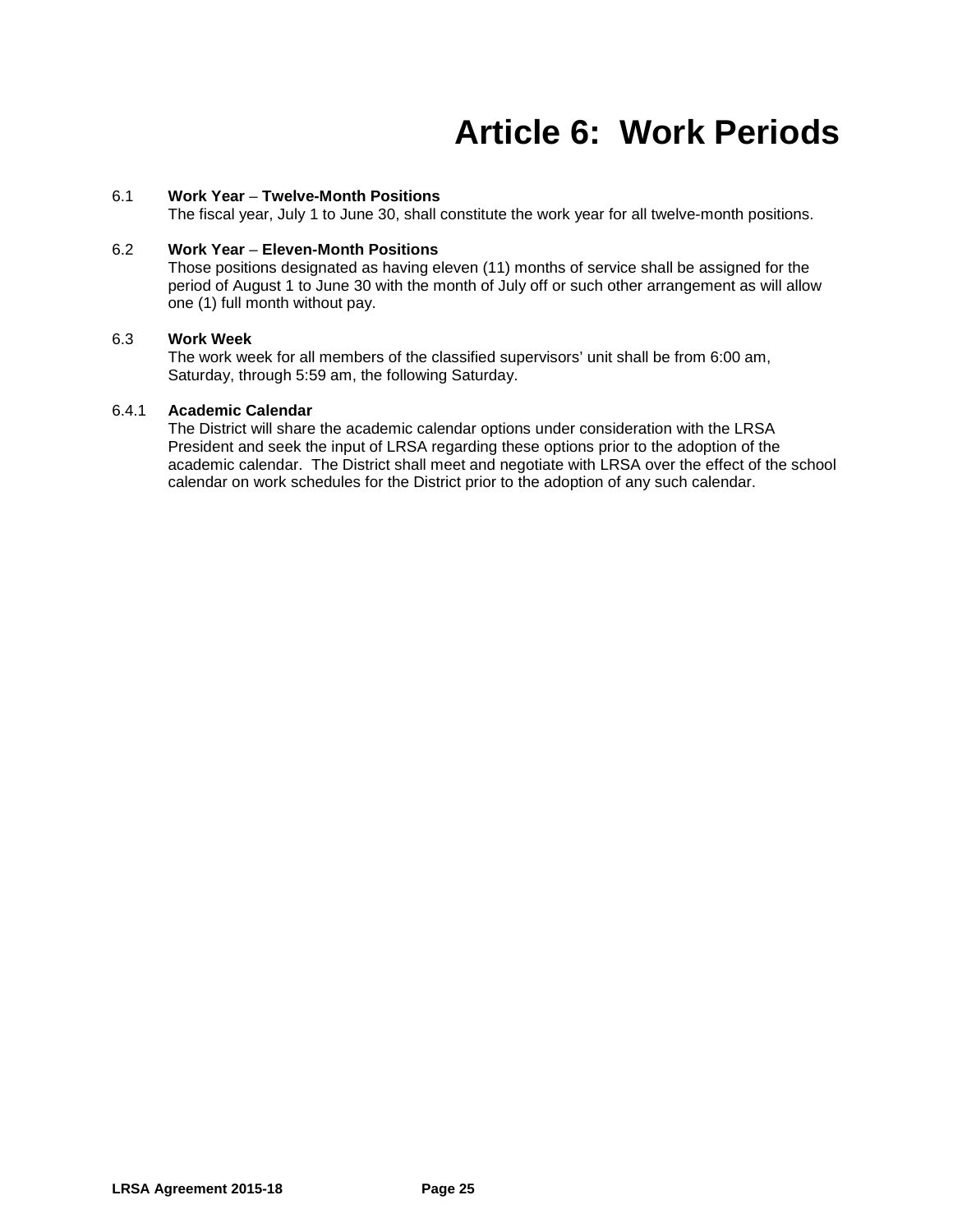# Article 6: Work Periods

6.1 **Work Year – Twelve-Month Positions**

The fiscal year, July 1 to June 30, shall constitute the work year for all twelve-month positions.

6.2 **Work Year – Eleven-Month Positions**

Those positions designated as having eleven (11) months of service shall be assigned for the period of August 1 to June 30 with the month of July off or such other arrangement as will allow one (1) full month without pay.

6.3 **Work Week**

The work week for all members of the classified supervisors' unit shall be from 6:00 am, Saturday, through 5:59 am, the following Saturday.

6.4.1 **Academic Calendar**

The District will share the academic calendar options under consideration with the LRSA President and seek the input of LRSA regarding these options prior to the adoption of the academic calendar. The District shall meet and negotiate with LRSA over the effect of the school calendar on work schedules for the District prior to the adoption of any such calendar.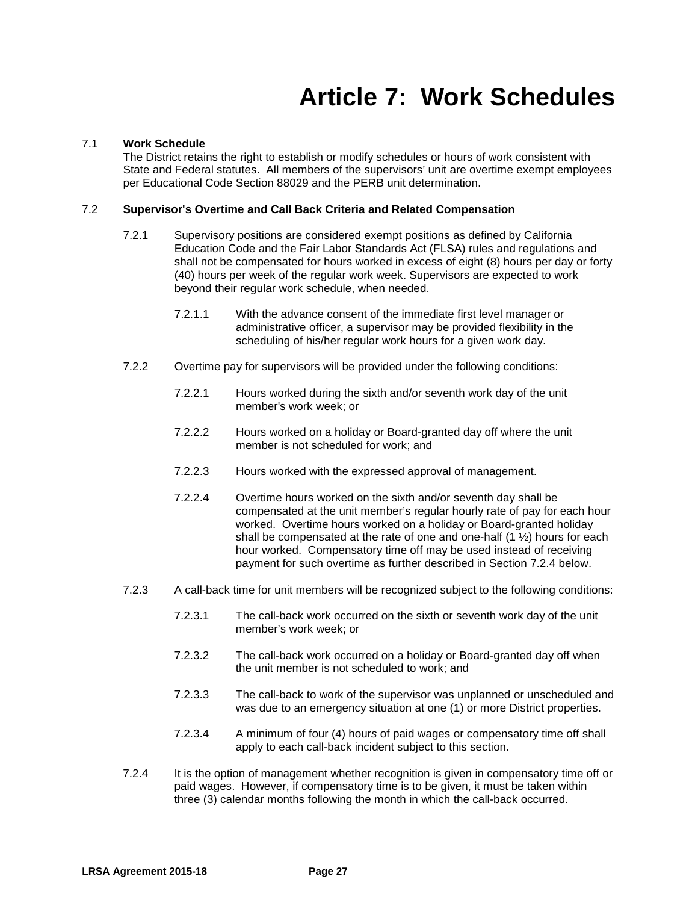# Article 7: Work Schedules

7.1 **Work Schedule**

The District retains the right to establish or modify schedules or hours of work consistent with State and Federal statutes. All members of the supervisors' unit are overtime exempt employees per Educational Code Section 88029 and the PERB unit determination.

7.2 **Supervisor's Overtime and Call Back Criteria and Related Compensation**

7.2.1 Supervisory positions are considered exempt positions as defined by California Education Code and the Fair Labor Standards Act (FLSA) rules and regulations and shall not be compensated for hours worked in excess of eight (8) hours per day or forty (40) hours per week of the regular work week. Supervisors are expected to work beyond their regular work schedule, when needed.

7.2.1.1 With the advance consent of the immediate first level manager or administrative officer, a supervisor may be provided flexibility in the scheduling of his/her regular work hours for a given work day.

7.2.2 Overtime pay for supervisors will be provided under the following conditions:

7.2.2.1 Hours worked during the sixth and/or seventh work day of the unit member's work week; or

7.2.2.2 Hours worked on a holiday or Board-granted day off where the unit member is not scheduled for work; and

7.2.2.3 Hours worked with the expressed approval of management.

7.2.2.4 Overtime hours worked on the sixth and/or seventh day shall be compensated at the unit member's regular hourly rate of pay for each hour worked. Overtime hours worked on a holiday or Board-granted holiday shall be compensated at the rate of one and one-half (1 ½) hours for each hour worked. Compensatory time off may be used instead of receiving payment for such overtime as further described in Section 7.2.4 below.

7.2.3 A call-back time for unit members will be recognized subject to the following conditions:

7.2.3.1 The call-back work occurred on the sixth or seventh work day of the unit member's work week; or

7.2.3.2 The call-back work occurred on a holiday or Board-granted day off when the unit member is not scheduled to work; and

7.2.3.3 The call-back to work of the supervisor was unplanned or unscheduled and was due to an emergency situation at one (1) or more District properties.

7.2.3.4 A minimum of four (4) hours of paid wages or compensatory time off shall apply to each call-back incident subject to this section.

7.2.4 It is the option of management whether recognition is given in compensatory time off or paid wages. However, if compensatory time is to be given, it must be taken within three (3) calendar months following the month in which the call-back occurred.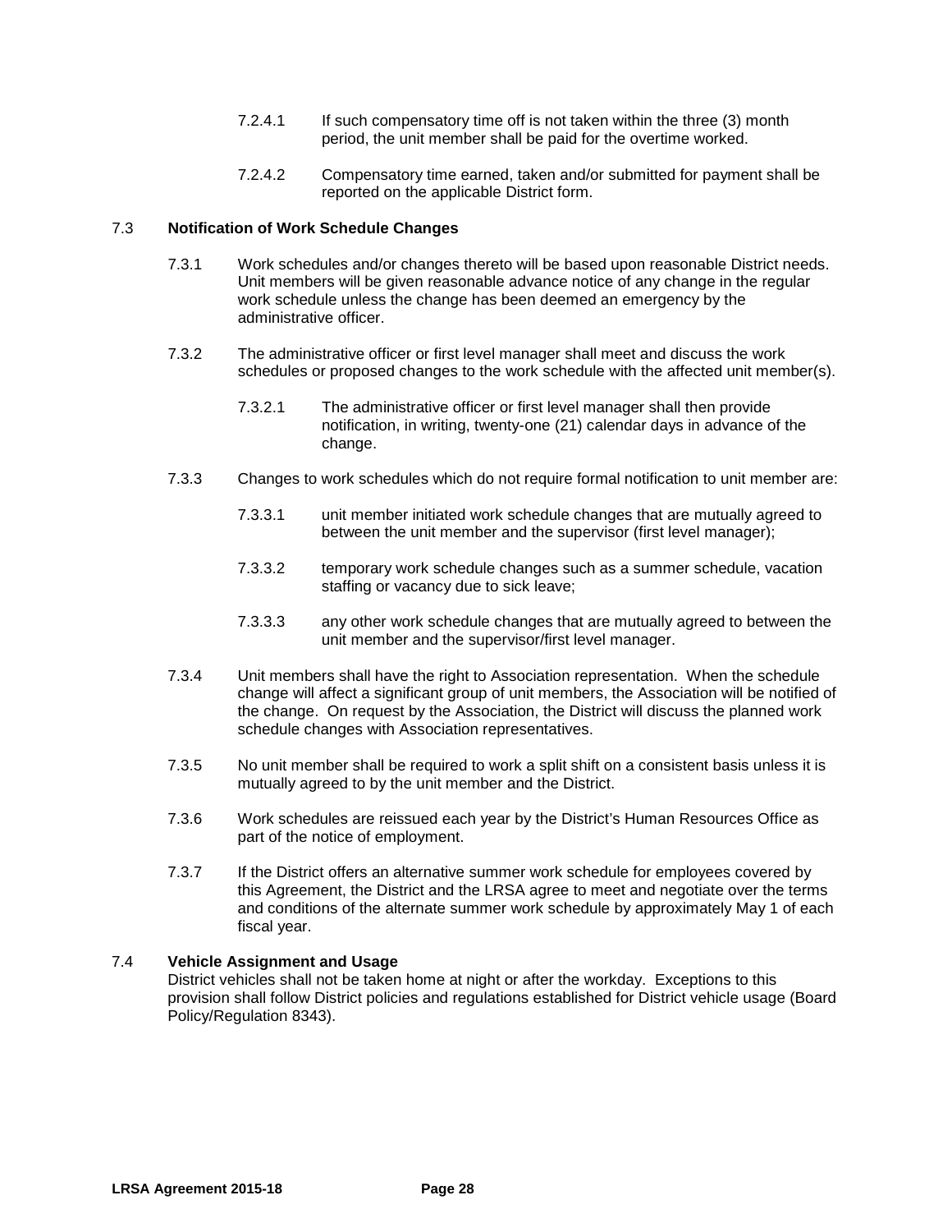7.2.4.1 If such compensatory time off is not taken within the three (3) month period, the unit member shall be paid for the overtime worked.

7.2.4.2 Compensatory time earned, taken and/or submitted for payment shall be reported on the applicable District form.

## 7.3 **Notification of Work Schedule Changes**

7.3.1 Work schedules and/or changes thereto will be based upon reasonable District needs. Unit members will be given reasonable advance notice of any change in the regular work schedule unless the change has been deemed an emergency by the administrative officer.

7.3.2 The administrative officer or first level manager shall meet and discuss the work schedules or proposed changes to the work schedule with the affected unit member(s).

7.3.2.1 The administrative officer or first level manager shall then provide notification, in writing, twenty-one (21) calendar days in advance of the change.

7.3.3 Changes to work schedules which do not require formal notification to unit member are:

7.3.3.1 unit member initiated work schedule changes that are mutually agreed to between the unit member and the supervisor (first level manager);

7.3.3.2 temporary work schedule changes such as a summer schedule, vacation staffing or vacancy due to sick leave;

7.3.3.3 any other work schedule changes that are mutually agreed to between the unit member and the supervisor/first level manager.

7.3.4 Unit members shall have the right to Association representation. When the schedule change will affect a significant group of unit members, the Association will be notified of the change. On request by the Association, the District will discuss the planned work schedule changes with Association representatives.

7.3.5 No unit member shall be required to work a split shift on a consistent basis unless it is mutually agreed to by the unit member and the District.

7.3.6 Work schedules are reissued each year by the District's Human Resources Office as part of the notice of employment.

7.3.7 If the District offers an alternative summer work schedule for employees covered by this Agreement, the District and the LRSA agree to meet and negotiate over the terms and conditions of the alternate summer work schedule by approximately May 1 of each fiscal year.

## 7.4 **Vehicle Assignment and Usage**

District vehicles shall not be taken home at night or after the workday. Exceptions to this provision shall follow District policies and regulations established for District vehicle usage (Board Policy/Regulation 8343).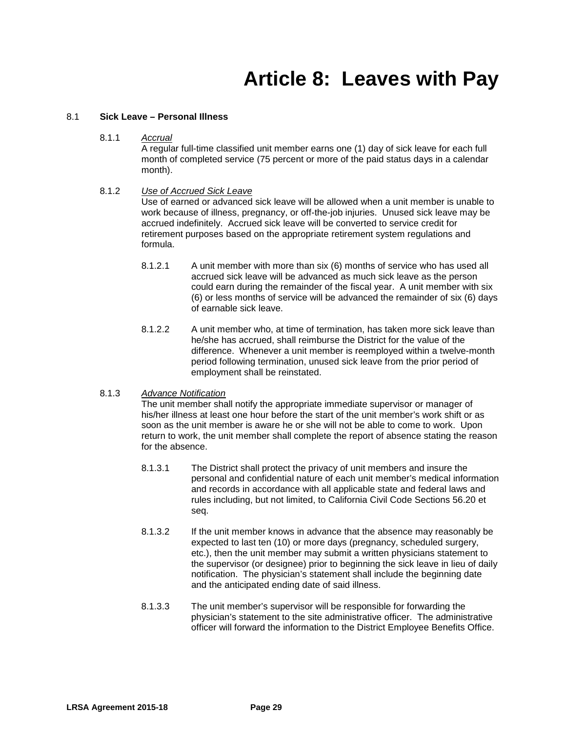# Article 8: Leaves with Pay

8.1 **Sick Leave – Personal Illness**

8.1.1 *Accrual*

A regular full-time classified unit member earns one (1) day of sick leave for each full month of completed service (75 percent or more of the paid status days in a calendar month).

8.1.2 *Use of Accrued Sick Leave*

Use of earned or advanced sick leave will be allowed when a unit member is unable to work because of illness, pregnancy, or off-the-job injuries. Unused sick leave may be accrued indefinitely. Accrued sick leave will be converted to service credit for retirement purposes based on the appropriate retirement system regulations and formula.

8.1.2.1 A unit member with more than six (6) months of service who has used all accrued sick leave will be advanced as much sick leave as the person could earn during the remainder of the fiscal year. A unit member with six (6) or less months of service will be advanced the remainder of six (6) days of earnable sick leave.

8.1.2.2 A unit member who, at time of termination, has taken more sick leave than he/she has accrued, shall reimburse the District for the value of the difference. Whenever a unit member is reemployed within a twelve-month period following termination, unused sick leave from the prior period of employment shall be reinstated.

8.1.3 *Advance Notification*

The unit member shall notify the appropriate immediate supervisor or manager of his/her illness at least one hour before the start of the unit member's work shift or as soon as the unit member is aware he or she will not be able to come to work. Upon return to work, the unit member shall complete the report of absence stating the reason for the absence.

8.1.3.1 The District shall protect the privacy of unit members and insure the personal and confidential nature of each unit member's medical information and records in accordance with all applicable state and federal laws and rules including, but not limited, to California Civil Code Sections 56.20 et seq.

8.1.3.2 If the unit member knows in advance that the absence may reasonably be expected to last ten (10) or more days (pregnancy, scheduled surgery, etc.), then the unit member may submit a written physicians statement to the supervisor (or designee) prior to beginning the sick leave in lieu of daily notification. The physician's statement shall include the beginning date and the anticipated ending date of said illness.

8.1.3.3 The unit member's supervisor will be responsible for forwarding the physician's statement to the site administrative officer. The administrative officer will forward the information to the District Employee Benefits Office.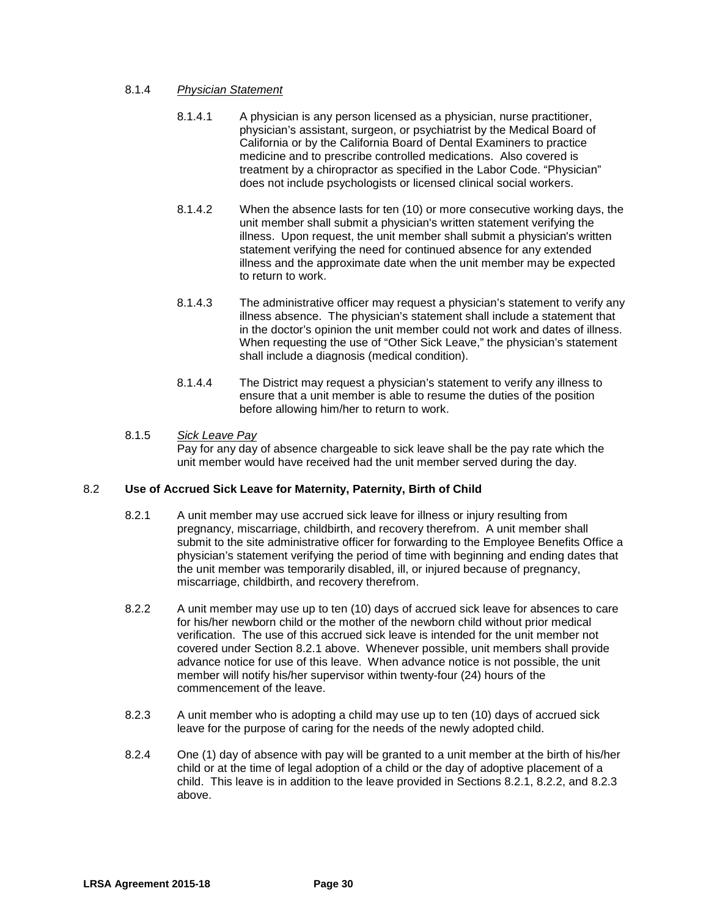8.1.4 *Physician Statement*

8.1.4.1 A physician is any person licensed as a physician, nurse practitioner, physician's assistant, surgeon, or psychiatrist by the Medical Board of California or by the California Board of Dental Examiners to practice medicine and to prescribe controlled medications. Also covered is treatment by a chiropractor as specified in the Labor Code. "Physician" does not include psychologists or licensed clinical social workers.

8.1.4.2 When the absence lasts for ten (10) or more consecutive working days, the unit member shall submit a physician's written statement verifying the illness. Upon request, the unit member shall submit a physician's written statement verifying the need for continued absence for any extended illness and the approximate date when the unit member may be expected to return to work.

8.1.4.3 The administrative officer may request a physician's statement to verify any illness absence. The physician's statement shall include a statement that in the doctor's opinion the unit member could not work and dates of illness. When requesting the use of "Other Sick Leave," the physician's statement shall include a diagnosis (medical condition).

8.1.4.4 The District may request a physician's statement to verify any illness to ensure that a unit member is able to resume the duties of the position before allowing him/her to return to work.

8.1.5 *Sick Leave Pay*
Pay for any day of absence chargeable to sick leave shall be the pay rate which the unit member would have received had the unit member served during the day.

## 8.2 **Use of Accrued Sick Leave for Maternity, Paternity, Birth of Child**

8.2.1 A unit member may use accrued sick leave for illness or injury resulting from pregnancy, miscarriage, childbirth, and recovery therefrom. A unit member shall submit to the site administrative officer for forwarding to the Employee Benefits Office a physician's statement verifying the period of time with beginning and ending dates that the unit member was temporarily disabled, ill, or injured because of pregnancy, miscarriage, childbirth, and recovery therefrom.

8.2.2 A unit member may use up to ten (10) days of accrued sick leave for absences to care for his/her newborn child or the mother of the newborn child without prior medical verification. The use of this accrued sick leave is intended for the unit member not covered under Section 8.2.1 above. Whenever possible, unit members shall provide advance notice for use of this leave. When advance notice is not possible, the unit member will notify his/her supervisor within twenty-four (24) hours of the commencement of the leave.

8.2.3 A unit member who is adopting a child may use up to ten (10) days of accrued sick leave for the purpose of caring for the needs of the newly adopted child.

8.2.4 One (1) day of absence with pay will be granted to a unit member at the birth of his/her child or at the time of legal adoption of a child or the day of adoptive placement of a child. This leave is in addition to the leave provided in Sections 8.2.1, 8.2.2, and 8.2.3 above.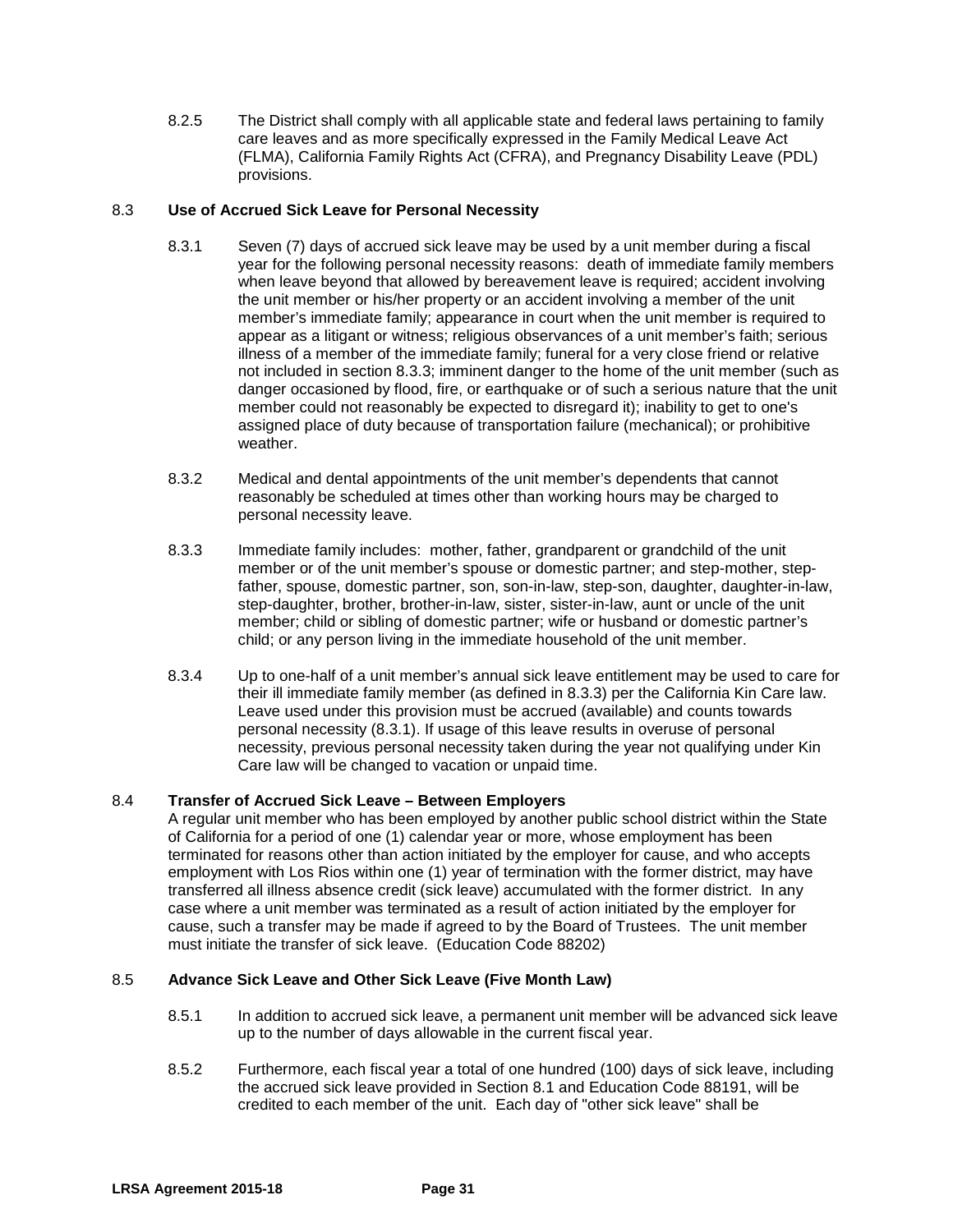8.2.5 The District shall comply with all applicable state and federal laws pertaining to family care leaves and as more specifically expressed in the Family Medical Leave Act (FLMA), California Family Rights Act (CFRA), and Pregnancy Disability Leave (PDL) provisions.

8.3 **Use of Accrued Sick Leave for Personal Necessity**

8.3.1 Seven (7) days of accrued sick leave may be used by a unit member during a fiscal year for the following personal necessity reasons: death of immediate family members when leave beyond that allowed by bereavement leave is required; accident involving the unit member or his/her property or an accident involving a member of the unit member's immediate family; appearance in court when the unit member is required to appear as a litigant or witness; religious observances of a unit member's faith; serious illness of a member of the immediate family; funeral for a very close friend or relative not included in section 8.3.3; imminent danger to the home of the unit member (such as danger occasioned by flood, fire, or earthquake or of such a serious nature that the unit member could not reasonably be expected to disregard it); inability to get to one's assigned place of duty because of transportation failure (mechanical); or prohibitive weather.

8.3.2 Medical and dental appointments of the unit member's dependents that cannot reasonably be scheduled at times other than working hours may be charged to personal necessity leave.

8.3.3 Immediate family includes: mother, father, grandparent or grandchild of the unit member or of the unit member's spouse or domestic partner; and step-mother, step-father, spouse, domestic partner, son, son-in-law, step-son, daughter, daughter-in-law, step-daughter, brother, brother-in-law, sister, sister-in-law, aunt or uncle of the unit member; child or sibling of domestic partner; wife or husband or domestic partner's child; or any person living in the immediate household of the unit member.

8.3.4 Up to one-half of a unit member's annual sick leave entitlement may be used to care for their ill immediate family member (as defined in 8.3.3) per the California Kin Care law. Leave used under this provision must be accrued (available) and counts towards personal necessity (8.3.1). If usage of this leave results in overuse of personal necessity, previous personal necessity taken during the year not qualifying under Kin Care law will be changed to vacation or unpaid time.

8.4 **Transfer of Accrued Sick Leave – Between Employers**

A regular unit member who has been employed by another public school district within the State of California for a period of one (1) calendar year or more, whose employment has been terminated for reasons other than action initiated by the employer for cause, and who accepts employment with Los Rios within one (1) year of termination with the former district, may have transferred all illness absence credit (sick leave) accumulated with the former district. In any case where a unit member was terminated as a result of action initiated by the employer for cause, such a transfer may be made if agreed to by the Board of Trustees. The unit member must initiate the transfer of sick leave. (Education Code 88202)

8.5 **Advance Sick Leave and Other Sick Leave (Five Month Law)**

8.5.1 In addition to accrued sick leave, a permanent unit member will be advanced sick leave up to the number of days allowable in the current fiscal year.

8.5.2 Furthermore, each fiscal year a total of one hundred (100) days of sick leave, including the accrued sick leave provided in Section 8.1 and Education Code 88191, will be credited to each member of the unit. Each day of "other sick leave" shall be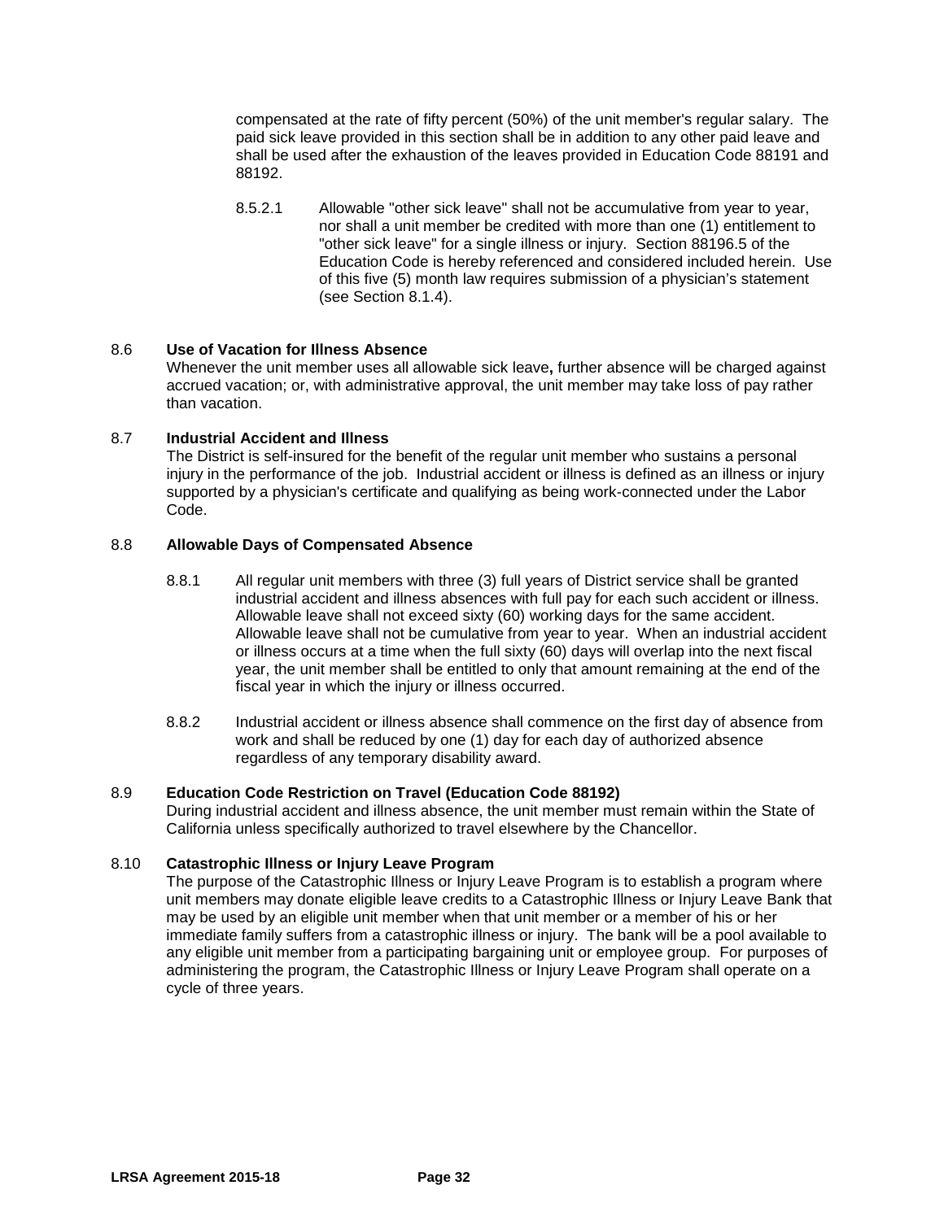compensated at the rate of fifty percent (50%) of the unit member's regular salary. The paid sick leave provided in this section shall be in addition to any other paid leave and shall be used after the exhaustion of the leaves provided in Education Code 88191 and 88192.

8.5.2.1 Allowable "other sick leave" shall not be accumulative from year to year, nor shall a unit member be credited with more than one (1) entitlement to "other sick leave" for a single illness or injury. Section 88196.5 of the Education Code is hereby referenced and considered included herein. Use of this five (5) month law requires submission of a physician's statement (see Section 8.1.4).

### 8.6 Use of Vacation for Illness Absence

Whenever the unit member uses all allowable sick leave**,** further absence will be charged against accrued vacation; or, with administrative approval, the unit member may take loss of pay rather than vacation.

### 8.7 Industrial Accident and Illness

The District is self-insured for the benefit of the regular unit member who sustains a personal injury in the performance of the job. Industrial accident or illness is defined as an illness or injury supported by a physician's certificate and qualifying as being work-connected under the Labor Code.

### 8.8 Allowable Days of Compensated Absence

8.8.1 All regular unit members with three (3) full years of District service shall be granted industrial accident and illness absences with full pay for each such accident or illness. Allowable leave shall not exceed sixty (60) working days for the same accident. Allowable leave shall not be cumulative from year to year. When an industrial accident or illness occurs at a time when the full sixty (60) days will overlap into the next fiscal year, the unit member shall be entitled to only that amount remaining at the end of the fiscal year in which the injury or illness occurred.

8.8.2 Industrial accident or illness absence shall commence on the first day of absence from work and shall be reduced by one (1) day for each day of authorized absence regardless of any temporary disability award.

### 8.9 Education Code Restriction on Travel (Education Code 88192)

During industrial accident and illness absence, the unit member must remain within the State of California unless specifically authorized to travel elsewhere by the Chancellor.

### 8.10 Catastrophic Illness or Injury Leave Program

The purpose of the Catastrophic Illness or Injury Leave Program is to establish a program where unit members may donate eligible leave credits to a Catastrophic Illness or Injury Leave Bank that may be used by an eligible unit member when that unit member or a member of his or her immediate family suffers from a catastrophic illness or injury. The bank will be a pool available to any eligible unit member from a participating bargaining unit or employee group. For purposes of administering the program, the Catastrophic Illness or Injury Leave Program shall operate on a cycle of three years.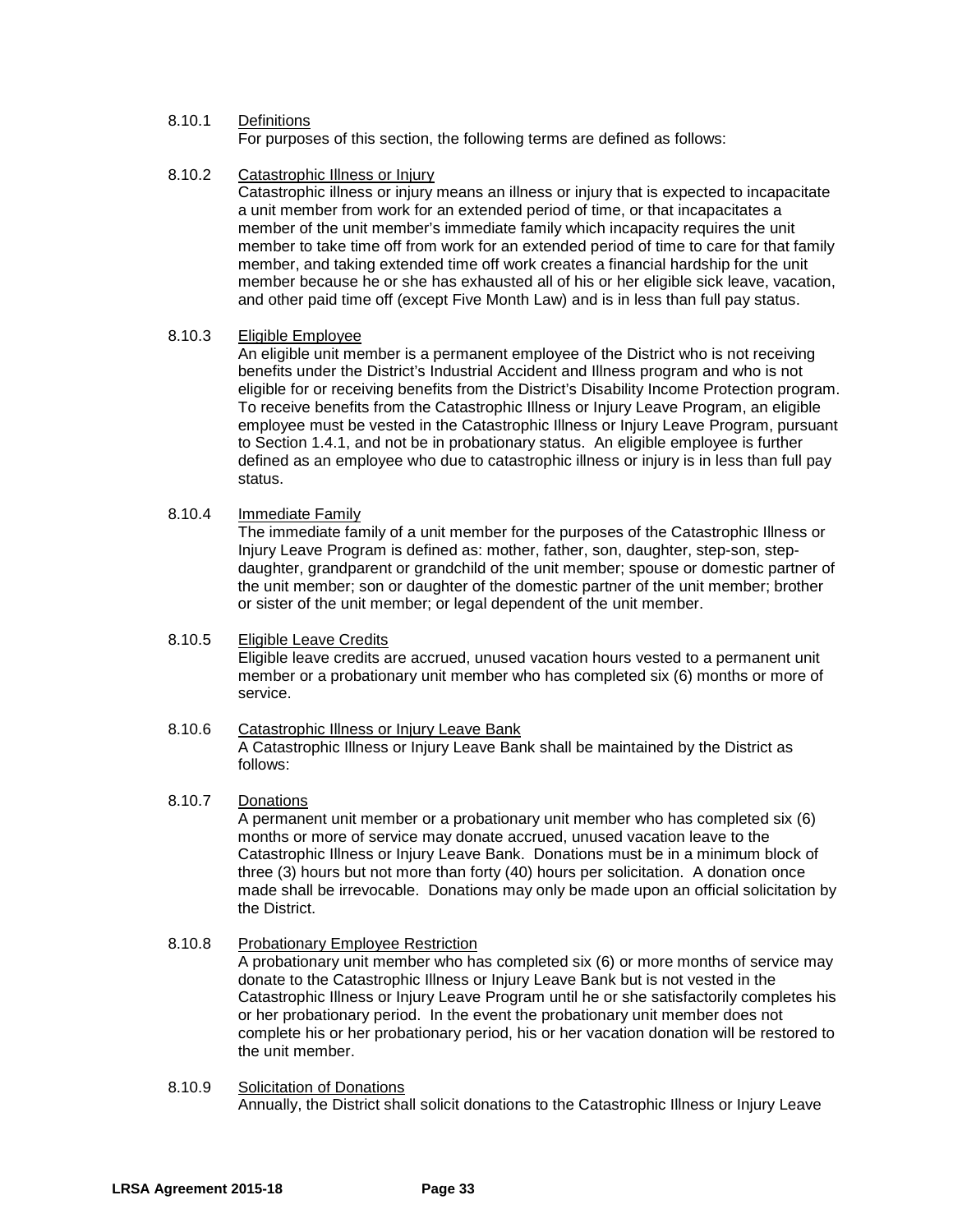8.10.1 Definitions

For purposes of this section, the following terms are defined as follows:

8.10.2 Catastrophic Illness or Injury

Catastrophic illness or injury means an illness or injury that is expected to incapacitate a unit member from work for an extended period of time, or that incapacitates a member of the unit member's immediate family which incapacity requires the unit member to take time off from work for an extended period of time to care for that family member, and taking extended time off work creates a financial hardship for the unit member because he or she has exhausted all of his or her eligible sick leave, vacation, and other paid time off (except Five Month Law) and is in less than full pay status.

8.10.3 Eligible Employee

An eligible unit member is a permanent employee of the District who is not receiving benefits under the District's Industrial Accident and Illness program and who is not eligible for or receiving benefits from the District's Disability Income Protection program. To receive benefits from the Catastrophic Illness or Injury Leave Program, an eligible employee must be vested in the Catastrophic Illness or Injury Leave Program, pursuant to Section 1.4.1, and not be in probationary status. An eligible employee is further defined as an employee who due to catastrophic illness or injury is in less than full pay status.

8.10.4 Immediate Family

The immediate family of a unit member for the purposes of the Catastrophic Illness or Injury Leave Program is defined as: mother, father, son, daughter, step-son, step-daughter, grandparent or grandchild of the unit member; spouse or domestic partner of the unit member; son or daughter of the domestic partner of the unit member; brother or sister of the unit member; or legal dependent of the unit member.

8.10.5 Eligible Leave Credits

Eligible leave credits are accrued, unused vacation hours vested to a permanent unit member or a probationary unit member who has completed six (6) months or more of service.

8.10.6 Catastrophic Illness or Injury Leave Bank

A Catastrophic Illness or Injury Leave Bank shall be maintained by the District as follows:

8.10.7 Donations

A permanent unit member or a probationary unit member who has completed six (6) months or more of service may donate accrued, unused vacation leave to the Catastrophic Illness or Injury Leave Bank. Donations must be in a minimum block of three (3) hours but not more than forty (40) hours per solicitation. A donation once made shall be irrevocable. Donations may only be made upon an official solicitation by the District.

8.10.8 Probationary Employee Restriction

A probationary unit member who has completed six (6) or more months of service may donate to the Catastrophic Illness or Injury Leave Bank but is not vested in the Catastrophic Illness or Injury Leave Program until he or she satisfactorily completes his or her probationary period. In the event the probationary unit member does not complete his or her probationary period, his or her vacation donation will be restored to the unit member.

8.10.9 Solicitation of Donations

Annually, the District shall solicit donations to the Catastrophic Illness or Injury Leave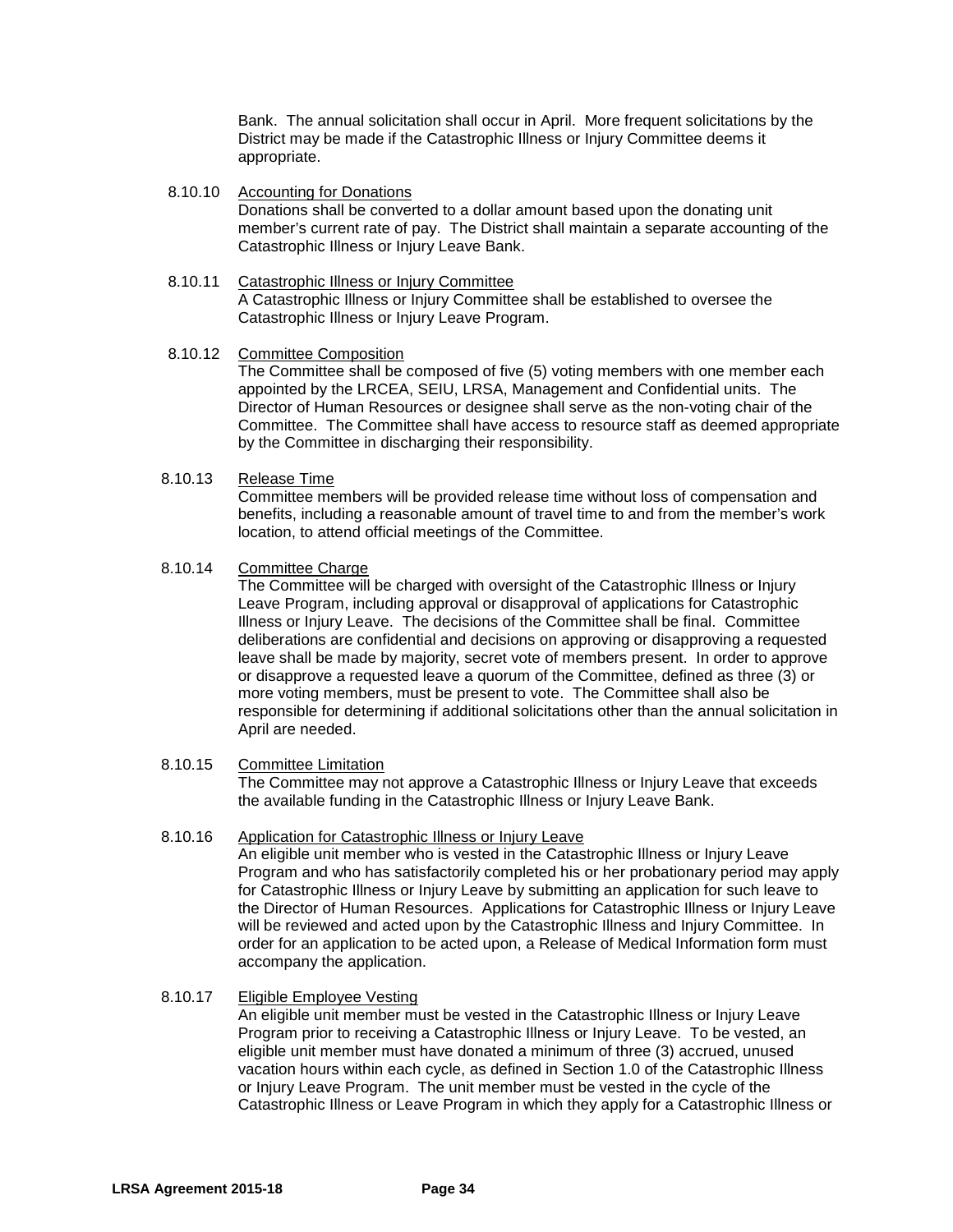Bank. The annual solicitation shall occur in April. More frequent solicitations by the District may be made if the Catastrophic Illness or Injury Committee deems it appropriate.

8.10.10 Accounting for Donations
Donations shall be converted to a dollar amount based upon the donating unit member's current rate of pay. The District shall maintain a separate accounting of the Catastrophic Illness or Injury Leave Bank.

8.10.11 Catastrophic Illness or Injury Committee
A Catastrophic Illness or Injury Committee shall be established to oversee the Catastrophic Illness or Injury Leave Program.

8.10.12 Committee Composition
The Committee shall be composed of five (5) voting members with one member each appointed by the LRCEA, SEIU, LRSA, Management and Confidential units. The Director of Human Resources or designee shall serve as the non-voting chair of the Committee. The Committee shall have access to resource staff as deemed appropriate by the Committee in discharging their responsibility.

8.10.13 Release Time
Committee members will be provided release time without loss of compensation and benefits, including a reasonable amount of travel time to and from the member's work location, to attend official meetings of the Committee.

8.10.14 Committee Charge
The Committee will be charged with oversight of the Catastrophic Illness or Injury Leave Program, including approval or disapproval of applications for Catastrophic Illness or Injury Leave. The decisions of the Committee shall be final. Committee deliberations are confidential and decisions on approving or disapproving a requested leave shall be made by majority, secret vote of members present. In order to approve or disapprove a requested leave a quorum of the Committee, defined as three (3) or more voting members, must be present to vote. The Committee shall also be responsible for determining if additional solicitations other than the annual solicitation in April are needed.

8.10.15 Committee Limitation
The Committee may not approve a Catastrophic Illness or Injury Leave that exceeds the available funding in the Catastrophic Illness or Injury Leave Bank.

8.10.16 Application for Catastrophic Illness or Injury Leave
An eligible unit member who is vested in the Catastrophic Illness or Injury Leave Program and who has satisfactorily completed his or her probationary period may apply for Catastrophic Illness or Injury Leave by submitting an application for such leave to the Director of Human Resources. Applications for Catastrophic Illness or Injury Leave will be reviewed and acted upon by the Catastrophic Illness and Injury Committee. In order for an application to be acted upon, a Release of Medical Information form must accompany the application.

8.10.17 Eligible Employee Vesting
An eligible unit member must be vested in the Catastrophic Illness or Injury Leave Program prior to receiving a Catastrophic Illness or Injury Leave. To be vested, an eligible unit member must have donated a minimum of three (3) accrued, unused vacation hours within each cycle, as defined in Section 1.0 of the Catastrophic Illness or Injury Leave Program. The unit member must be vested in the cycle of the Catastrophic Illness or Leave Program in which they apply for a Catastrophic Illness or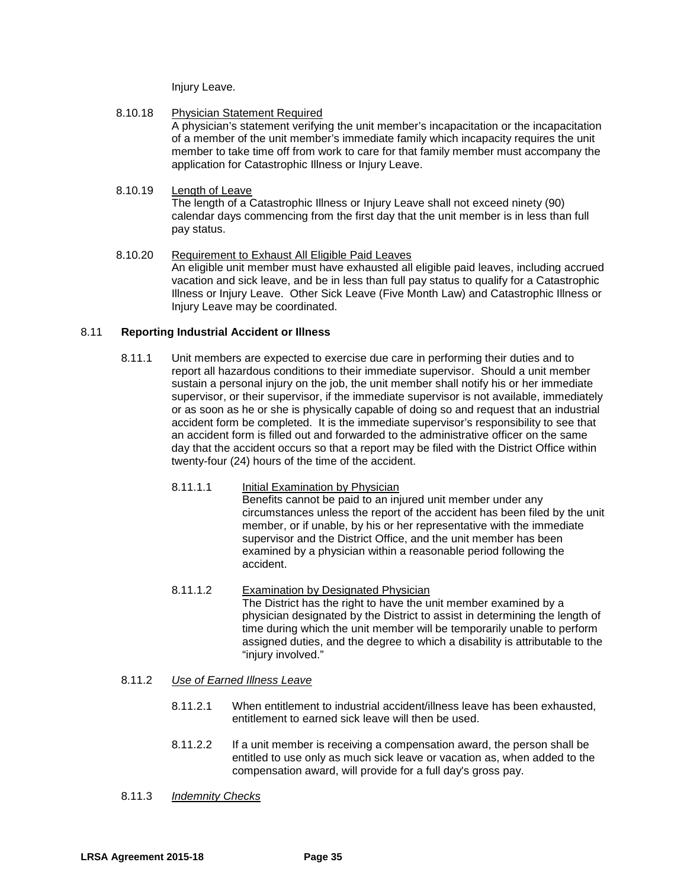Injury Leave.

8.10.18 Physician Statement Required
A physician's statement verifying the unit member's incapacitation or the incapacitation of a member of the unit member's immediate family which incapacity requires the unit member to take time off from work to care for that family member must accompany the application for Catastrophic Illness or Injury Leave.

8.10.19 Length of Leave
The length of a Catastrophic Illness or Injury Leave shall not exceed ninety (90) calendar days commencing from the first day that the unit member is in less than full pay status.

8.10.20 Requirement to Exhaust All Eligible Paid Leaves
An eligible unit member must have exhausted all eligible paid leaves, including accrued vacation and sick leave, and be in less than full pay status to qualify for a Catastrophic Illness or Injury Leave. Other Sick Leave (Five Month Law) and Catastrophic Illness or Injury Leave may be coordinated.

## 8.11 Reporting Industrial Accident or Illness

8.11.1 Unit members are expected to exercise due care in performing their duties and to report all hazardous conditions to their immediate supervisor. Should a unit member sustain a personal injury on the job, the unit member shall notify his or her immediate supervisor, or their supervisor, if the immediate supervisor is not available, immediately or as soon as he or she is physically capable of doing so and request that an industrial accident form be completed. It is the immediate supervisor's responsibility to see that an accident form is filled out and forwarded to the administrative officer on the same day that the accident occurs so that a report may be filed with the District Office within twenty-four (24) hours of the time of the accident.

8.11.1.1 Initial Examination by Physician
Benefits cannot be paid to an injured unit member under any circumstances unless the report of the accident has been filed by the unit member, or if unable, by his or her representative with the immediate supervisor and the District Office, and the unit member has been examined by a physician within a reasonable period following the accident.

8.11.1.2 Examination by Designated Physician
The District has the right to have the unit member examined by a physician designated by the District to assist in determining the length of time during which the unit member will be temporarily unable to perform assigned duties, and the degree to which a disability is attributable to the "injury involved."

8.11.2 *Use of Earned Illness Leave*

8.11.2.1 When entitlement to industrial accident/illness leave has been exhausted, entitlement to earned sick leave will then be used.

8.11.2.2 If a unit member is receiving a compensation award, the person shall be entitled to use only as much sick leave or vacation as, when added to the compensation award, will provide for a full day's gross pay.

8.11.3 *Indemnity Checks*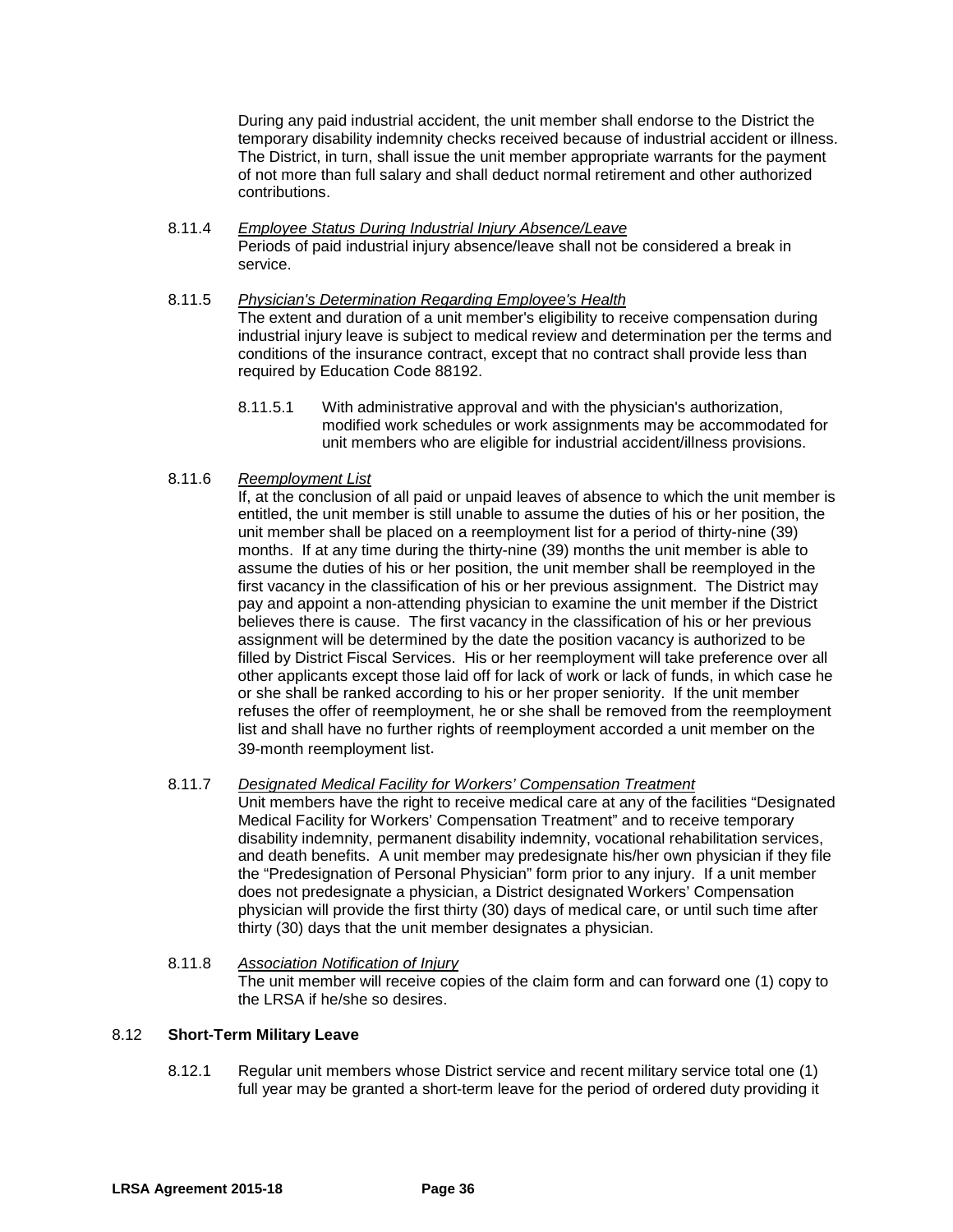During any paid industrial accident, the unit member shall endorse to the District the temporary disability indemnity checks received because of industrial accident or illness. The District, in turn, shall issue the unit member appropriate warrants for the payment of not more than full salary and shall deduct normal retirement and other authorized contributions.

8.11.4 *Employee Status During Industrial Injury Absence/Leave*
Periods of paid industrial injury absence/leave shall not be considered a break in service.

8.11.5 *Physician's Determination Regarding Employee's Health*
The extent and duration of a unit member's eligibility to receive compensation during industrial injury leave is subject to medical review and determination per the terms and conditions of the insurance contract, except that no contract shall provide less than required by Education Code 88192.

8.11.5.1 With administrative approval and with the physician's authorization, modified work schedules or work assignments may be accommodated for unit members who are eligible for industrial accident/illness provisions.

8.11.6 *Reemployment List*
If, at the conclusion of all paid or unpaid leaves of absence to which the unit member is entitled, the unit member is still unable to assume the duties of his or her position, the unit member shall be placed on a reemployment list for a period of thirty-nine (39) months. If at any time during the thirty-nine (39) months the unit member is able to assume the duties of his or her position, the unit member shall be reemployed in the first vacancy in the classification of his or her previous assignment. The District may pay and appoint a non-attending physician to examine the unit member if the District believes there is cause. The first vacancy in the classification of his or her previous assignment will be determined by the date the position vacancy is authorized to be filled by District Fiscal Services. His or her reemployment will take preference over all other applicants except those laid off for lack of work or lack of funds, in which case he or she shall be ranked according to his or her proper seniority. If the unit member refuses the offer of reemployment, he or she shall be removed from the reemployment list and shall have no further rights of reemployment accorded a unit member on the 39-month reemployment list.

8.11.7 *Designated Medical Facility for Workers' Compensation Treatment*
Unit members have the right to receive medical care at any of the facilities "Designated Medical Facility for Workers' Compensation Treatment" and to receive temporary disability indemnity, permanent disability indemnity, vocational rehabilitation services, and death benefits. A unit member may predesignate his/her own physician if they file the "Predesignation of Personal Physician" form prior to any injury. If a unit member does not predesignate a physician, a District designated Workers' Compensation physician will provide the first thirty (30) days of medical care, or until such time after thirty (30) days that the unit member designates a physician.

8.11.8 *Association Notification of Injury*
The unit member will receive copies of the claim form and can forward one (1) copy to the LRSA if he/she so desires.

## 8.12 Short-Term Military Leave

8.12.1 Regular unit members whose District service and recent military service total one (1) full year may be granted a short-term leave for the period of ordered duty providing it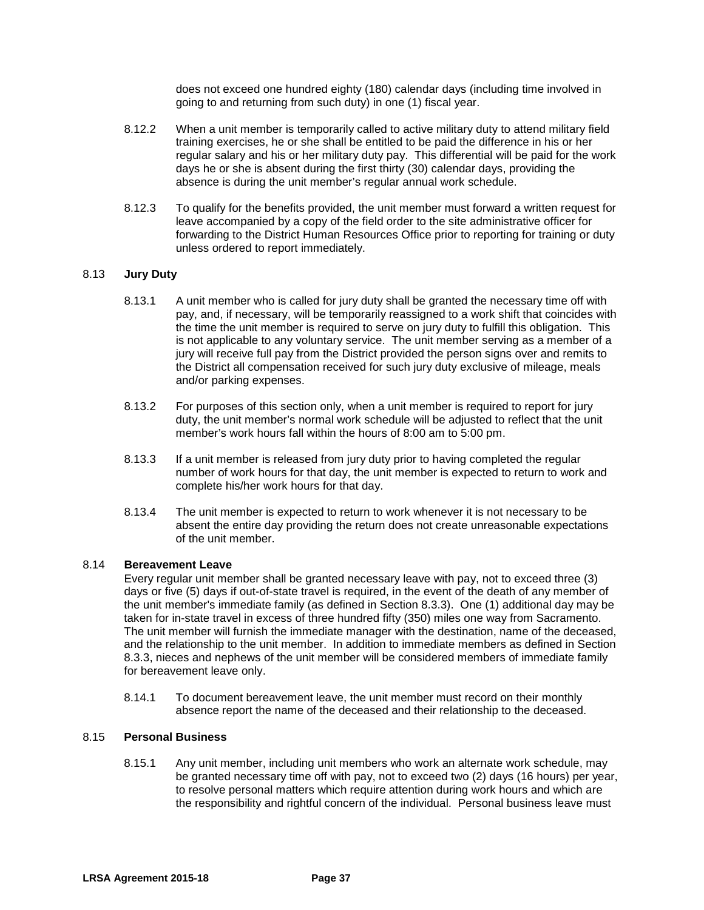does not exceed one hundred eighty (180) calendar days (including time involved in going to and returning from such duty) in one (1) fiscal year.

8.12.2 When a unit member is temporarily called to active military duty to attend military field training exercises, he or she shall be entitled to be paid the difference in his or her regular salary and his or her military duty pay. This differential will be paid for the work days he or she is absent during the first thirty (30) calendar days, providing the absence is during the unit member's regular annual work schedule.

8.12.3 To qualify for the benefits provided, the unit member must forward a written request for leave accompanied by a copy of the field order to the site administrative officer for forwarding to the District Human Resources Office prior to reporting for training or duty unless ordered to report immediately.

## 8.13 Jury Duty

8.13.1 A unit member who is called for jury duty shall be granted the necessary time off with pay, and, if necessary, will be temporarily reassigned to a work shift that coincides with the time the unit member is required to serve on jury duty to fulfill this obligation. This is not applicable to any voluntary service. The unit member serving as a member of a jury will receive full pay from the District provided the person signs over and remits to the District all compensation received for such jury duty exclusive of mileage, meals and/or parking expenses.

8.13.2 For purposes of this section only, when a unit member is required to report for jury duty, the unit member's normal work schedule will be adjusted to reflect that the unit member's work hours fall within the hours of 8:00 am to 5:00 pm.

8.13.3 If a unit member is released from jury duty prior to having completed the regular number of work hours for that day, the unit member is expected to return to work and complete his/her work hours for that day.

8.13.4 The unit member is expected to return to work whenever it is not necessary to be absent the entire day providing the return does not create unreasonable expectations of the unit member.

## 8.14 Bereavement Leave

Every regular unit member shall be granted necessary leave with pay, not to exceed three (3) days or five (5) days if out-of-state travel is required, in the event of the death of any member of the unit member's immediate family (as defined in Section 8.3.3). One (1) additional day may be taken for in-state travel in excess of three hundred fifty (350) miles one way from Sacramento. The unit member will furnish the immediate manager with the destination, name of the deceased, and the relationship to the unit member. In addition to immediate members as defined in Section 8.3.3, nieces and nephews of the unit member will be considered members of immediate family for bereavement leave only.

8.14.1 To document bereavement leave, the unit member must record on their monthly absence report the name of the deceased and their relationship to the deceased.

## 8.15 Personal Business

8.15.1 Any unit member, including unit members who work an alternate work schedule, may be granted necessary time off with pay, not to exceed two (2) days (16 hours) per year, to resolve personal matters which require attention during work hours and which are the responsibility and rightful concern of the individual. Personal business leave must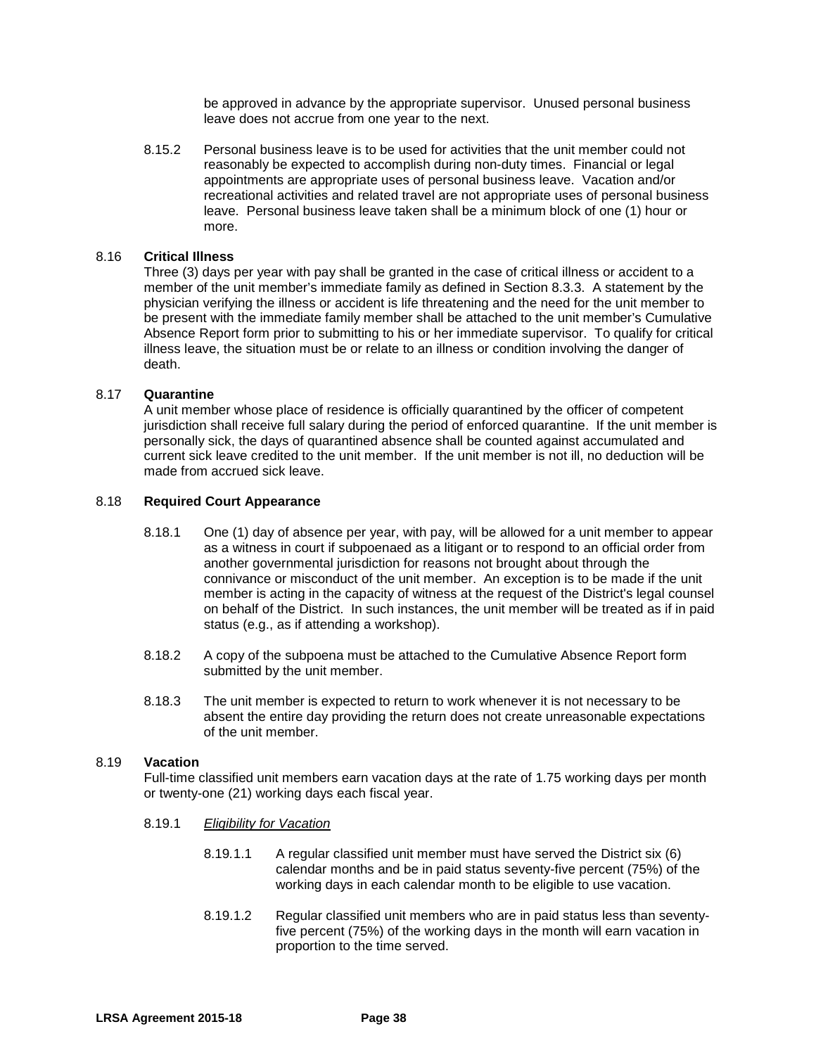be approved in advance by the appropriate supervisor. Unused personal business leave does not accrue from one year to the next.

8.15.2 Personal business leave is to be used for activities that the unit member could not reasonably be expected to accomplish during non-duty times. Financial or legal appointments are appropriate uses of personal business leave. Vacation and/or recreational activities and related travel are not appropriate uses of personal business leave. Personal business leave taken shall be a minimum block of one (1) hour or more.

### 8.16 **Critical Illness**

Three (3) days per year with pay shall be granted in the case of critical illness or accident to a member of the unit member's immediate family as defined in Section 8.3.3. A statement by the physician verifying the illness or accident is life threatening and the need for the unit member to be present with the immediate family member shall be attached to the unit member's Cumulative Absence Report form prior to submitting to his or her immediate supervisor. To qualify for critical illness leave, the situation must be or relate to an illness or condition involving the danger of death.

### 8.17 **Quarantine**

A unit member whose place of residence is officially quarantined by the officer of competent jurisdiction shall receive full salary during the period of enforced quarantine. If the unit member is personally sick, the days of quarantined absence shall be counted against accumulated and current sick leave credited to the unit member. If the unit member is not ill, no deduction will be made from accrued sick leave.

### 8.18 **Required Court Appearance**

8.18.1 One (1) day of absence per year, with pay, will be allowed for a unit member to appear as a witness in court if subpoenaed as a litigant or to respond to an official order from another governmental jurisdiction for reasons not brought about through the connivance or misconduct of the unit member. An exception is to be made if the unit member is acting in the capacity of witness at the request of the District's legal counsel on behalf of the District. In such instances, the unit member will be treated as if in paid status (e.g., as if attending a workshop).

8.18.2 A copy of the subpoena must be attached to the Cumulative Absence Report form submitted by the unit member.

8.18.3 The unit member is expected to return to work whenever it is not necessary to be absent the entire day providing the return does not create unreasonable expectations of the unit member.

### 8.19 **Vacation**

Full-time classified unit members earn vacation days at the rate of 1.75 working days per month or twenty-one (21) working days each fiscal year.

8.19.1 *Eligibility for Vacation*

8.19.1.1 A regular classified unit member must have served the District six (6) calendar months and be in paid status seventy-five percent (75%) of the working days in each calendar month to be eligible to use vacation.

8.19.1.2 Regular classified unit members who are in paid status less than seventy-five percent (75%) of the working days in the month will earn vacation in proportion to the time served.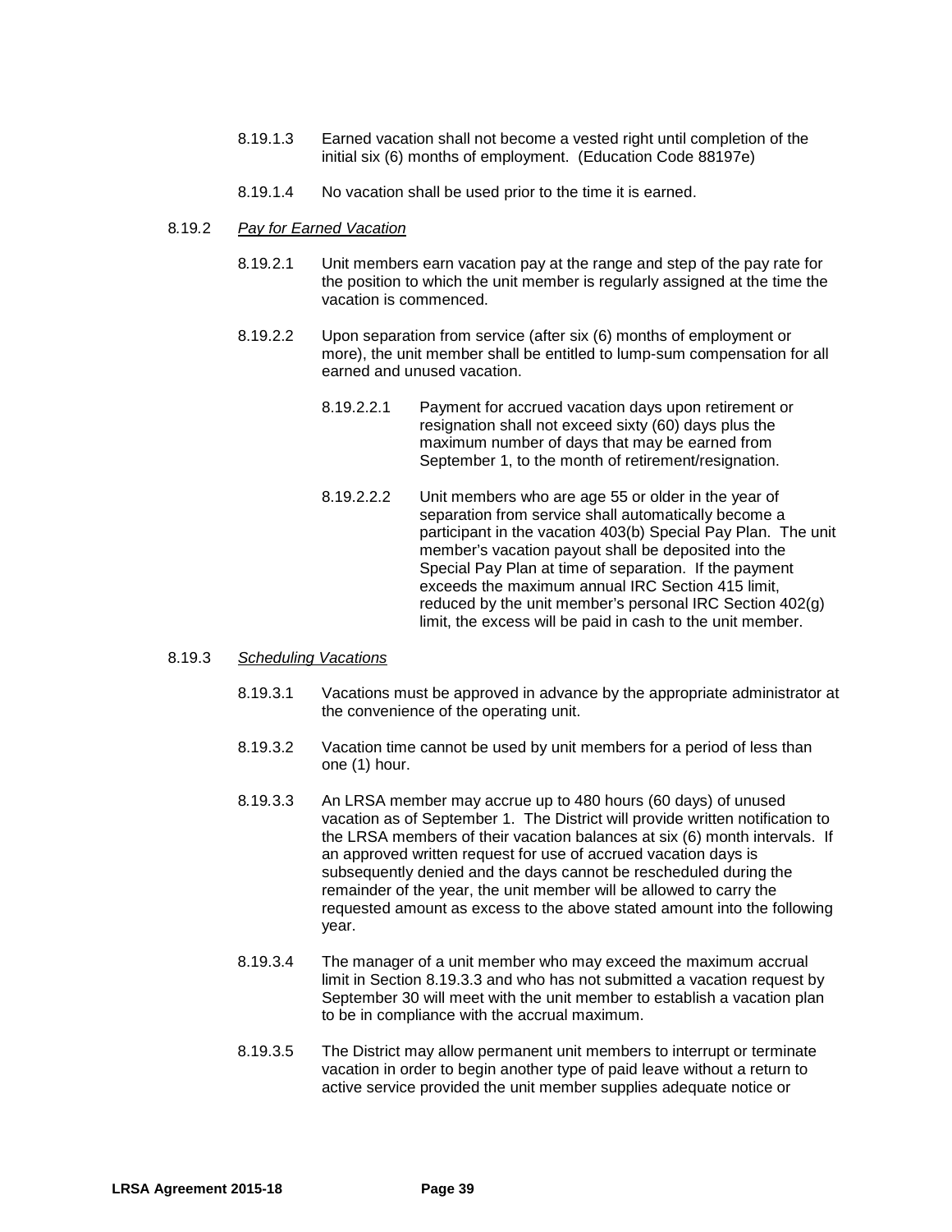8.19.1.3 Earned vacation shall not become a vested right until completion of the initial six (6) months of employment. (Education Code 88197e)

8.19.1.4 No vacation shall be used prior to the time it is earned.

8.19.2 *Pay for Earned Vacation*

8.19.2.1 Unit members earn vacation pay at the range and step of the pay rate for the position to which the unit member is regularly assigned at the time the vacation is commenced.

8.19.2.2 Upon separation from service (after six (6) months of employment or more), the unit member shall be entitled to lump-sum compensation for all earned and unused vacation.

8.19.2.2.1 Payment for accrued vacation days upon retirement or resignation shall not exceed sixty (60) days plus the maximum number of days that may be earned from September 1, to the month of retirement/resignation.

8.19.2.2.2 Unit members who are age 55 or older in the year of separation from service shall automatically become a participant in the vacation 403(b) Special Pay Plan. The unit member's vacation payout shall be deposited into the Special Pay Plan at time of separation. If the payment exceeds the maximum annual IRC Section 415 limit, reduced by the unit member's personal IRC Section 402(g) limit, the excess will be paid in cash to the unit member.

8.19.3 *Scheduling Vacations*

8.19.3.1 Vacations must be approved in advance by the appropriate administrator at the convenience of the operating unit.

8.19.3.2 Vacation time cannot be used by unit members for a period of less than one (1) hour.

8.19.3.3 An LRSA member may accrue up to 480 hours (60 days) of unused vacation as of September 1. The District will provide written notification to the LRSA members of their vacation balances at six (6) month intervals. If an approved written request for use of accrued vacation days is subsequently denied and the days cannot be rescheduled during the remainder of the year, the unit member will be allowed to carry the requested amount as excess to the above stated amount into the following year.

8.19.3.4 The manager of a unit member who may exceed the maximum accrual limit in Section 8.19.3.3 and who has not submitted a vacation request by September 30 will meet with the unit member to establish a vacation plan to be in compliance with the accrual maximum.

8.19.3.5 The District may allow permanent unit members to interrupt or terminate vacation in order to begin another type of paid leave without a return to active service provided the unit member supplies adequate notice or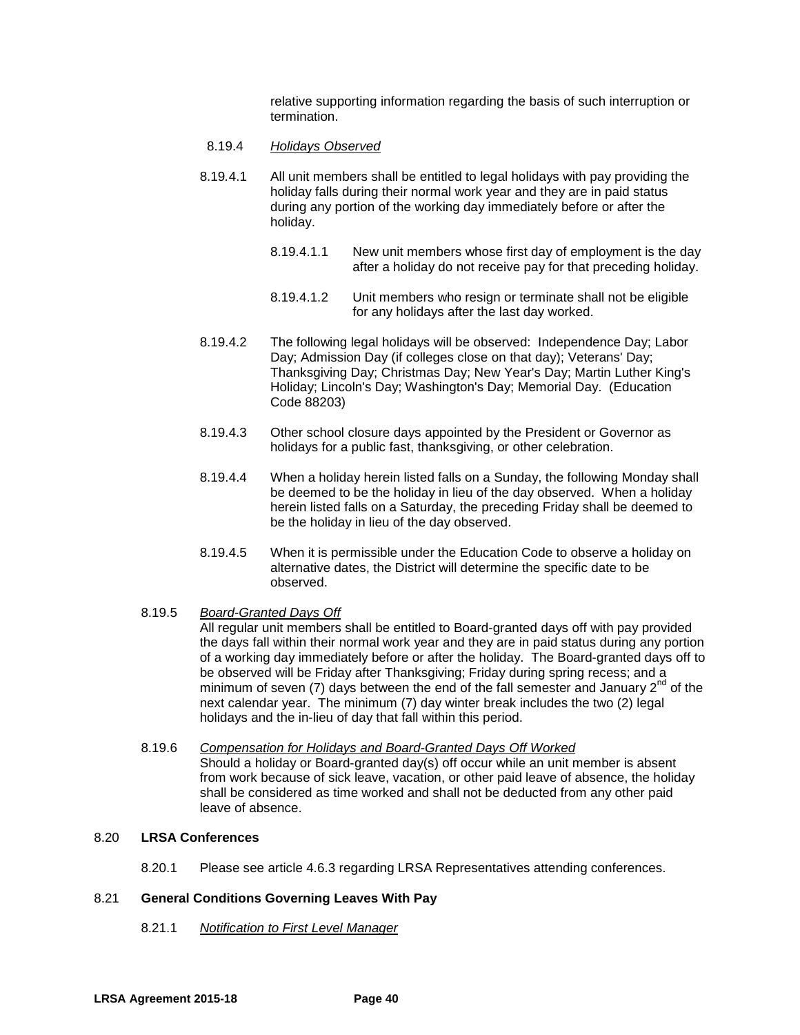relative supporting information regarding the basis of such interruption or termination.

8.19.4 *Holidays Observed*

8.19.4.1 All unit members shall be entitled to legal holidays with pay providing the holiday falls during their normal work year and they are in paid status during any portion of the working day immediately before or after the holiday.

8.19.4.1.1 New unit members whose first day of employment is the day after a holiday do not receive pay for that preceding holiday.

8.19.4.1.2 Unit members who resign or terminate shall not be eligible for any holidays after the last day worked.

8.19.4.2 The following legal holidays will be observed: Independence Day; Labor Day; Admission Day (if colleges close on that day); Veterans' Day; Thanksgiving Day; Christmas Day; New Year's Day; Martin Luther King's Holiday; Lincoln's Day; Washington's Day; Memorial Day. (Education Code 88203)

8.19.4.3 Other school closure days appointed by the President or Governor as holidays for a public fast, thanksgiving, or other celebration.

8.19.4.4 When a holiday herein listed falls on a Sunday, the following Monday shall be deemed to be the holiday in lieu of the day observed. When a holiday herein listed falls on a Saturday, the preceding Friday shall be deemed to be the holiday in lieu of the day observed.

8.19.4.5 When it is permissible under the Education Code to observe a holiday on alternative dates, the District will determine the specific date to be observed.

8.19.5 *Board-Granted Days Off*
All regular unit members shall be entitled to Board-granted days off with pay provided the days fall within their normal work year and they are in paid status during any portion of a working day immediately before or after the holiday. The Board-granted days off to be observed will be Friday after Thanksgiving; Friday during spring recess; and a minimum of seven (7) days between the end of the fall semester and January 2nd of the next calendar year. The minimum (7) day winter break includes the two (2) legal holidays and the in-lieu of day that fall within this period.

8.19.6 *Compensation for Holidays and Board-Granted Days Off Worked*
Should a holiday or Board-granted day(s) off occur while an unit member is absent from work because of sick leave, vacation, or other paid leave of absence, the holiday shall be considered as time worked and shall not be deducted from any other paid leave of absence.

## 8.20 LRSA Conferences

8.20.1 Please see article 4.6.3 regarding LRSA Representatives attending conferences.

## 8.21 General Conditions Governing Leaves With Pay

8.21.1 *Notification to First Level Manager*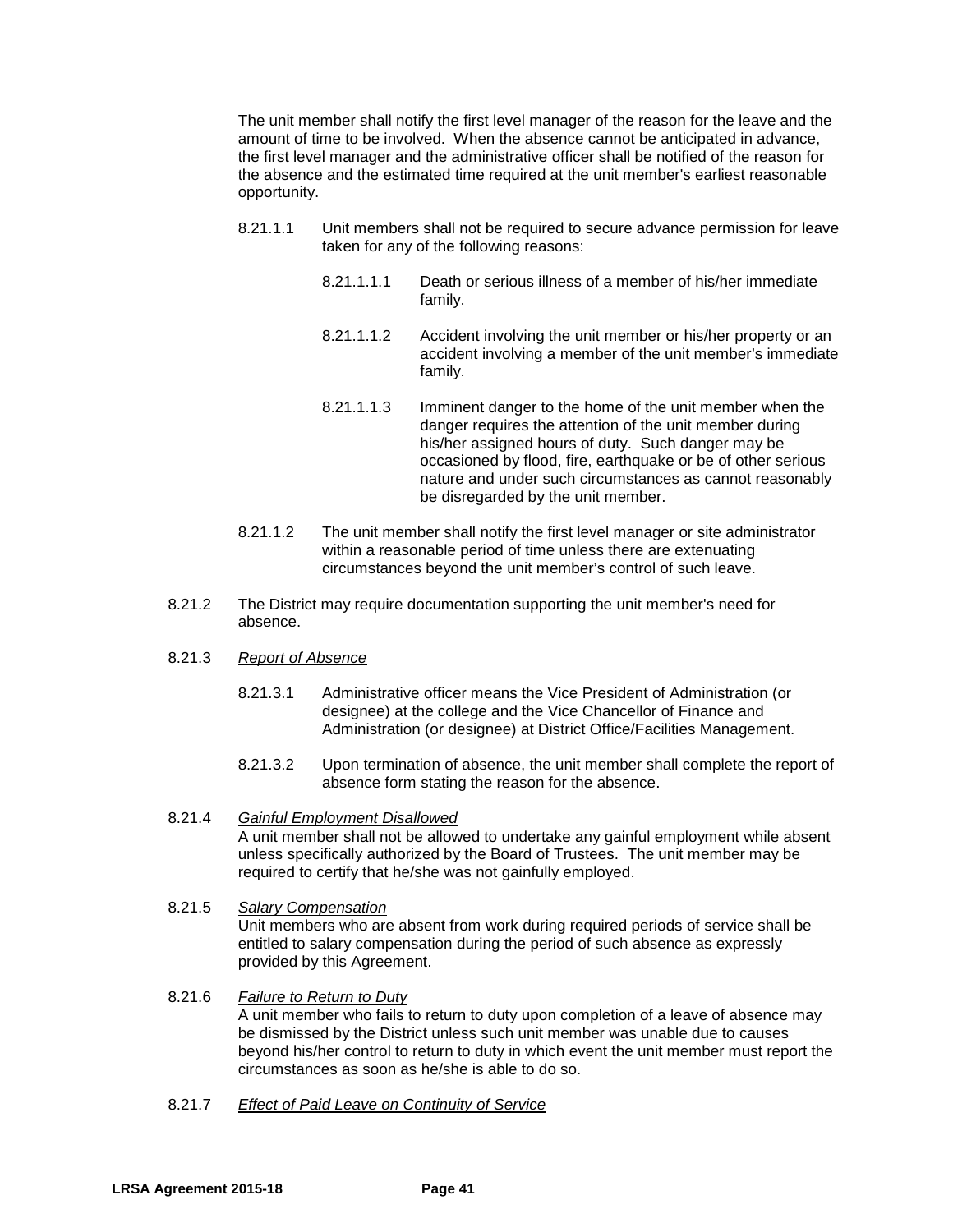The unit member shall notify the first level manager of the reason for the leave and the amount of time to be involved. When the absence cannot be anticipated in advance, the first level manager and the administrative officer shall be notified of the reason for the absence and the estimated time required at the unit member's earliest reasonable opportunity.

8.21.1.1 Unit members shall not be required to secure advance permission for leave taken for any of the following reasons:

8.21.1.1.1 Death or serious illness of a member of his/her immediate family.

8.21.1.1.2 Accident involving the unit member or his/her property or an accident involving a member of the unit member's immediate family.

8.21.1.1.3 Imminent danger to the home of the unit member when the danger requires the attention of the unit member during his/her assigned hours of duty. Such danger may be occasioned by flood, fire, earthquake or be of other serious nature and under such circumstances as cannot reasonably be disregarded by the unit member.

8.21.1.2 The unit member shall notify the first level manager or site administrator within a reasonable period of time unless there are extenuating circumstances beyond the unit member's control of such leave.

8.21.2 The District may require documentation supporting the unit member's need for absence.

8.21.3 *Report of Absence*

8.21.3.1 Administrative officer means the Vice President of Administration (or designee) at the college and the Vice Chancellor of Finance and Administration (or designee) at District Office/Facilities Management.

8.21.3.2 Upon termination of absence, the unit member shall complete the report of absence form stating the reason for the absence.

8.21.4 *Gainful Employment Disallowed*
A unit member shall not be allowed to undertake any gainful employment while absent unless specifically authorized by the Board of Trustees. The unit member may be required to certify that he/she was not gainfully employed.

8.21.5 *Salary Compensation*
Unit members who are absent from work during required periods of service shall be entitled to salary compensation during the period of such absence as expressly provided by this Agreement.

8.21.6 *Failure to Return to Duty*
A unit member who fails to return to duty upon completion of a leave of absence may be dismissed by the District unless such unit member was unable due to causes beyond his/her control to return to duty in which event the unit member must report the circumstances as soon as he/she is able to do so.

8.21.7 *Effect of Paid Leave on Continuity of Service*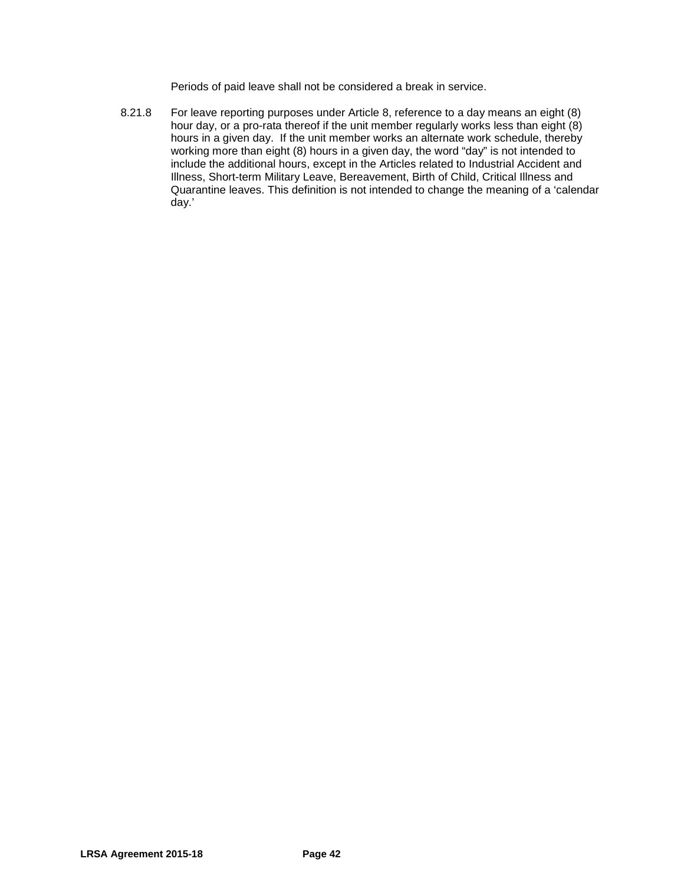Periods of paid leave shall not be considered a break in service.

8.21.8 For leave reporting purposes under Article 8, reference to a day means an eight (8) hour day, or a pro-rata thereof if the unit member regularly works less than eight (8) hours in a given day. If the unit member works an alternate work schedule, thereby working more than eight (8) hours in a given day, the word "day" is not intended to include the additional hours, except in the Articles related to Industrial Accident and Illness, Short-term Military Leave, Bereavement, Birth of Child, Critical Illness and Quarantine leaves. This definition is not intended to change the meaning of a 'calendar day.'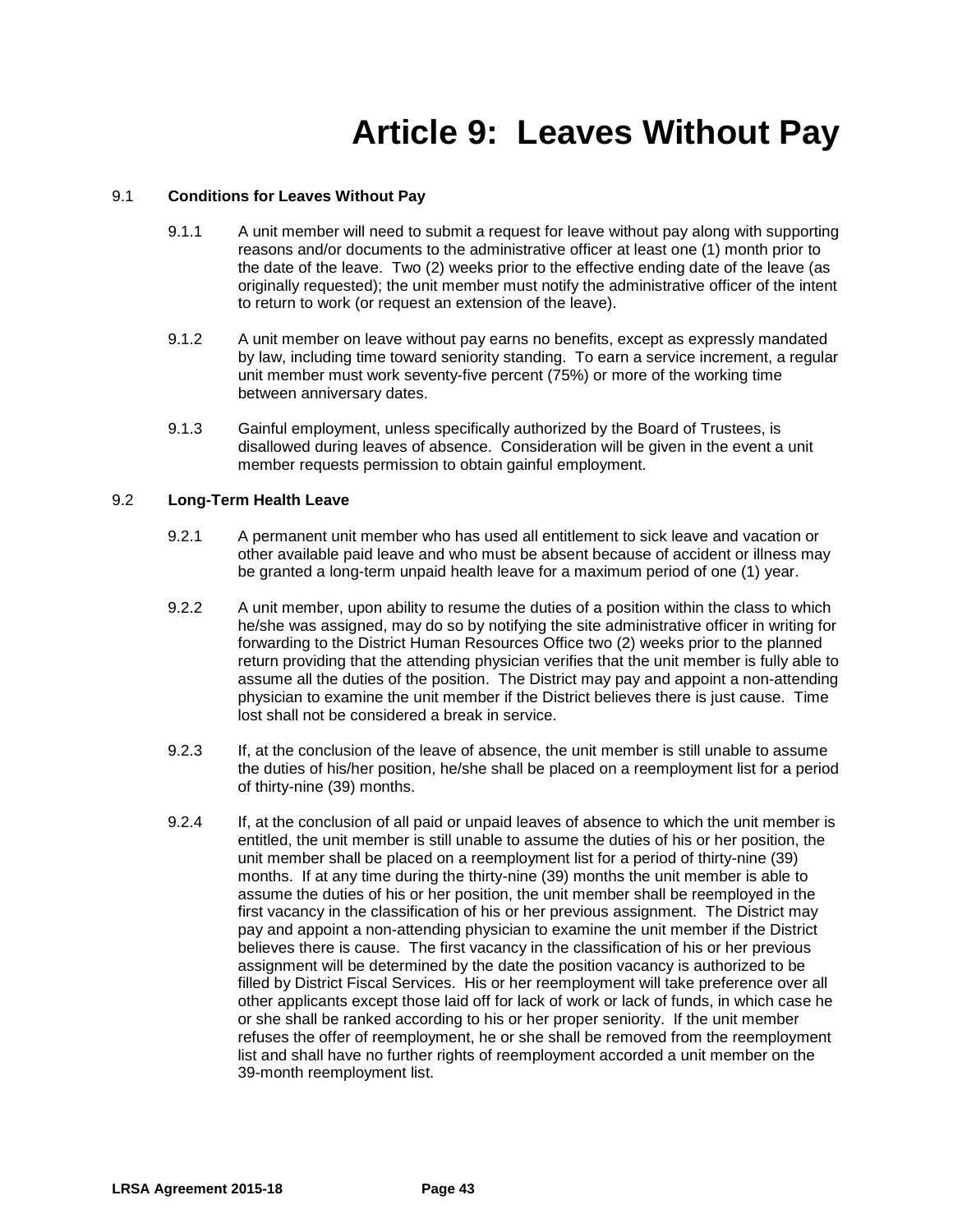# Article 9: Leaves Without Pay

9.1 **Conditions for Leaves Without Pay**

9.1.1 A unit member will need to submit a request for leave without pay along with supporting reasons and/or documents to the administrative officer at least one (1) month prior to the date of the leave. Two (2) weeks prior to the effective ending date of the leave (as originally requested); the unit member must notify the administrative officer of the intent to return to work (or request an extension of the leave).

9.1.2 A unit member on leave without pay earns no benefits, except as expressly mandated by law, including time toward seniority standing. To earn a service increment, a regular unit member must work seventy-five percent (75%) or more of the working time between anniversary dates.

9.1.3 Gainful employment, unless specifically authorized by the Board of Trustees, is disallowed during leaves of absence. Consideration will be given in the event a unit member requests permission to obtain gainful employment.

9.2 **Long-Term Health Leave**

9.2.1 A permanent unit member who has used all entitlement to sick leave and vacation or other available paid leave and who must be absent because of accident or illness may be granted a long-term unpaid health leave for a maximum period of one (1) year.

9.2.2 A unit member, upon ability to resume the duties of a position within the class to which he/she was assigned, may do so by notifying the site administrative officer in writing for forwarding to the District Human Resources Office two (2) weeks prior to the planned return providing that the attending physician verifies that the unit member is fully able to assume all the duties of the position. The District may pay and appoint a non-attending physician to examine the unit member if the District believes there is just cause. Time lost shall not be considered a break in service.

9.2.3 If, at the conclusion of the leave of absence, the unit member is still unable to assume the duties of his/her position, he/she shall be placed on a reemployment list for a period of thirty-nine (39) months.

9.2.4 If, at the conclusion of all paid or unpaid leaves of absence to which the unit member is entitled, the unit member is still unable to assume the duties of his or her position, the unit member shall be placed on a reemployment list for a period of thirty-nine (39) months. If at any time during the thirty-nine (39) months the unit member is able to assume the duties of his or her position, the unit member shall be reemployed in the first vacancy in the classification of his or her previous assignment. The District may pay and appoint a non-attending physician to examine the unit member if the District believes there is cause. The first vacancy in the classification of his or her previous assignment will be determined by the date the position vacancy is authorized to be filled by District Fiscal Services. His or her reemployment will take preference over all other applicants except those laid off for lack of work or lack of funds, in which case he or she shall be ranked according to his or her proper seniority. If the unit member refuses the offer of reemployment, he or she shall be removed from the reemployment list and shall have no further rights of reemployment accorded a unit member on the 39-month reemployment list.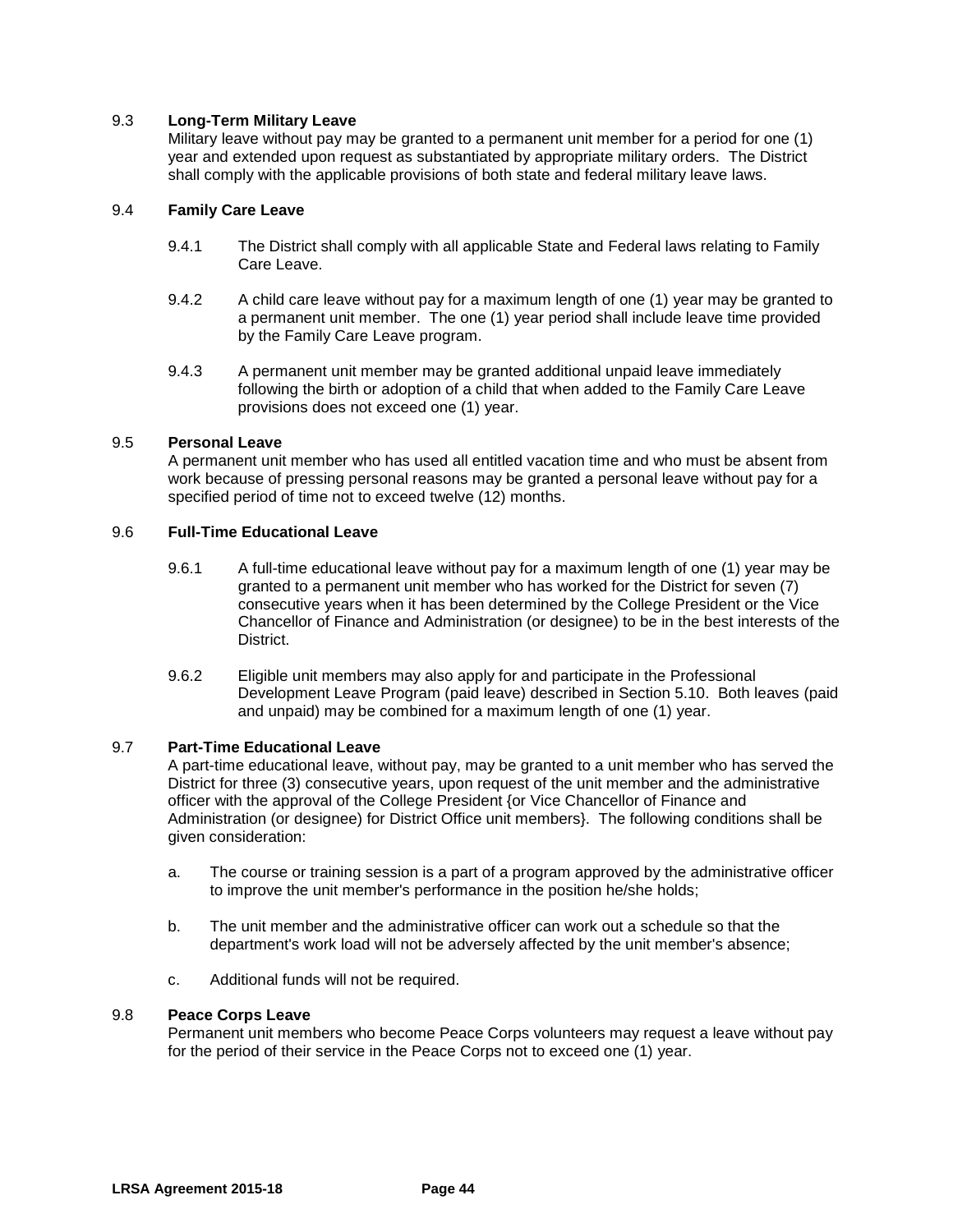### 9.3 **Long-Term Military Leave**

Military leave without pay may be granted to a permanent unit member for a period for one (1) year and extended upon request as substantiated by appropriate military orders. The District shall comply with the applicable provisions of both state and federal military leave laws.

### 9.4 **Family Care Leave**

9.4.1 The District shall comply with all applicable State and Federal laws relating to Family Care Leave.

9.4.2 A child care leave without pay for a maximum length of one (1) year may be granted to a permanent unit member. The one (1) year period shall include leave time provided by the Family Care Leave program.

9.4.3 A permanent unit member may be granted additional unpaid leave immediately following the birth or adoption of a child that when added to the Family Care Leave provisions does not exceed one (1) year.

### 9.5 **Personal Leave**

A permanent unit member who has used all entitled vacation time and who must be absent from work because of pressing personal reasons may be granted a personal leave without pay for a specified period of time not to exceed twelve (12) months.

### 9.6 **Full-Time Educational Leave**

9.6.1 A full-time educational leave without pay for a maximum length of one (1) year may be granted to a permanent unit member who has worked for the District for seven (7) consecutive years when it has been determined by the College President or the Vice Chancellor of Finance and Administration (or designee) to be in the best interests of the District.

9.6.2 Eligible unit members may also apply for and participate in the Professional Development Leave Program (paid leave) described in Section 5.10. Both leaves (paid and unpaid) may be combined for a maximum length of one (1) year.

### 9.7 **Part-Time Educational Leave**

A part-time educational leave, without pay, may be granted to a unit member who has served the District for three (3) consecutive years, upon request of the unit member and the administrative officer with the approval of the College President {or Vice Chancellor of Finance and Administration (or designee) for District Office unit members}. The following conditions shall be given consideration:

a. The course or training session is a part of a program approved by the administrative officer to improve the unit member's performance in the position he/she holds;

b. The unit member and the administrative officer can work out a schedule so that the department's work load will not be adversely affected by the unit member's absence;

c. Additional funds will not be required.

### 9.8 **Peace Corps Leave**

Permanent unit members who become Peace Corps volunteers may request a leave without pay for the period of their service in the Peace Corps not to exceed one (1) year.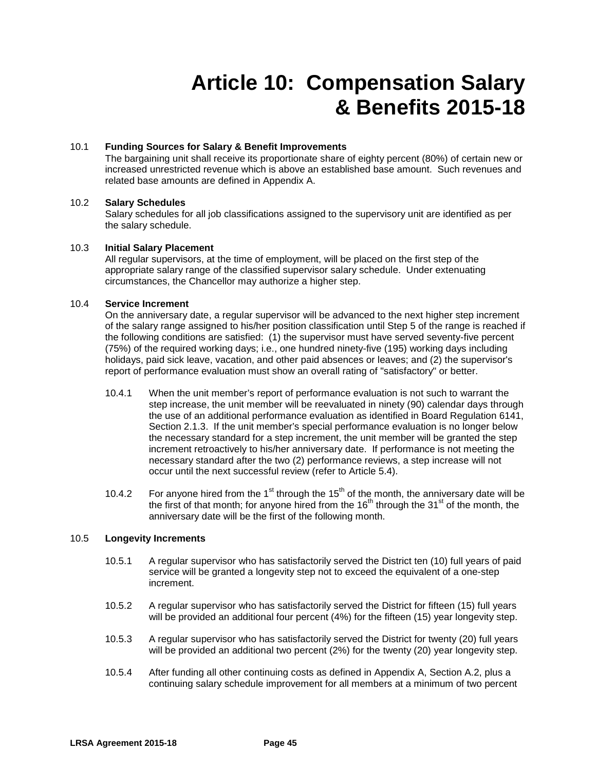# Article 10: Compensation Salary & Benefits 2015-18

10.1 **Funding Sources for Salary & Benefit Improvements**

The bargaining unit shall receive its proportionate share of eighty percent (80%) of certain new or increased unrestricted revenue which is above an established base amount. Such revenues and related base amounts are defined in Appendix A.

10.2 **Salary Schedules**

Salary schedules for all job classifications assigned to the supervisory unit are identified as per the salary schedule.

10.3 **Initial Salary Placement**

All regular supervisors, at the time of employment, will be placed on the first step of the appropriate salary range of the classified supervisor salary schedule. Under extenuating circumstances, the Chancellor may authorize a higher step.

10.4 **Service Increment**

On the anniversary date, a regular supervisor will be advanced to the next higher step increment of the salary range assigned to his/her position classification until Step 5 of the range is reached if the following conditions are satisfied: (1) the supervisor must have served seventy-five percent (75%) of the required working days; i.e., one hundred ninety-five (195) working days including holidays, paid sick leave, vacation, and other paid absences or leaves; and (2) the supervisor's report of performance evaluation must show an overall rating of "satisfactory" or better.

10.4.1 When the unit member's report of performance evaluation is not such to warrant the step increase, the unit member will be reevaluated in ninety (90) calendar days through the use of an additional performance evaluation as identified in Board Regulation 6141, Section 2.1.3. If the unit member's special performance evaluation is no longer below the necessary standard for a step increment, the unit member will be granted the step increment retroactively to his/her anniversary date. If performance is not meeting the necessary standard after the two (2) performance reviews, a step increase will not occur until the next successful review (refer to Article 5.4).

10.4.2 For anyone hired from the 1st through the 15th of the month, the anniversary date will be the first of that month; for anyone hired from the 16th through the 31st of the month, the anniversary date will be the first of the following month.

10.5 **Longevity Increments**

10.5.1 A regular supervisor who has satisfactorily served the District ten (10) full years of paid service will be granted a longevity step not to exceed the equivalent of a one-step increment.

10.5.2 A regular supervisor who has satisfactorily served the District for fifteen (15) full years will be provided an additional four percent (4%) for the fifteen (15) year longevity step.

10.5.3 A regular supervisor who has satisfactorily served the District for twenty (20) full years will be provided an additional two percent (2%) for the twenty (20) year longevity step.

10.5.4 After funding all other continuing costs as defined in Appendix A, Section A.2, plus a continuing salary schedule improvement for all members at a minimum of two percent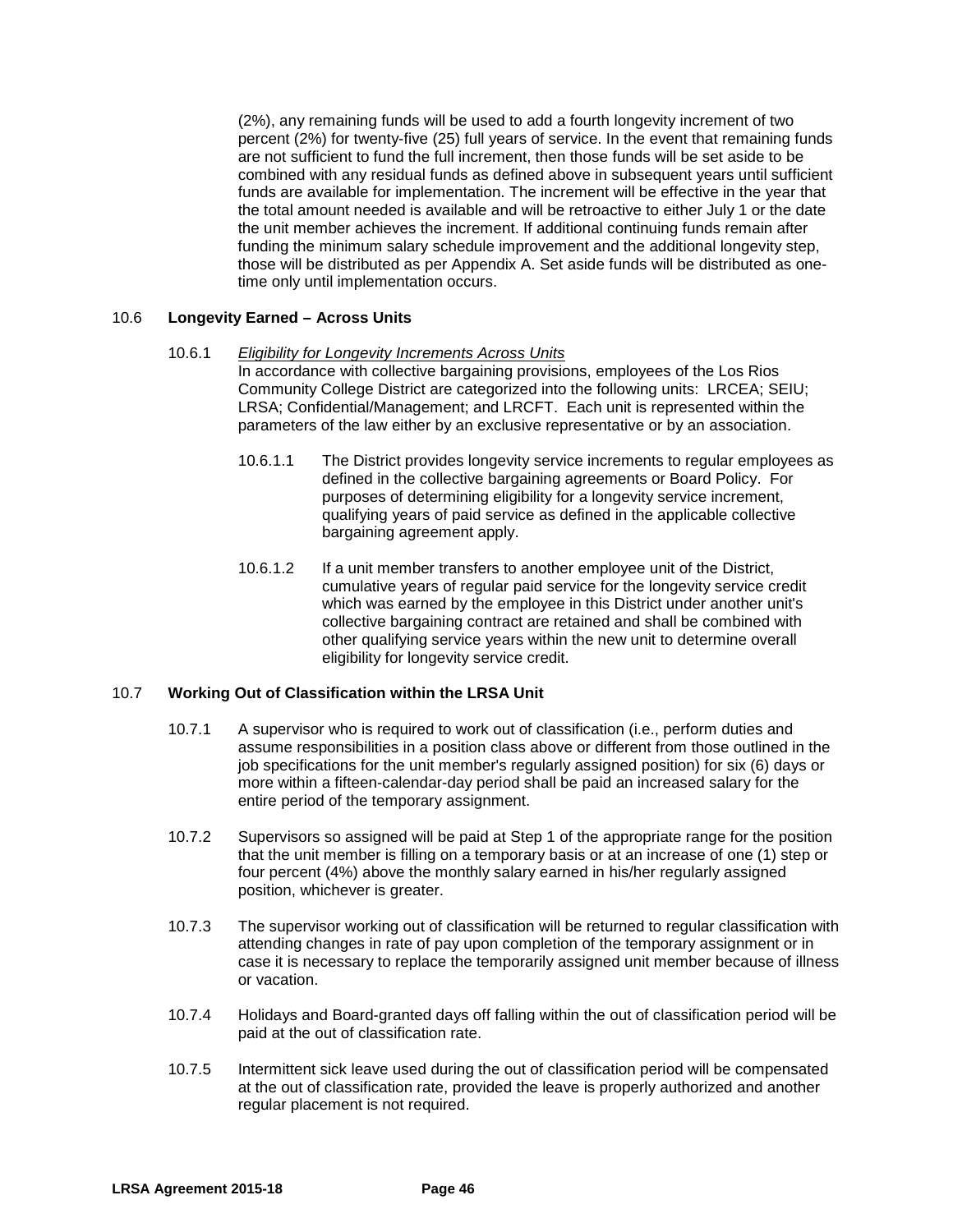(2%), any remaining funds will be used to add a fourth longevity increment of two percent (2%) for twenty-five (25) full years of service. In the event that remaining funds are not sufficient to fund the full increment, then those funds will be set aside to be combined with any residual funds as defined above in subsequent years until sufficient funds are available for implementation. The increment will be effective in the year that the total amount needed is available and will be retroactive to either July 1 or the date the unit member achieves the increment. If additional continuing funds remain after funding the minimum salary schedule improvement and the additional longevity step, those will be distributed as per Appendix A. Set aside funds will be distributed as one-time only until implementation occurs.

## 10.6 **Longevity Earned – Across Units**

10.6.1 *Eligibility for Longevity Increments Across Units*

In accordance with collective bargaining provisions, employees of the Los Rios Community College District are categorized into the following units: LRCEA; SEIU; LRSA; Confidential/Management; and LRCFT. Each unit is represented within the parameters of the law either by an exclusive representative or by an association.

10.6.1.1 The District provides longevity service increments to regular employees as defined in the collective bargaining agreements or Board Policy. For purposes of determining eligibility for a longevity service increment, qualifying years of paid service as defined in the applicable collective bargaining agreement apply.

10.6.1.2 If a unit member transfers to another employee unit of the District, cumulative years of regular paid service for the longevity service credit which was earned by the employee in this District under another unit's collective bargaining contract are retained and shall be combined with other qualifying service years within the new unit to determine overall eligibility for longevity service credit.

## 10.7 **Working Out of Classification within the LRSA Unit**

10.7.1 A supervisor who is required to work out of classification (i.e., perform duties and assume responsibilities in a position class above or different from those outlined in the job specifications for the unit member's regularly assigned position) for six (6) days or more within a fifteen-calendar-day period shall be paid an increased salary for the entire period of the temporary assignment.

10.7.2 Supervisors so assigned will be paid at Step 1 of the appropriate range for the position that the unit member is filling on a temporary basis or at an increase of one (1) step or four percent (4%) above the monthly salary earned in his/her regularly assigned position, whichever is greater.

10.7.3 The supervisor working out of classification will be returned to regular classification with attending changes in rate of pay upon completion of the temporary assignment or in case it is necessary to replace the temporarily assigned unit member because of illness or vacation.

10.7.4 Holidays and Board-granted days off falling within the out of classification period will be paid at the out of classification rate.

10.7.5 Intermittent sick leave used during the out of classification period will be compensated at the out of classification rate, provided the leave is properly authorized and another regular placement is not required.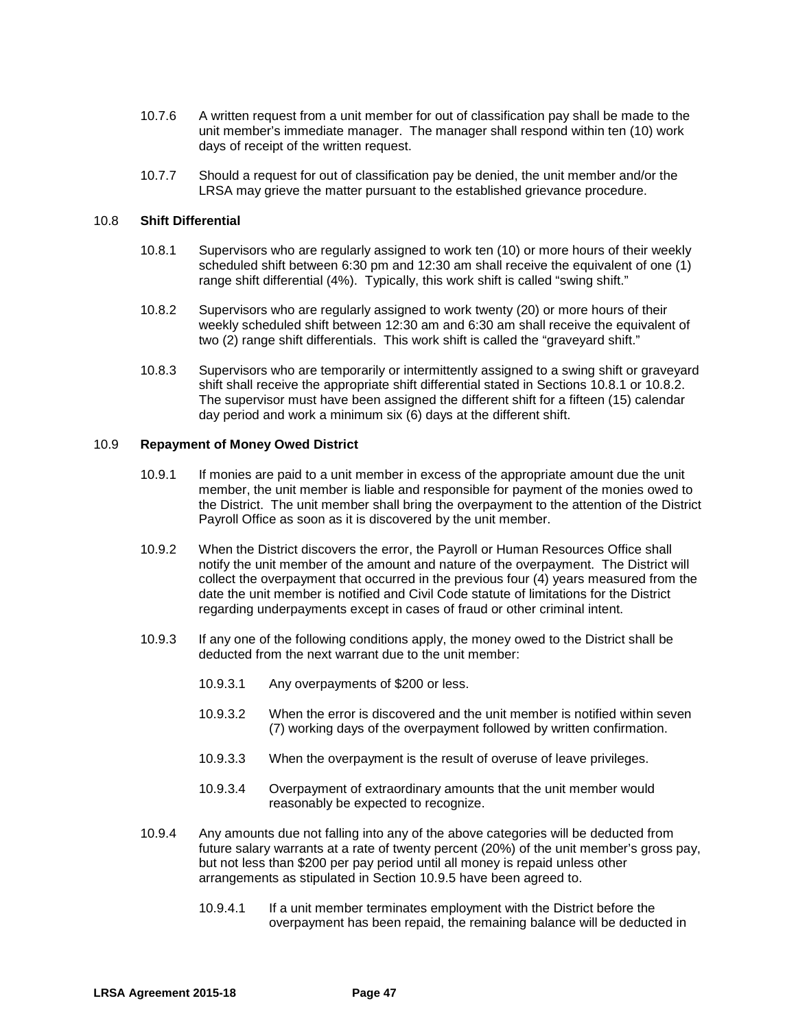10.7.6 A written request from a unit member for out of classification pay shall be made to the unit member's immediate manager. The manager shall respond within ten (10) work days of receipt of the written request.

10.7.7 Should a request for out of classification pay be denied, the unit member and/or the LRSA may grieve the matter pursuant to the established grievance procedure.

## 10.8 Shift Differential

10.8.1 Supervisors who are regularly assigned to work ten (10) or more hours of their weekly scheduled shift between 6:30 pm and 12:30 am shall receive the equivalent of one (1) range shift differential (4%). Typically, this work shift is called "swing shift."

10.8.2 Supervisors who are regularly assigned to work twenty (20) or more hours of their weekly scheduled shift between 12:30 am and 6:30 am shall receive the equivalent of two (2) range shift differentials. This work shift is called the "graveyard shift."

10.8.3 Supervisors who are temporarily or intermittently assigned to a swing shift or graveyard shift shall receive the appropriate shift differential stated in Sections 10.8.1 or 10.8.2. The supervisor must have been assigned the different shift for a fifteen (15) calendar day period and work a minimum six (6) days at the different shift.

## 10.9 Repayment of Money Owed District

10.9.1 If monies are paid to a unit member in excess of the appropriate amount due the unit member, the unit member is liable and responsible for payment of the monies owed to the District. The unit member shall bring the overpayment to the attention of the District Payroll Office as soon as it is discovered by the unit member.

10.9.2 When the District discovers the error, the Payroll or Human Resources Office shall notify the unit member of the amount and nature of the overpayment. The District will collect the overpayment that occurred in the previous four (4) years measured from the date the unit member is notified and Civil Code statute of limitations for the District regarding underpayments except in cases of fraud or other criminal intent.

10.9.3 If any one of the following conditions apply, the money owed to the District shall be deducted from the next warrant due to the unit member:

10.9.3.1 Any overpayments of $200 or less.

10.9.3.2 When the error is discovered and the unit member is notified within seven (7) working days of the overpayment followed by written confirmation.

10.9.3.3 When the overpayment is the result of overuse of leave privileges.

10.9.3.4 Overpayment of extraordinary amounts that the unit member would reasonably be expected to recognize.

10.9.4 Any amounts due not falling into any of the above categories will be deducted from future salary warrants at a rate of twenty percent (20%) of the unit member's gross pay, but not less than $200 per pay period until all money is repaid unless other arrangements as stipulated in Section 10.9.5 have been agreed to.

10.9.4.1 If a unit member terminates employment with the District before the overpayment has been repaid, the remaining balance will be deducted in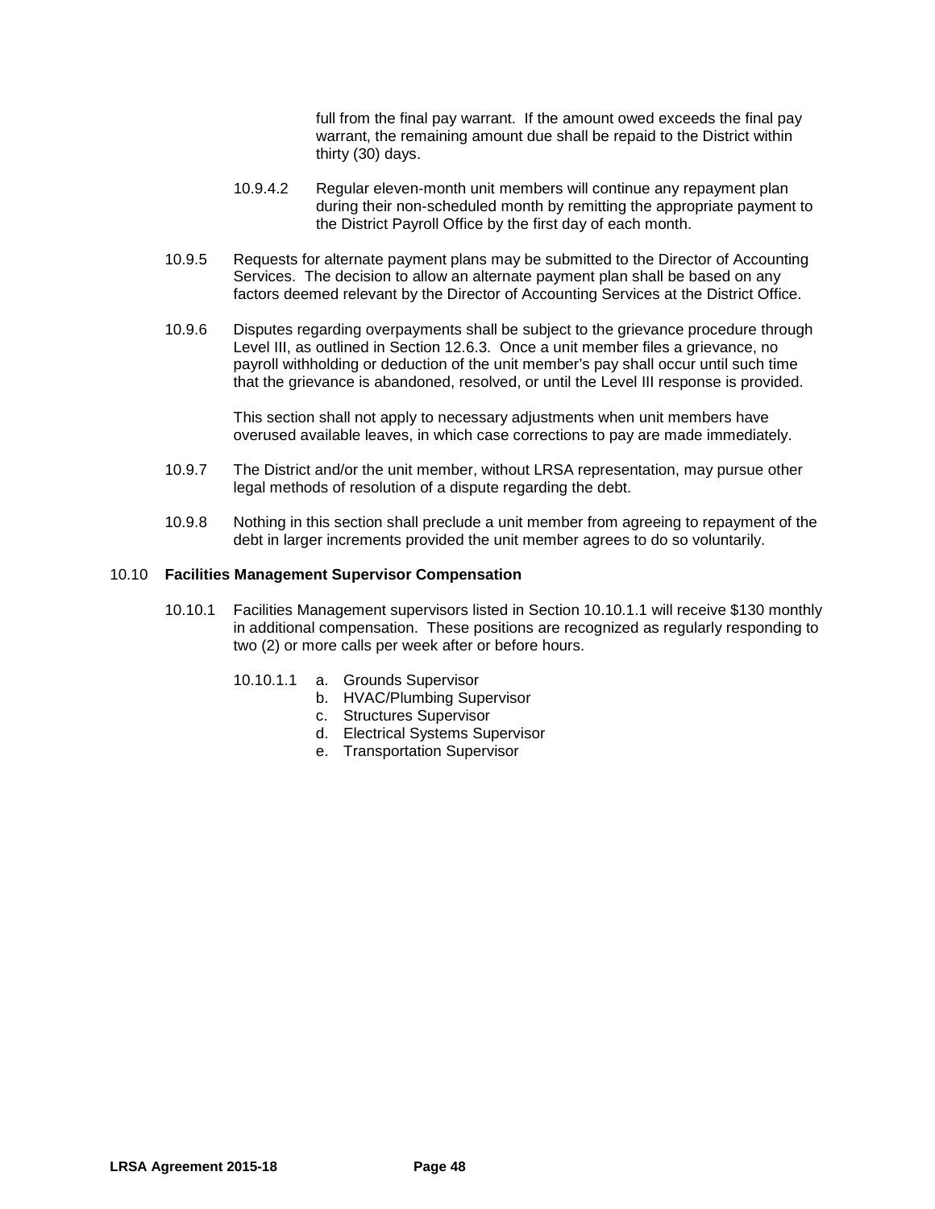full from the final pay warrant. If the amount owed exceeds the final pay warrant, the remaining amount due shall be repaid to the District within thirty (30) days.

10.9.4.2 Regular eleven-month unit members will continue any repayment plan during their non-scheduled month by remitting the appropriate payment to the District Payroll Office by the first day of each month.

10.9.5 Requests for alternate payment plans may be submitted to the Director of Accounting Services. The decision to allow an alternate payment plan shall be based on any factors deemed relevant by the Director of Accounting Services at the District Office.

10.9.6 Disputes regarding overpayments shall be subject to the grievance procedure through Level III, as outlined in Section 12.6.3. Once a unit member files a grievance, no payroll withholding or deduction of the unit member's pay shall occur until such time that the grievance is abandoned, resolved, or until the Level III response is provided.

This section shall not apply to necessary adjustments when unit members have overused available leaves, in which case corrections to pay are made immediately.

10.9.7 The District and/or the unit member, without LRSA representation, may pursue other legal methods of resolution of a dispute regarding the debt.

10.9.8 Nothing in this section shall preclude a unit member from agreeing to repayment of the debt in larger increments provided the unit member agrees to do so voluntarily.

10.10 **Facilities Management Supervisor Compensation**

10.10.1 Facilities Management supervisors listed in Section 10.10.1.1 will receive $130 monthly in additional compensation. These positions are recognized as regularly responding to two (2) or more calls per week after or before hours.

10.10.1.1
a. Grounds Supervisor
b. HVAC/Plumbing Supervisor
c. Structures Supervisor
d. Electrical Systems Supervisor
e. Transportation Supervisor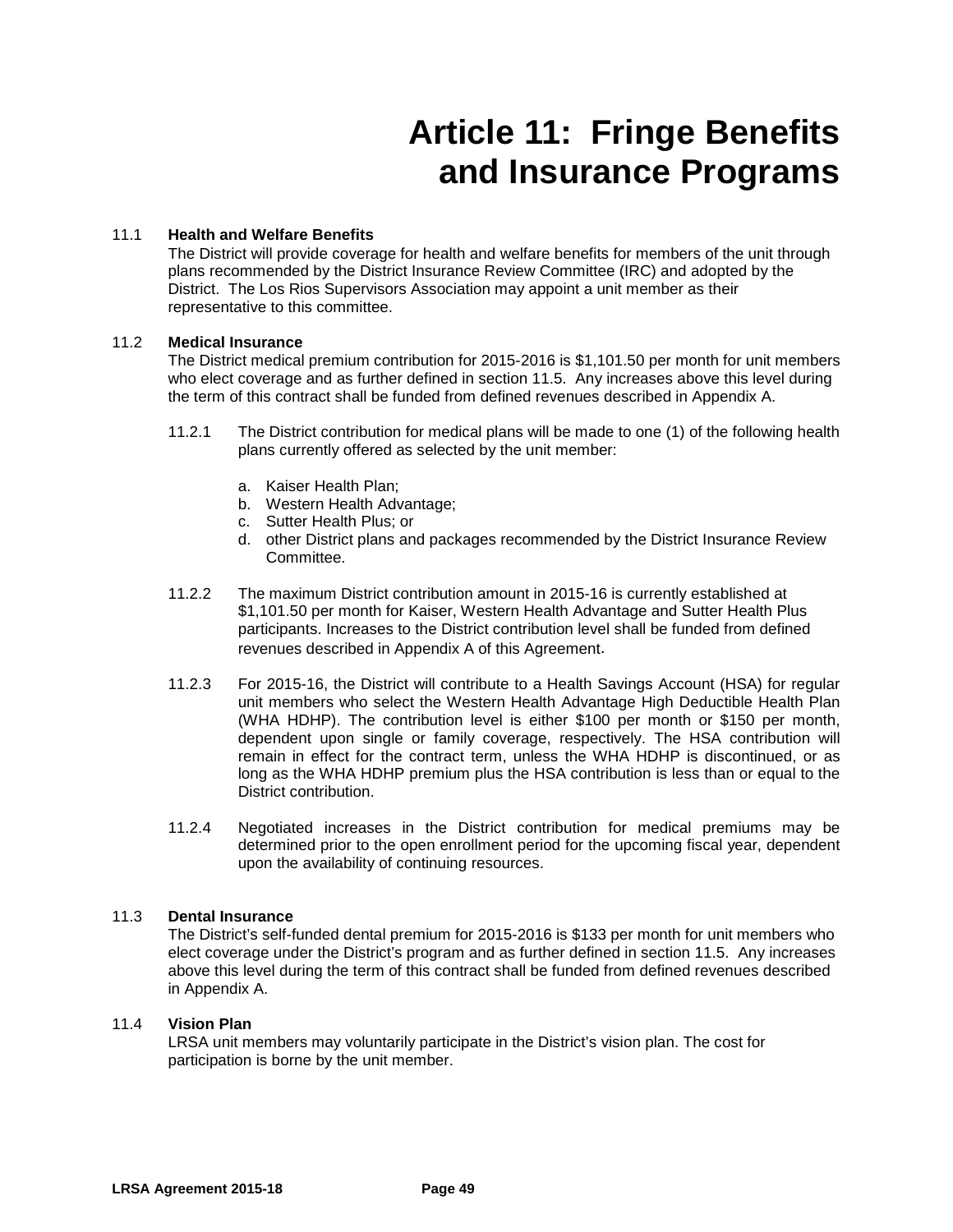# Article 11: Fringe Benefits and Insurance Programs

11.1 **Health and Welfare Benefits**

The District will provide coverage for health and welfare benefits for members of the unit through plans recommended by the District Insurance Review Committee (IRC) and adopted by the District. The Los Rios Supervisors Association may appoint a unit member as their representative to this committee.

11.2 **Medical Insurance**

The District medical premium contribution for 2015-2016 is $1,101.50 per month for unit members who elect coverage and as further defined in section 11.5. Any increases above this level during the term of this contract shall be funded from defined revenues described in Appendix A.

11.2.1 The District contribution for medical plans will be made to one (1) of the following health plans currently offered as selected by the unit member:

a. Kaiser Health Plan;
b. Western Health Advantage;
c. Sutter Health Plus; or
d. other District plans and packages recommended by the District Insurance Review Committee.

11.2.2 The maximum District contribution amount in 2015-16 is currently established at $1,101.50 per month for Kaiser, Western Health Advantage and Sutter Health Plus participants. Increases to the District contribution level shall be funded from defined revenues described in Appendix A of this Agreement.

11.2.3 For 2015-16, the District will contribute to a Health Savings Account (HSA) for regular unit members who select the Western Health Advantage High Deductible Health Plan (WHA HDHP). The contribution level is either $100 per month or $150 per month, dependent upon single or family coverage, respectively. The HSA contribution will remain in effect for the contract term, unless the WHA HDHP is discontinued, or as long as the WHA HDHP premium plus the HSA contribution is less than or equal to the District contribution.

11.2.4 Negotiated increases in the District contribution for medical premiums may be determined prior to the open enrollment period for the upcoming fiscal year, dependent upon the availability of continuing resources.

11.3 **Dental Insurance**

The District's self-funded dental premium for 2015-2016 is $133 per month for unit members who elect coverage under the District's program and as further defined in section 11.5. Any increases above this level during the term of this contract shall be funded from defined revenues described in Appendix A.

11.4 **Vision Plan**

LRSA unit members may voluntarily participate in the District's vision plan. The cost for participation is borne by the unit member.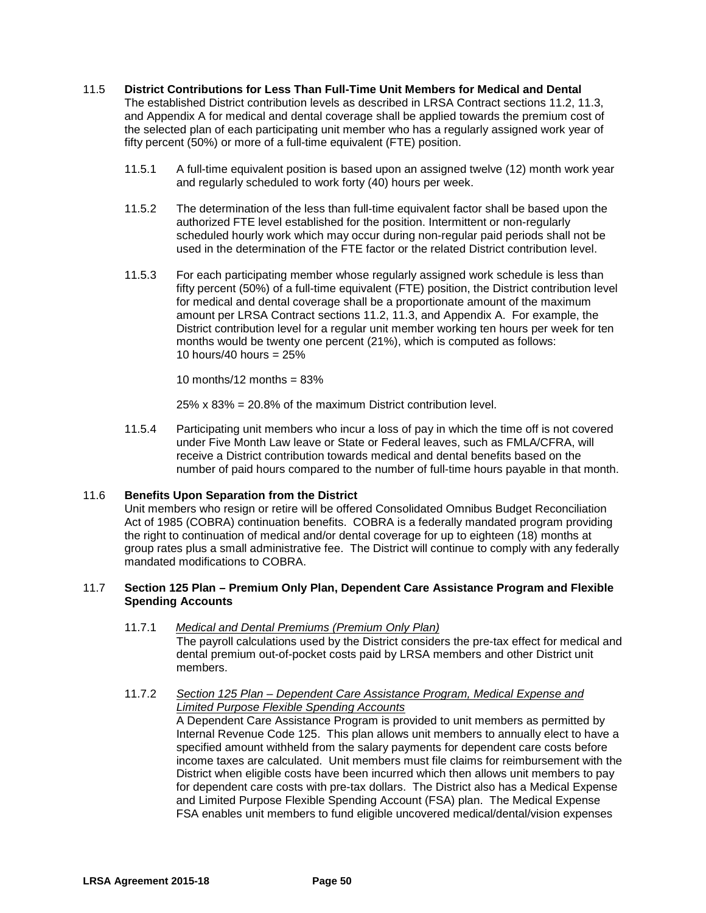11.5 **District Contributions for Less Than Full-Time Unit Members for Medical and Dental**
The established District contribution levels as described in LRSA Contract sections 11.2, 11.3, and Appendix A for medical and dental coverage shall be applied towards the premium cost of the selected plan of each participating unit member who has a regularly assigned work year of fifty percent (50%) or more of a full-time equivalent (FTE) position.

11.5.1 A full-time equivalent position is based upon an assigned twelve (12) month work year and regularly scheduled to work forty (40) hours per week.

11.5.2 The determination of the less than full-time equivalent factor shall be based upon the authorized FTE level established for the position. Intermittent or non-regularly scheduled hourly work which may occur during non-regular paid periods shall not be used in the determination of the FTE factor or the related District contribution level.

11.5.3 For each participating member whose regularly assigned work schedule is less than fifty percent (50%) of a full-time equivalent (FTE) position, the District contribution level for medical and dental coverage shall be a proportionate amount of the maximum amount per LRSA Contract sections 11.2, 11.3, and Appendix A. For example, the District contribution level for a regular unit member working ten hours per week for ten months would be twenty one percent (21%), which is computed as follows:
10 hours/40 hours = 25%

10 months/12 months = 83%

25% x 83% = 20.8% of the maximum District contribution level.

11.5.4 Participating unit members who incur a loss of pay in which the time off is not covered under Five Month Law leave or State or Federal leaves, such as FMLA/CFRA, will receive a District contribution towards medical and dental benefits based on the number of paid hours compared to the number of full-time hours payable in that month.

11.6 **Benefits Upon Separation from the District**
Unit members who resign or retire will be offered Consolidated Omnibus Budget Reconciliation Act of 1985 (COBRA) continuation benefits. COBRA is a federally mandated program providing the right to continuation of medical and/or dental coverage for up to eighteen (18) months at group rates plus a small administrative fee. The District will continue to comply with any federally mandated modifications to COBRA.

11.7 **Section 125 Plan – Premium Only Plan, Dependent Care Assistance Program and Flexible Spending Accounts**

11.7.1 _Medical and Dental Premiums (Premium Only Plan)_
The payroll calculations used by the District considers the pre-tax effect for medical and dental premium out-of-pocket costs paid by LRSA members and other District unit members.

11.7.2 _Section 125 Plan – Dependent Care Assistance Program, Medical Expense and Limited Purpose Flexible Spending Accounts_
A Dependent Care Assistance Program is provided to unit members as permitted by Internal Revenue Code 125. This plan allows unit members to annually elect to have a specified amount withheld from the salary payments for dependent care costs before income taxes are calculated. Unit members must file claims for reimbursement with the District when eligible costs have been incurred which then allows unit members to pay for dependent care costs with pre-tax dollars. The District also has a Medical Expense and Limited Purpose Flexible Spending Account (FSA) plan. The Medical Expense FSA enables unit members to fund eligible uncovered medical/dental/vision expenses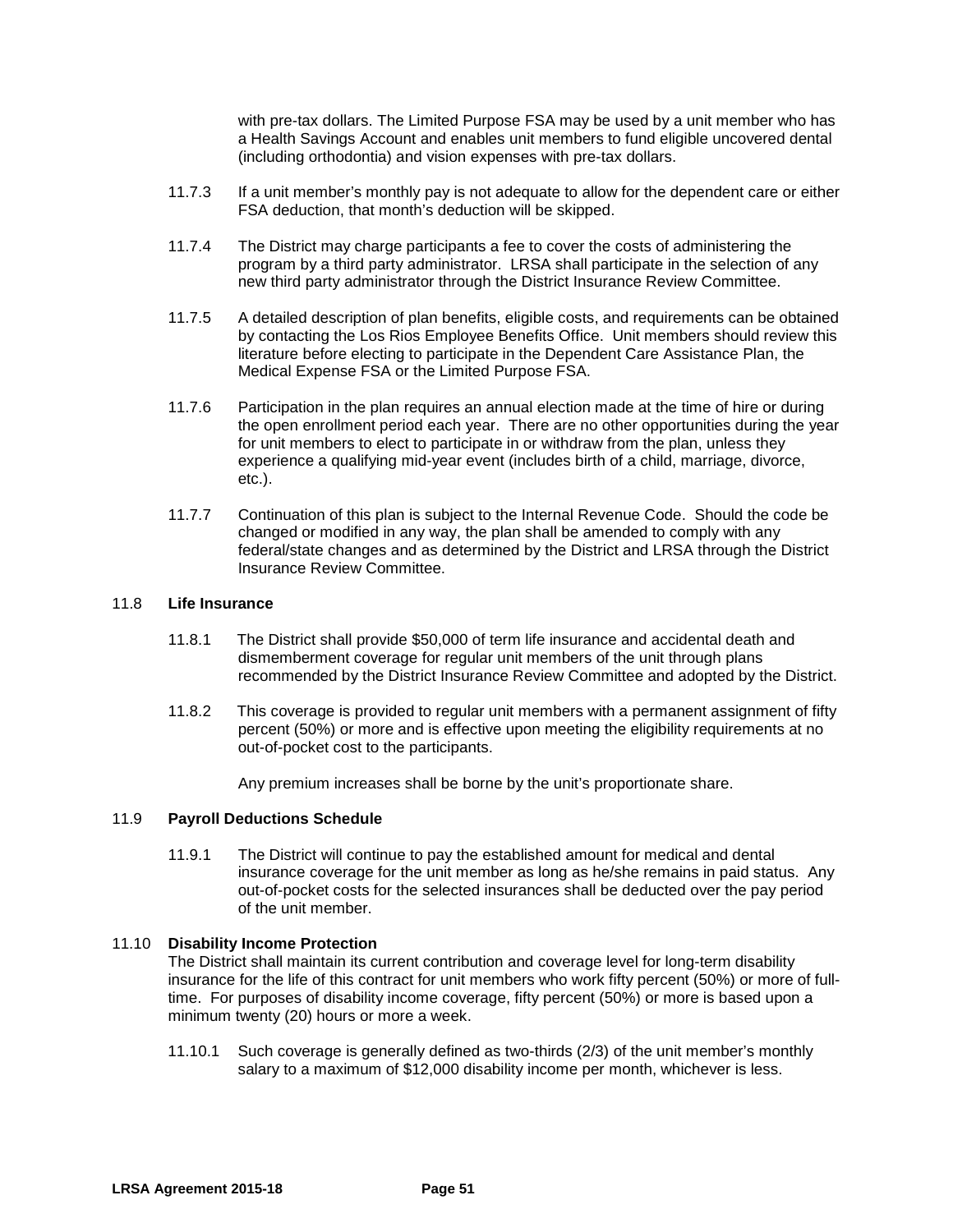with pre-tax dollars. The Limited Purpose FSA may be used by a unit member who has a Health Savings Account and enables unit members to fund eligible uncovered dental (including orthodontia) and vision expenses with pre-tax dollars.

11.7.3 If a unit member's monthly pay is not adequate to allow for the dependent care or either FSA deduction, that month's deduction will be skipped.

11.7.4 The District may charge participants a fee to cover the costs of administering the program by a third party administrator. LRSA shall participate in the selection of any new third party administrator through the District Insurance Review Committee.

11.7.5 A detailed description of plan benefits, eligible costs, and requirements can be obtained by contacting the Los Rios Employee Benefits Office. Unit members should review this literature before electing to participate in the Dependent Care Assistance Plan, the Medical Expense FSA or the Limited Purpose FSA.

11.7.6 Participation in the plan requires an annual election made at the time of hire or during the open enrollment period each year. There are no other opportunities during the year for unit members to elect to participate in or withdraw from the plan, unless they experience a qualifying mid-year event (includes birth of a child, marriage, divorce, etc.).

11.7.7 Continuation of this plan is subject to the Internal Revenue Code. Should the code be changed or modified in any way, the plan shall be amended to comply with any federal/state changes and as determined by the District and LRSA through the District Insurance Review Committee.

### 11.8 **Life Insurance**

11.8.1 The District shall provide $50,000 of term life insurance and accidental death and dismemberment coverage for regular unit members of the unit through plans recommended by the District Insurance Review Committee and adopted by the District.

11.8.2 This coverage is provided to regular unit members with a permanent assignment of fifty percent (50%) or more and is effective upon meeting the eligibility requirements at no out-of-pocket cost to the participants.

Any premium increases shall be borne by the unit's proportionate share.

### 11.9 **Payroll Deductions Schedule**

11.9.1 The District will continue to pay the established amount for medical and dental insurance coverage for the unit member as long as he/she remains in paid status. Any out-of-pocket costs for the selected insurances shall be deducted over the pay period of the unit member.

### 11.10 **Disability Income Protection**

The District shall maintain its current contribution and coverage level for long-term disability insurance for the life of this contract for unit members who work fifty percent (50%) or more of full-time. For purposes of disability income coverage, fifty percent (50%) or more is based upon a minimum twenty (20) hours or more a week.

11.10.1 Such coverage is generally defined as two-thirds (2/3) of the unit member's monthly salary to a maximum of $12,000 disability income per month, whichever is less.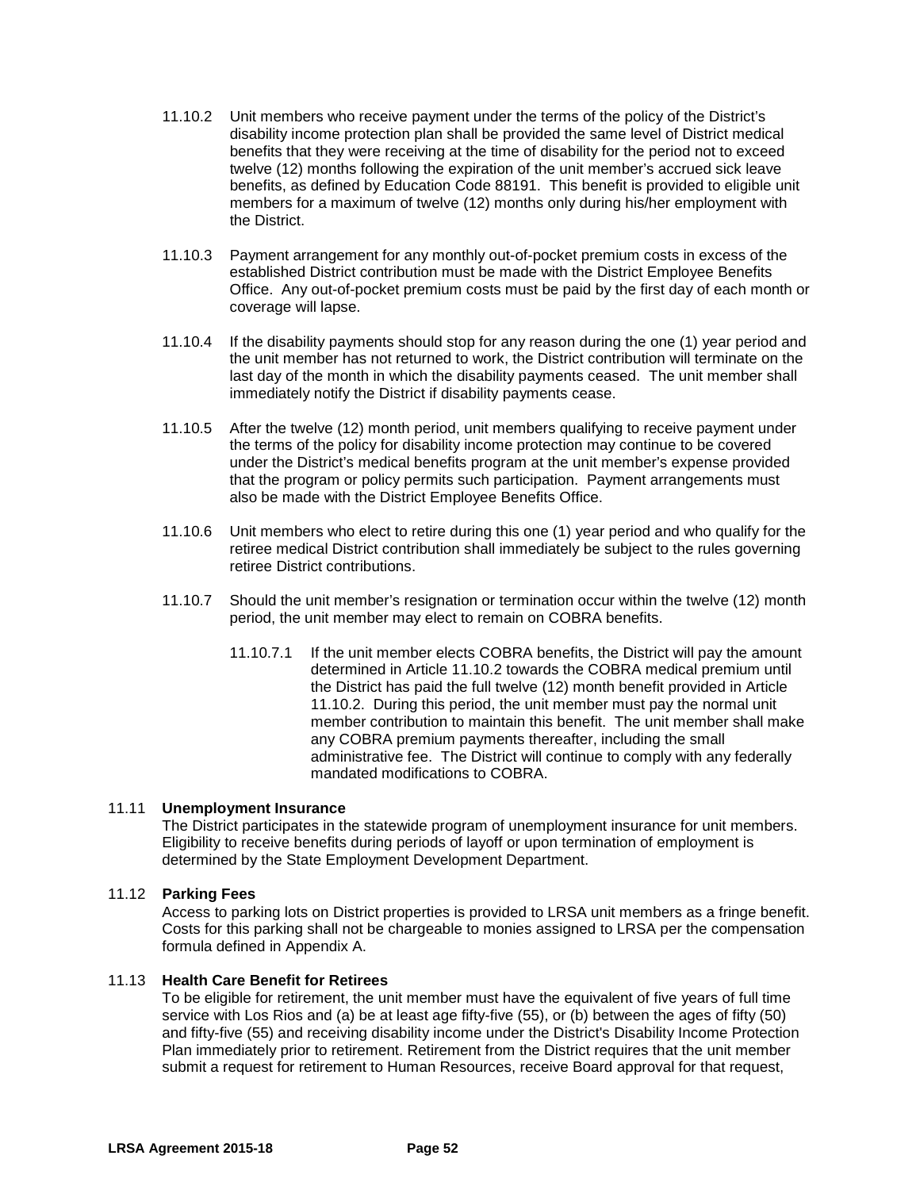11.10.2 Unit members who receive payment under the terms of the policy of the District's disability income protection plan shall be provided the same level of District medical benefits that they were receiving at the time of disability for the period not to exceed twelve (12) months following the expiration of the unit member's accrued sick leave benefits, as defined by Education Code 88191. This benefit is provided to eligible unit members for a maximum of twelve (12) months only during his/her employment with the District.

11.10.3 Payment arrangement for any monthly out-of-pocket premium costs in excess of the established District contribution must be made with the District Employee Benefits Office. Any out-of-pocket premium costs must be paid by the first day of each month or coverage will lapse.

11.10.4 If the disability payments should stop for any reason during the one (1) year period and the unit member has not returned to work, the District contribution will terminate on the last day of the month in which the disability payments ceased. The unit member shall immediately notify the District if disability payments cease.

11.10.5 After the twelve (12) month period, unit members qualifying to receive payment under the terms of the policy for disability income protection may continue to be covered under the District's medical benefits program at the unit member's expense provided that the program or policy permits such participation. Payment arrangements must also be made with the District Employee Benefits Office.

11.10.6 Unit members who elect to retire during this one (1) year period and who qualify for the retiree medical District contribution shall immediately be subject to the rules governing retiree District contributions.

11.10.7 Should the unit member's resignation or termination occur within the twelve (12) month period, the unit member may elect to remain on COBRA benefits.

11.10.7.1 If the unit member elects COBRA benefits, the District will pay the amount determined in Article 11.10.2 towards the COBRA medical premium until the District has paid the full twelve (12) month benefit provided in Article 11.10.2. During this period, the unit member must pay the normal unit member contribution to maintain this benefit. The unit member shall make any COBRA premium payments thereafter, including the small administrative fee. The District will continue to comply with any federally mandated modifications to COBRA.

11.11 **Unemployment Insurance**
The District participates in the statewide program of unemployment insurance for unit members. Eligibility to receive benefits during periods of layoff or upon termination of employment is determined by the State Employment Development Department.

11.12 **Parking Fees**
Access to parking lots on District properties is provided to LRSA unit members as a fringe benefit. Costs for this parking shall not be chargeable to monies assigned to LRSA per the compensation formula defined in Appendix A.

11.13 **Health Care Benefit for Retirees**
To be eligible for retirement, the unit member must have the equivalent of five years of full time service with Los Rios and (a) be at least age fifty-five (55), or (b) between the ages of fifty (50) and fifty-five (55) and receiving disability income under the District's Disability Income Protection Plan immediately prior to retirement. Retirement from the District requires that the unit member submit a request for retirement to Human Resources, receive Board approval for that request,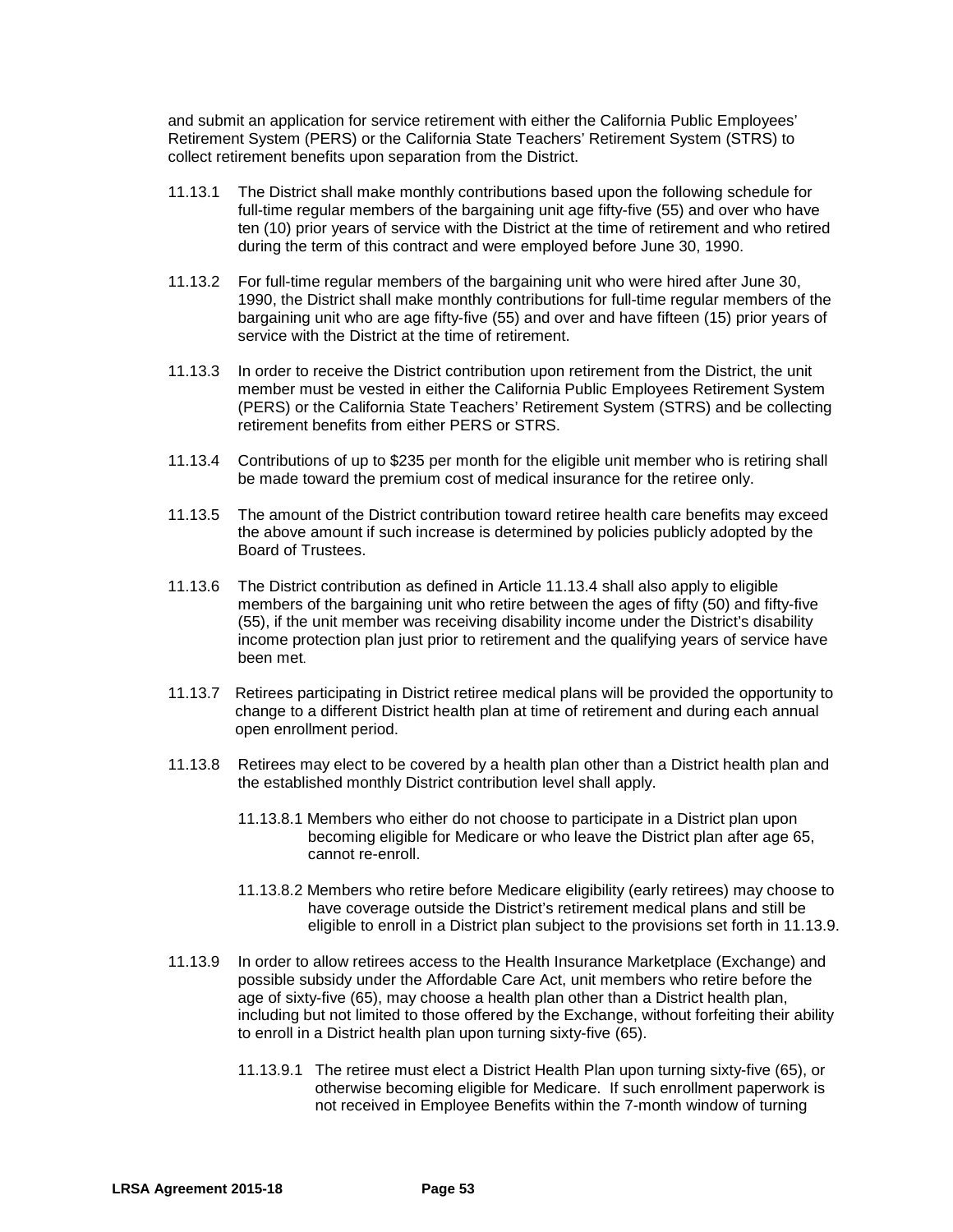and submit an application for service retirement with either the California Public Employees' Retirement System (PERS) or the California State Teachers' Retirement System (STRS) to collect retirement benefits upon separation from the District.

11.13.1 The District shall make monthly contributions based upon the following schedule for full-time regular members of the bargaining unit age fifty-five (55) and over who have ten (10) prior years of service with the District at the time of retirement and who retired during the term of this contract and were employed before June 30, 1990.

11.13.2 For full-time regular members of the bargaining unit who were hired after June 30, 1990, the District shall make monthly contributions for full-time regular members of the bargaining unit who are age fifty-five (55) and over and have fifteen (15) prior years of service with the District at the time of retirement.

11.13.3 In order to receive the District contribution upon retirement from the District, the unit member must be vested in either the California Public Employees Retirement System (PERS) or the California State Teachers' Retirement System (STRS) and be collecting retirement benefits from either PERS or STRS.

11.13.4 Contributions of up to $235 per month for the eligible unit member who is retiring shall be made toward the premium cost of medical insurance for the retiree only.

11.13.5 The amount of the District contribution toward retiree health care benefits may exceed the above amount if such increase is determined by policies publicly adopted by the Board of Trustees.

11.13.6 The District contribution as defined in Article 11.13.4 shall also apply to eligible members of the bargaining unit who retire between the ages of fifty (50) and fifty-five (55), if the unit member was receiving disability income under the District's disability income protection plan just prior to retirement and the qualifying years of service have been met.

11.13.7 Retirees participating in District retiree medical plans will be provided the opportunity to change to a different District health plan at time of retirement and during each annual open enrollment period.

11.13.8 Retirees may elect to be covered by a health plan other than a District health plan and the established monthly District contribution level shall apply.

11.13.8.1 Members who either do not choose to participate in a District plan upon becoming eligible for Medicare or who leave the District plan after age 65, cannot re-enroll.

11.13.8.2 Members who retire before Medicare eligibility (early retirees) may choose to have coverage outside the District's retirement medical plans and still be eligible to enroll in a District plan subject to the provisions set forth in 11.13.9.

11.13.9 In order to allow retirees access to the Health Insurance Marketplace (Exchange) and possible subsidy under the Affordable Care Act, unit members who retire before the age of sixty-five (65), may choose a health plan other than a District health plan, including but not limited to those offered by the Exchange, without forfeiting their ability to enroll in a District health plan upon turning sixty-five (65).

11.13.9.1 The retiree must elect a District Health Plan upon turning sixty-five (65), or otherwise becoming eligible for Medicare. If such enrollment paperwork is not received in Employee Benefits within the 7-month window of turning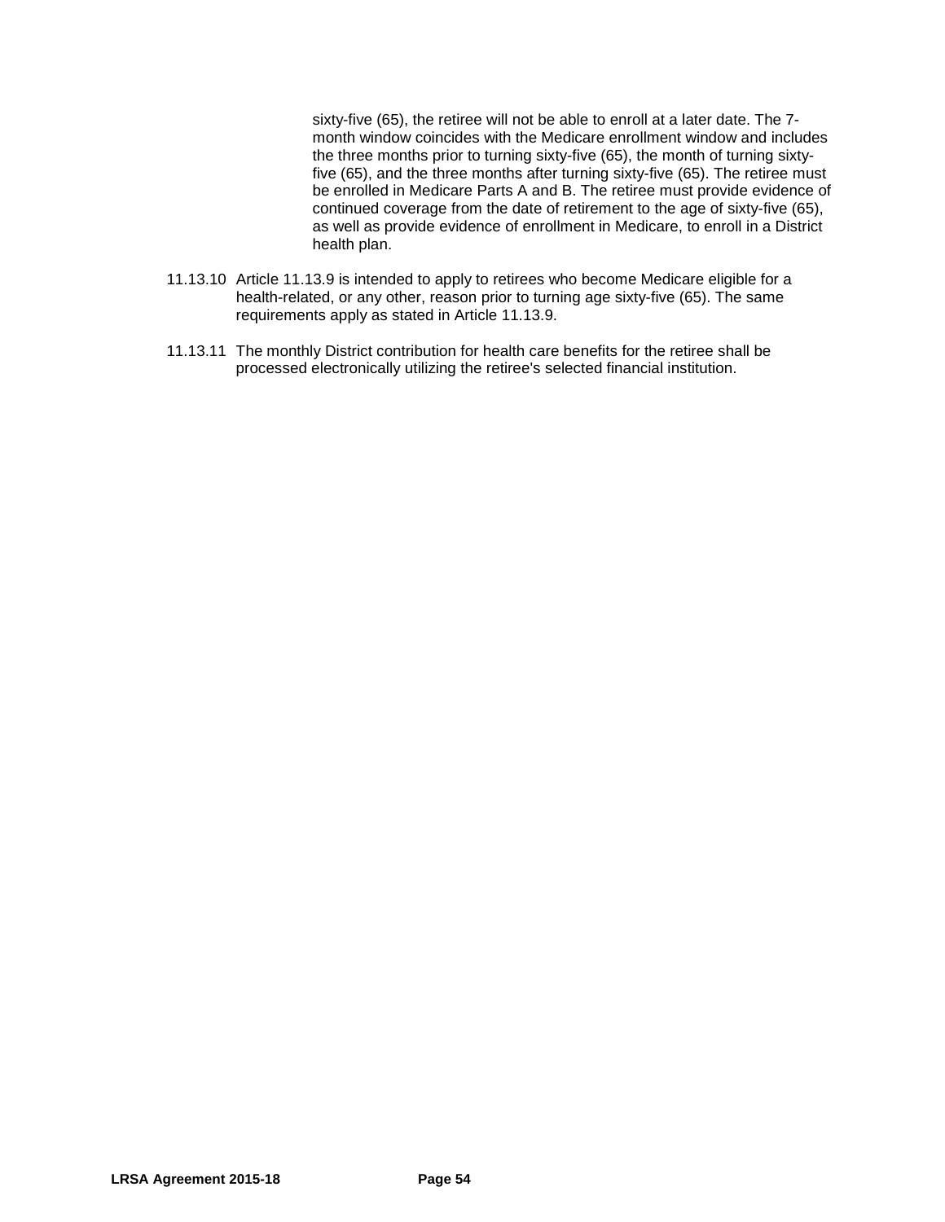sixty-five (65), the retiree will not be able to enroll at a later date. The 7-month window coincides with the Medicare enrollment window and includes the three months prior to turning sixty-five (65), the month of turning sixty-five (65), and the three months after turning sixty-five (65). The retiree must be enrolled in Medicare Parts A and B. The retiree must provide evidence of continued coverage from the date of retirement to the age of sixty-five (65), as well as provide evidence of enrollment in Medicare, to enroll in a District health plan.

11.13.10 Article 11.13.9 is intended to apply to retirees who become Medicare eligible for a health-related, or any other, reason prior to turning age sixty-five (65). The same requirements apply as stated in Article 11.13.9.

11.13.11 The monthly District contribution for health care benefits for the retiree shall be processed electronically utilizing the retiree's selected financial institution.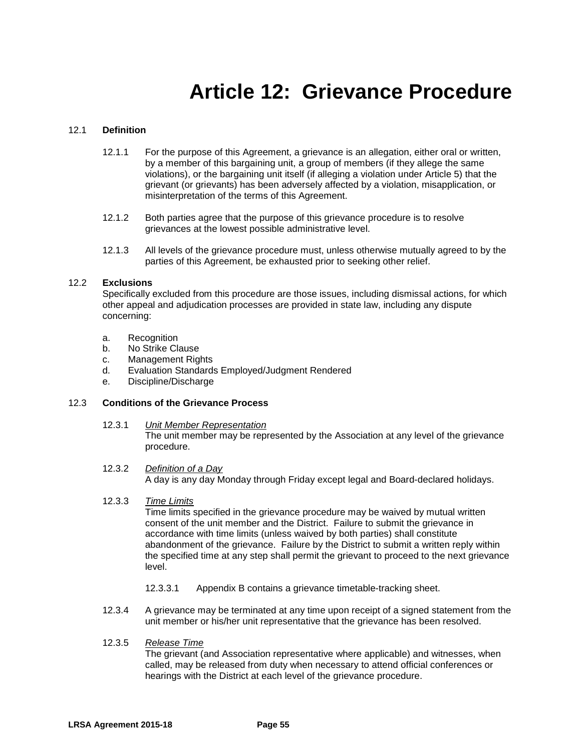# Article 12: Grievance Procedure

12.1 **Definition**

12.1.1 For the purpose of this Agreement, a grievance is an allegation, either oral or written, by a member of this bargaining unit, a group of members (if they allege the same violations), or the bargaining unit itself (if alleging a violation under Article 5) that the grievant (or grievants) has been adversely affected by a violation, misapplication, or misinterpretation of the terms of this Agreement.

12.1.2 Both parties agree that the purpose of this grievance procedure is to resolve grievances at the lowest possible administrative level.

12.1.3 All levels of the grievance procedure must, unless otherwise mutually agreed to by the parties of this Agreement, be exhausted prior to seeking other relief.

12.2 **Exclusions**
Specifically excluded from this procedure are those issues, including dismissal actions, for which other appeal and adjudication processes are provided in state law, including any dispute concerning:

a. Recognition
b. No Strike Clause
c. Management Rights
d. Evaluation Standards Employed/Judgment Rendered
e. Discipline/Discharge

12.3 **Conditions of the Grievance Process**

12.3.1 *Unit Member Representation*
The unit member may be represented by the Association at any level of the grievance procedure.

12.3.2 *Definition of a Day*
A day is any day Monday through Friday except legal and Board-declared holidays.

12.3.3 *Time Limits*
Time limits specified in the grievance procedure may be waived by mutual written consent of the unit member and the District. Failure to submit the grievance in accordance with time limits (unless waived by both parties) shall constitute abandonment of the grievance. Failure by the District to submit a written reply within the specified time at any step shall permit the grievant to proceed to the next grievance level.

12.3.3.1 Appendix B contains a grievance timetable-tracking sheet.

12.3.4 A grievance may be terminated at any time upon receipt of a signed statement from the unit member or his/her unit representative that the grievance has been resolved.

12.3.5 *Release Time*
The grievant (and Association representative where applicable) and witnesses, when called, may be released from duty when necessary to attend official conferences or hearings with the District at each level of the grievance procedure.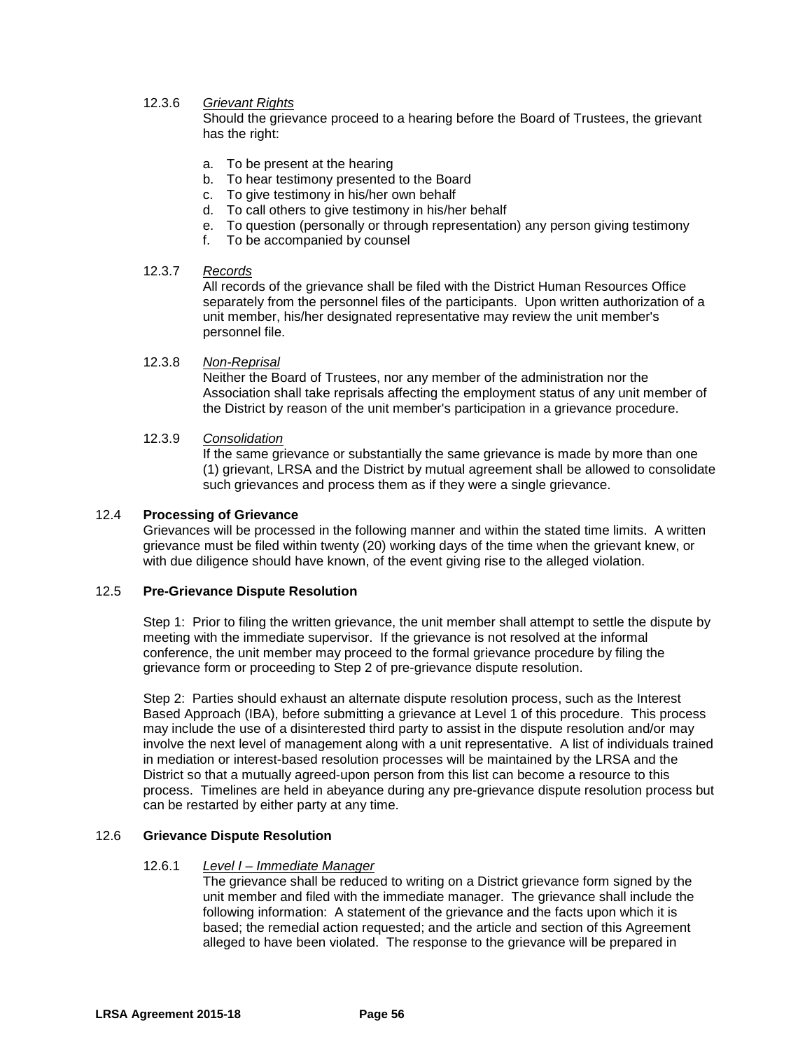12.3.6 *Grievant Rights*

Should the grievance proceed to a hearing before the Board of Trustees, the grievant has the right:

a. To be present at the hearing
b. To hear testimony presented to the Board
c. To give testimony in his/her own behalf
d. To call others to give testimony in his/her behalf
e. To question (personally or through representation) any person giving testimony
f. To be accompanied by counsel

12.3.7 *Records*

All records of the grievance shall be filed with the District Human Resources Office separately from the personnel files of the participants. Upon written authorization of a unit member, his/her designated representative may review the unit member's personnel file.

12.3.8 *Non-Reprisal*

Neither the Board of Trustees, nor any member of the administration nor the Association shall take reprisals affecting the employment status of any unit member of the District by reason of the unit member's participation in a grievance procedure.

12.3.9 *Consolidation*

If the same grievance or substantially the same grievance is made by more than one (1) grievant, LRSA and the District by mutual agreement shall be allowed to consolidate such grievances and process them as if they were a single grievance.

## 12.4 Processing of Grievance

Grievances will be processed in the following manner and within the stated time limits. A written grievance must be filed within twenty (20) working days of the time when the grievant knew, or with due diligence should have known, of the event giving rise to the alleged violation.

## 12.5 Pre-Grievance Dispute Resolution

Step 1: Prior to filing the written grievance, the unit member shall attempt to settle the dispute by meeting with the immediate supervisor. If the grievance is not resolved at the informal conference, the unit member may proceed to the formal grievance procedure by filing the grievance form or proceeding to Step 2 of pre-grievance dispute resolution.

Step 2: Parties should exhaust an alternate dispute resolution process, such as the Interest Based Approach (IBA), before submitting a grievance at Level 1 of this procedure. This process may include the use of a disinterested third party to assist in the dispute resolution and/or may involve the next level of management along with a unit representative. A list of individuals trained in mediation or interest-based resolution processes will be maintained by the LRSA and the District so that a mutually agreed-upon person from this list can become a resource to this process. Timelines are held in abeyance during any pre-grievance dispute resolution process but can be restarted by either party at any time.

## 12.6 Grievance Dispute Resolution

12.6.1 *Level I – Immediate Manager*

The grievance shall be reduced to writing on a District grievance form signed by the unit member and filed with the immediate manager. The grievance shall include the following information: A statement of the grievance and the facts upon which it is based; the remedial action requested; and the article and section of this Agreement alleged to have been violated. The response to the grievance will be prepared in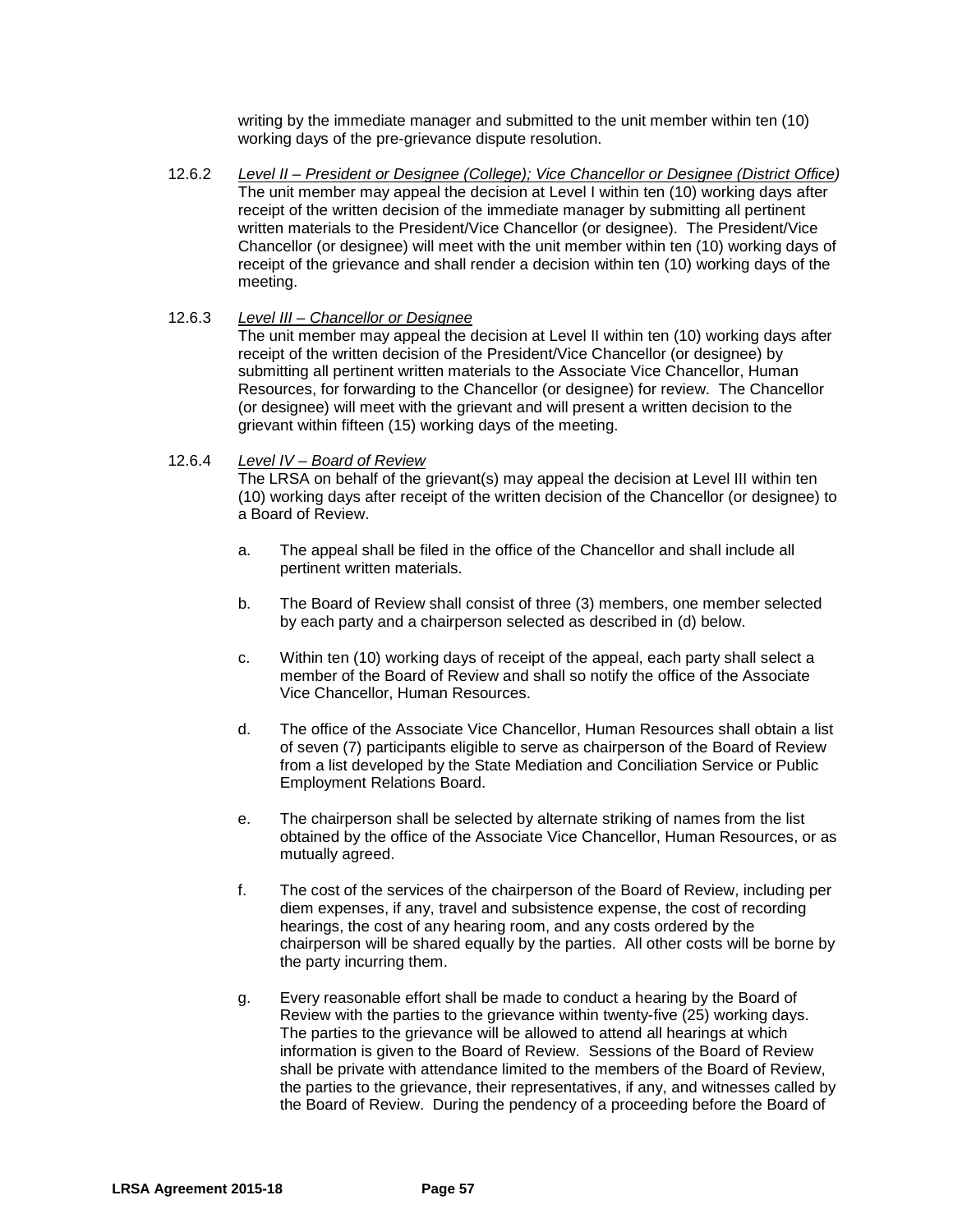writing by the immediate manager and submitted to the unit member within ten (10) working days of the pre-grievance dispute resolution.

12.6.2 *Level II – President or Designee (College); Vice Chancellor or Designee (District Office)*
The unit member may appeal the decision at Level I within ten (10) working days after receipt of the written decision of the immediate manager by submitting all pertinent written materials to the President/Vice Chancellor (or designee). The President/Vice Chancellor (or designee) will meet with the unit member within ten (10) working days of receipt of the grievance and shall render a decision within ten (10) working days of the meeting.

12.6.3 *Level III – Chancellor or Designee*
The unit member may appeal the decision at Level II within ten (10) working days after receipt of the written decision of the President/Vice Chancellor (or designee) by submitting all pertinent written materials to the Associate Vice Chancellor, Human Resources, for forwarding to the Chancellor (or designee) for review. The Chancellor (or designee) will meet with the grievant and will present a written decision to the grievant within fifteen (15) working days of the meeting.

12.6.4 *Level IV – Board of Review*
The LRSA on behalf of the grievant(s) may appeal the decision at Level III within ten (10) working days after receipt of the written decision of the Chancellor (or designee) to a Board of Review.

a. The appeal shall be filed in the office of the Chancellor and shall include all pertinent written materials.

b. The Board of Review shall consist of three (3) members, one member selected by each party and a chairperson selected as described in (d) below.

c. Within ten (10) working days of receipt of the appeal, each party shall select a member of the Board of Review and shall so notify the office of the Associate Vice Chancellor, Human Resources.

d. The office of the Associate Vice Chancellor, Human Resources shall obtain a list of seven (7) participants eligible to serve as chairperson of the Board of Review from a list developed by the State Mediation and Conciliation Service or Public Employment Relations Board.

e. The chairperson shall be selected by alternate striking of names from the list obtained by the office of the Associate Vice Chancellor, Human Resources, or as mutually agreed.

f. The cost of the services of the chairperson of the Board of Review, including per diem expenses, if any, travel and subsistence expense, the cost of recording hearings, the cost of any hearing room, and any costs ordered by the chairperson will be shared equally by the parties. All other costs will be borne by the party incurring them.

g. Every reasonable effort shall be made to conduct a hearing by the Board of Review with the parties to the grievance within twenty-five (25) working days. The parties to the grievance will be allowed to attend all hearings at which information is given to the Board of Review. Sessions of the Board of Review shall be private with attendance limited to the members of the Board of Review, the parties to the grievance, their representatives, if any, and witnesses called by the Board of Review. During the pendency of a proceeding before the Board of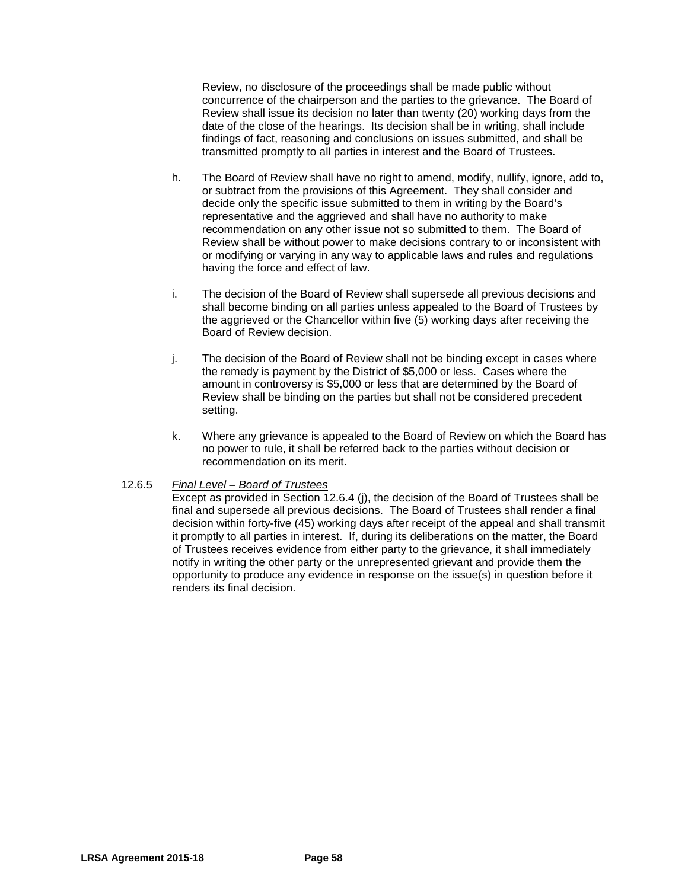Review, no disclosure of the proceedings shall be made public without concurrence of the chairperson and the parties to the grievance. The Board of Review shall issue its decision no later than twenty (20) working days from the date of the close of the hearings. Its decision shall be in writing, shall include findings of fact, reasoning and conclusions on issues submitted, and shall be transmitted promptly to all parties in interest and the Board of Trustees.

h. The Board of Review shall have no right to amend, modify, nullify, ignore, add to, or subtract from the provisions of this Agreement. They shall consider and decide only the specific issue submitted to them in writing by the Board's representative and the aggrieved and shall have no authority to make recommendation on any other issue not so submitted to them. The Board of Review shall be without power to make decisions contrary to or inconsistent with or modifying or varying in any way to applicable laws and rules and regulations having the force and effect of law.

i. The decision of the Board of Review shall supersede all previous decisions and shall become binding on all parties unless appealed to the Board of Trustees by the aggrieved or the Chancellor within five (5) working days after receiving the Board of Review decision.

j. The decision of the Board of Review shall not be binding except in cases where the remedy is payment by the District of $5,000 or less. Cases where the amount in controversy is $5,000 or less that are determined by the Board of Review shall be binding on the parties but shall not be considered precedent setting.

k. Where any grievance is appealed to the Board of Review on which the Board has no power to rule, it shall be referred back to the parties without decision or recommendation on its merit.

12.6.5 *Final Level – Board of Trustees*

Except as provided in Section 12.6.4 (j), the decision of the Board of Trustees shall be final and supersede all previous decisions. The Board of Trustees shall render a final decision within forty-five (45) working days after receipt of the appeal and shall transmit it promptly to all parties in interest. If, during its deliberations on the matter, the Board of Trustees receives evidence from either party to the grievance, it shall immediately notify in writing the other party or the unrepresented grievant and provide them the opportunity to produce any evidence in response on the issue(s) in question before it renders its final decision.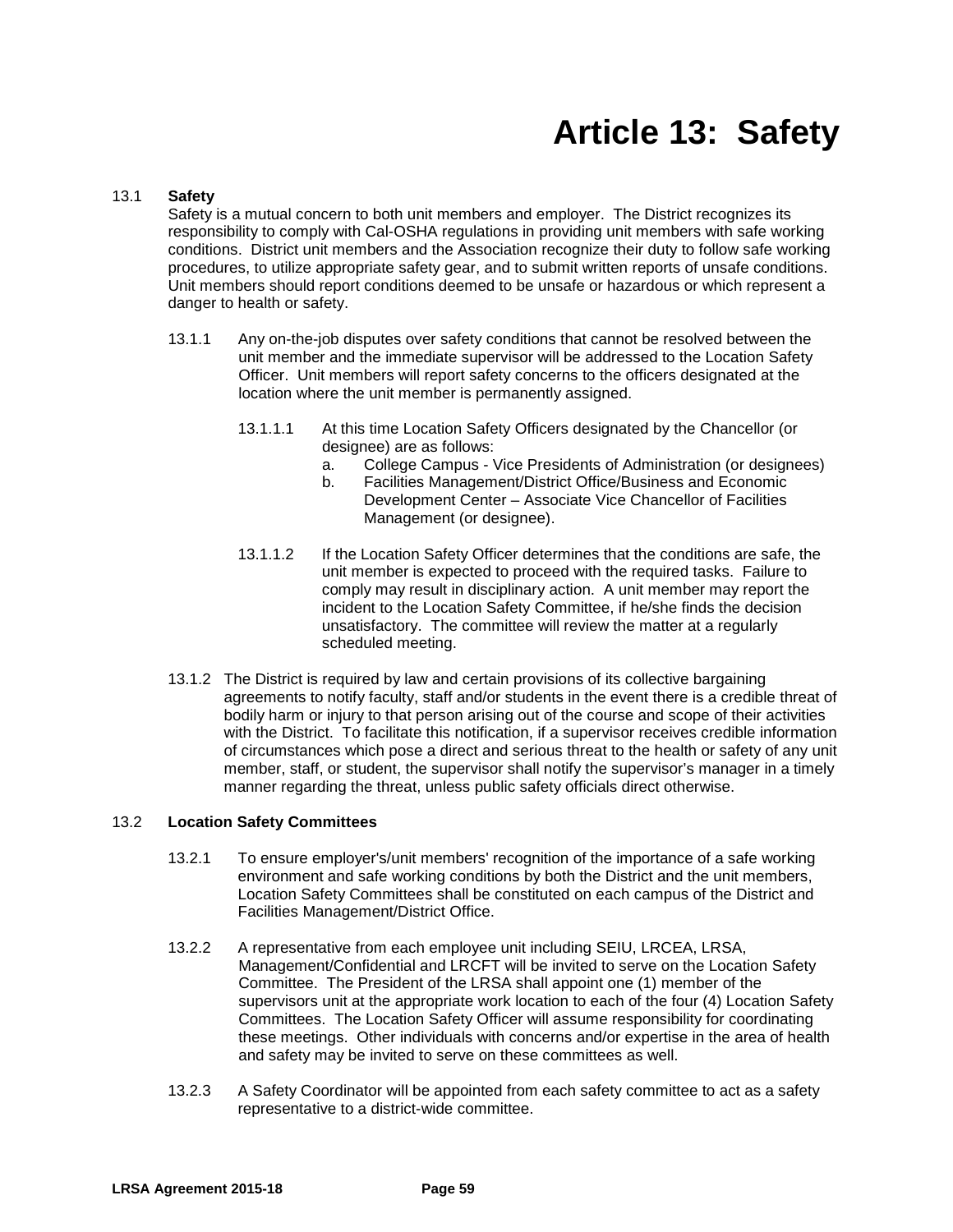# Article 13: Safety

13.1 **Safety**

Safety is a mutual concern to both unit members and employer. The District recognizes its responsibility to comply with Cal-OSHA regulations in providing unit members with safe working conditions. District unit members and the Association recognize their duty to follow safe working procedures, to utilize appropriate safety gear, and to submit written reports of unsafe conditions. Unit members should report conditions deemed to be unsafe or hazardous or which represent a danger to health or safety.

13.1.1 Any on-the-job disputes over safety conditions that cannot be resolved between the unit member and the immediate supervisor will be addressed to the Location Safety Officer. Unit members will report safety concerns to the officers designated at the location where the unit member is permanently assigned.

13.1.1.1 At this time Location Safety Officers designated by the Chancellor (or designee) are as follows:

a. College Campus - Vice Presidents of Administration (or designees)

b. Facilities Management/District Office/Business and Economic Development Center – Associate Vice Chancellor of Facilities Management (or designee).

13.1.1.2 If the Location Safety Officer determines that the conditions are safe, the unit member is expected to proceed with the required tasks. Failure to comply may result in disciplinary action. A unit member may report the incident to the Location Safety Committee, if he/she finds the decision unsatisfactory. The committee will review the matter at a regularly scheduled meeting.

13.1.2 The District is required by law and certain provisions of its collective bargaining agreements to notify faculty, staff and/or students in the event there is a credible threat of bodily harm or injury to that person arising out of the course and scope of their activities with the District. To facilitate this notification, if a supervisor receives credible information of circumstances which pose a direct and serious threat to the health or safety of any unit member, staff, or student, the supervisor shall notify the supervisor's manager in a timely manner regarding the threat, unless public safety officials direct otherwise.

13.2 **Location Safety Committees**

13.2.1 To ensure employer's/unit members' recognition of the importance of a safe working environment and safe working conditions by both the District and the unit members, Location Safety Committees shall be constituted on each campus of the District and Facilities Management/District Office.

13.2.2 A representative from each employee unit including SEIU, LRCEA, LRSA, Management/Confidential and LRCFT will be invited to serve on the Location Safety Committee. The President of the LRSA shall appoint one (1) member of the supervisors unit at the appropriate work location to each of the four (4) Location Safety Committees. The Location Safety Officer will assume responsibility for coordinating these meetings. Other individuals with concerns and/or expertise in the area of health and safety may be invited to serve on these committees as well.

13.2.3 A Safety Coordinator will be appointed from each safety committee to act as a safety representative to a district-wide committee.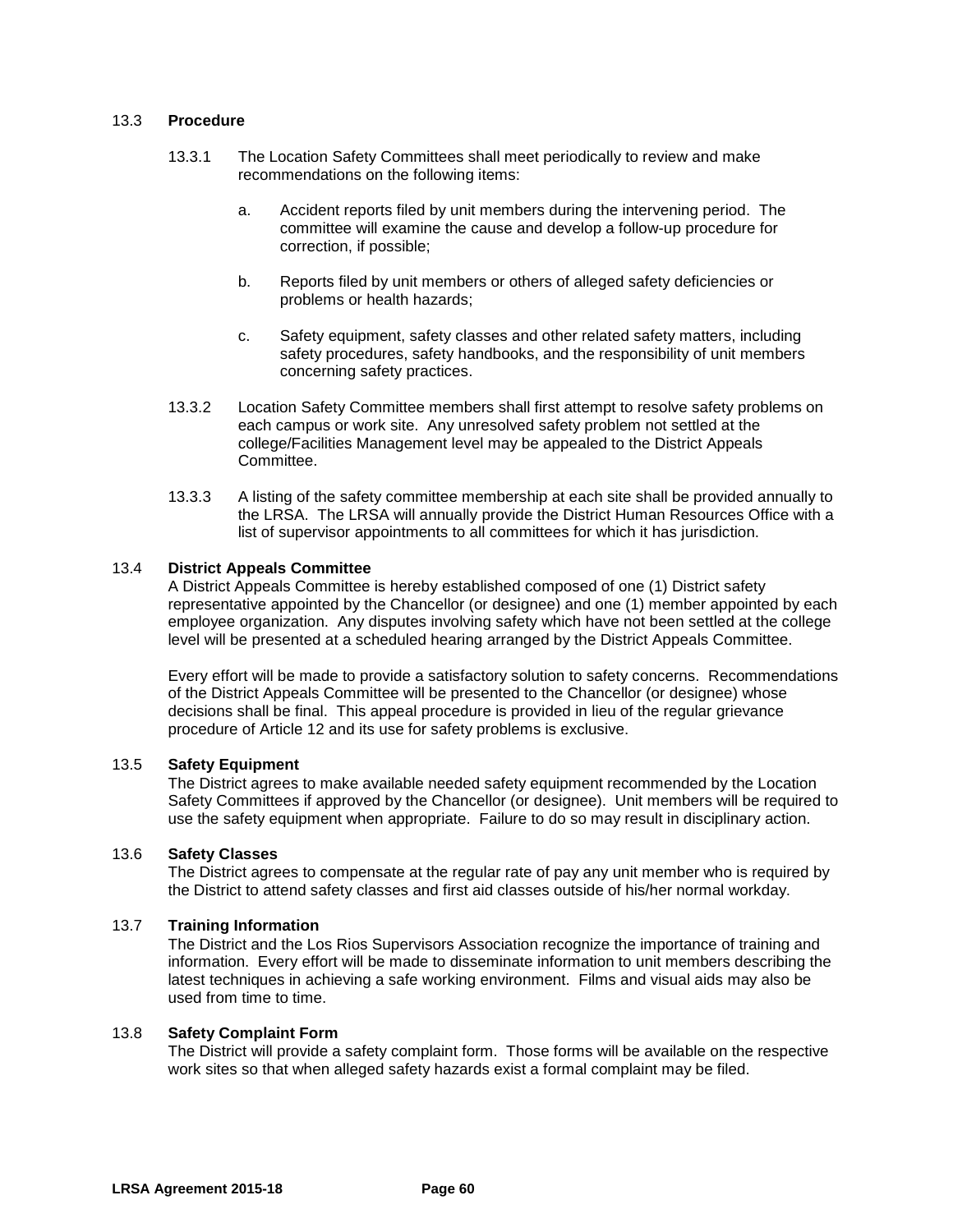### 13.3 **Procedure**

13.3.1 The Location Safety Committees shall meet periodically to review and make recommendations on the following items:

a. Accident reports filed by unit members during the intervening period. The committee will examine the cause and develop a follow-up procedure for correction, if possible;

b. Reports filed by unit members or others of alleged safety deficiencies or problems or health hazards;

c. Safety equipment, safety classes and other related safety matters, including safety procedures, safety handbooks, and the responsibility of unit members concerning safety practices.

13.3.2 Location Safety Committee members shall first attempt to resolve safety problems on each campus or work site. Any unresolved safety problem not settled at the college/Facilities Management level may be appealed to the District Appeals Committee.

13.3.3 A listing of the safety committee membership at each site shall be provided annually to the LRSA. The LRSA will annually provide the District Human Resources Office with a list of supervisor appointments to all committees for which it has jurisdiction.

### 13.4 **District Appeals Committee**

A District Appeals Committee is hereby established composed of one (1) District safety representative appointed by the Chancellor (or designee) and one (1) member appointed by each employee organization. Any disputes involving safety which have not been settled at the college level will be presented at a scheduled hearing arranged by the District Appeals Committee.

Every effort will be made to provide a satisfactory solution to safety concerns. Recommendations of the District Appeals Committee will be presented to the Chancellor (or designee) whose decisions shall be final. This appeal procedure is provided in lieu of the regular grievance procedure of Article 12 and its use for safety problems is exclusive.

### 13.5 **Safety Equipment**

The District agrees to make available needed safety equipment recommended by the Location Safety Committees if approved by the Chancellor (or designee). Unit members will be required to use the safety equipment when appropriate. Failure to do so may result in disciplinary action.

### 13.6 **Safety Classes**

The District agrees to compensate at the regular rate of pay any unit member who is required by the District to attend safety classes and first aid classes outside of his/her normal workday.

### 13.7 **Training Information**

The District and the Los Rios Supervisors Association recognize the importance of training and information. Every effort will be made to disseminate information to unit members describing the latest techniques in achieving a safe working environment. Films and visual aids may also be used from time to time.

### 13.8 **Safety Complaint Form**

The District will provide a safety complaint form. Those forms will be available on the respective work sites so that when alleged safety hazards exist a formal complaint may be filed.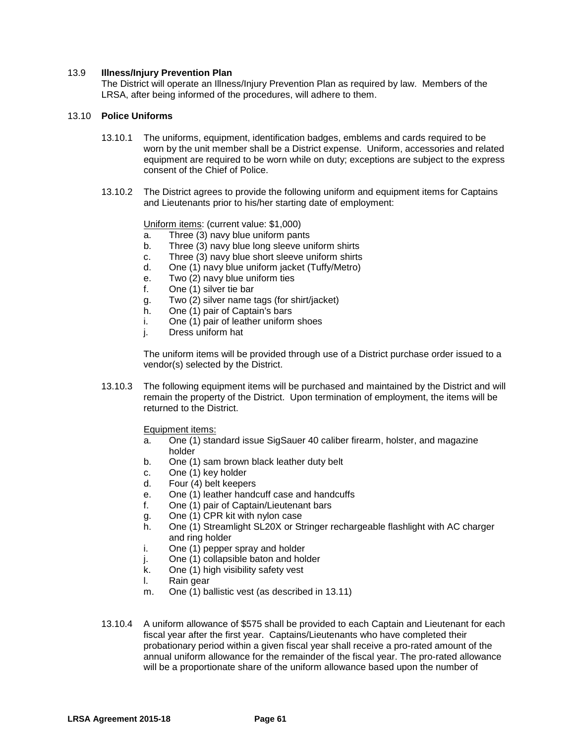13.9 **Illness/Injury Prevention Plan**

The District will operate an Illness/Injury Prevention Plan as required by law. Members of the LRSA, after being informed of the procedures, will adhere to them.

13.10 **Police Uniforms**

13.10.1 The uniforms, equipment, identification badges, emblems and cards required to be worn by the unit member shall be a District expense. Uniform, accessories and related equipment are required to be worn while on duty; exceptions are subject to the express consent of the Chief of Police.

13.10.2 The District agrees to provide the following uniform and equipment items for Captains and Lieutenants prior to his/her starting date of employment:

Uniform items: (current value: $1,000)

a. Three (3) navy blue uniform pants
b. Three (3) navy blue long sleeve uniform shirts
c. Three (3) navy blue short sleeve uniform shirts
d. One (1) navy blue uniform jacket (Tuffy/Metro)
e. Two (2) navy blue uniform ties
f. One (1) silver tie bar
g. Two (2) silver name tags (for shirt/jacket)
h. One (1) pair of Captain's bars
i. One (1) pair of leather uniform shoes
j. Dress uniform hat

The uniform items will be provided through use of a District purchase order issued to a vendor(s) selected by the District.

13.10.3 The following equipment items will be purchased and maintained by the District and will remain the property of the District. Upon termination of employment, the items will be returned to the District.

Equipment items:

a. One (1) standard issue SigSauer 40 caliber firearm, holster, and magazine holder
b. One (1) sam brown black leather duty belt
c. One (1) key holder
d. Four (4) belt keepers
e. One (1) leather handcuff case and handcuffs
f. One (1) pair of Captain/Lieutenant bars
g. One (1) CPR kit with nylon case
h. One (1) Streamlight SL20X or Stringer rechargeable flashlight with AC charger and ring holder
i. One (1) pepper spray and holder
j. One (1) collapsible baton and holder
k. One (1) high visibility safety vest
l. Rain gear
m. One (1) ballistic vest (as described in 13.11)

13.10.4 A uniform allowance of $575 shall be provided to each Captain and Lieutenant for each fiscal year after the first year. Captains/Lieutenants who have completed their probationary period within a given fiscal year shall receive a pro-rated amount of the annual uniform allowance for the remainder of the fiscal year. The pro-rated allowance will be a proportionate share of the uniform allowance based upon the number of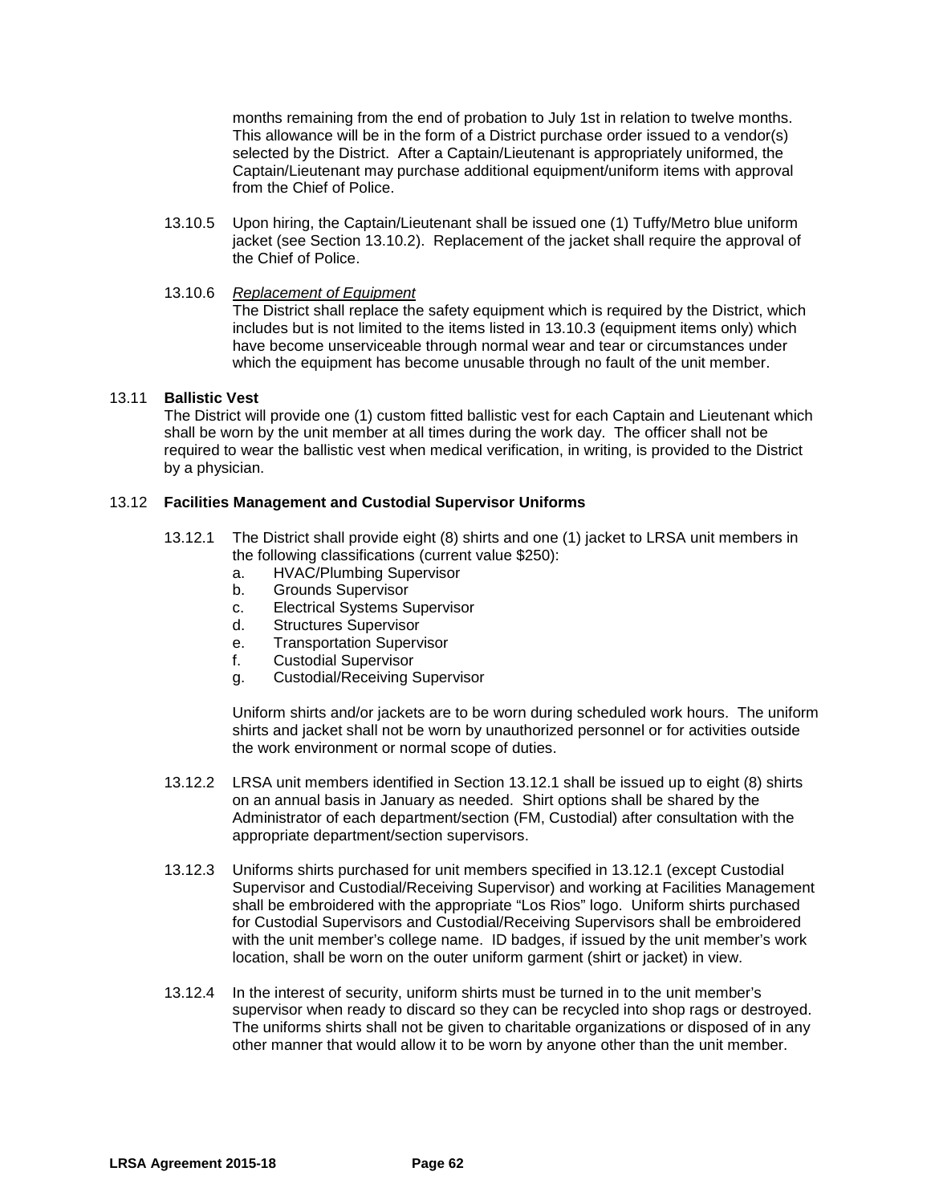months remaining from the end of probation to July 1st in relation to twelve months. This allowance will be in the form of a District purchase order issued to a vendor(s) selected by the District. After a Captain/Lieutenant is appropriately uniformed, the Captain/Lieutenant may purchase additional equipment/uniform items with approval from the Chief of Police.

13.10.5 Upon hiring, the Captain/Lieutenant shall be issued one (1) Tuffy/Metro blue uniform jacket (see Section 13.10.2). Replacement of the jacket shall require the approval of the Chief of Police.

13.10.6 *Replacement of Equipment*
The District shall replace the safety equipment which is required by the District, which includes but is not limited to the items listed in 13.10.3 (equipment items only) which have become unserviceable through normal wear and tear or circumstances under which the equipment has become unusable through no fault of the unit member.

13.11 **Ballistic Vest**
The District will provide one (1) custom fitted ballistic vest for each Captain and Lieutenant which shall be worn by the unit member at all times during the work day. The officer shall not be required to wear the ballistic vest when medical verification, in writing, is provided to the District by a physician.

13.12 **Facilities Management and Custodial Supervisor Uniforms**

13.12.1 The District shall provide eight (8) shirts and one (1) jacket to LRSA unit members in the following classifications (current value $250):

a. HVAC/Plumbing Supervisor
b. Grounds Supervisor
c. Electrical Systems Supervisor
d. Structures Supervisor
e. Transportation Supervisor
f. Custodial Supervisor
g. Custodial/Receiving Supervisor

Uniform shirts and/or jackets are to be worn during scheduled work hours. The uniform shirts and jacket shall not be worn by unauthorized personnel or for activities outside the work environment or normal scope of duties.

13.12.2 LRSA unit members identified in Section 13.12.1 shall be issued up to eight (8) shirts on an annual basis in January as needed. Shirt options shall be shared by the Administrator of each department/section (FM, Custodial) after consultation with the appropriate department/section supervisors.

13.12.3 Uniforms shirts purchased for unit members specified in 13.12.1 (except Custodial Supervisor and Custodial/Receiving Supervisor) and working at Facilities Management shall be embroidered with the appropriate "Los Rios" logo. Uniform shirts purchased for Custodial Supervisors and Custodial/Receiving Supervisors shall be embroidered with the unit member's college name. ID badges, if issued by the unit member's work location, shall be worn on the outer uniform garment (shirt or jacket) in view.

13.12.4 In the interest of security, uniform shirts must be turned in to the unit member's supervisor when ready to discard so they can be recycled into shop rags or destroyed. The uniforms shirts shall not be given to charitable organizations or disposed of in any other manner that would allow it to be worn by anyone other than the unit member.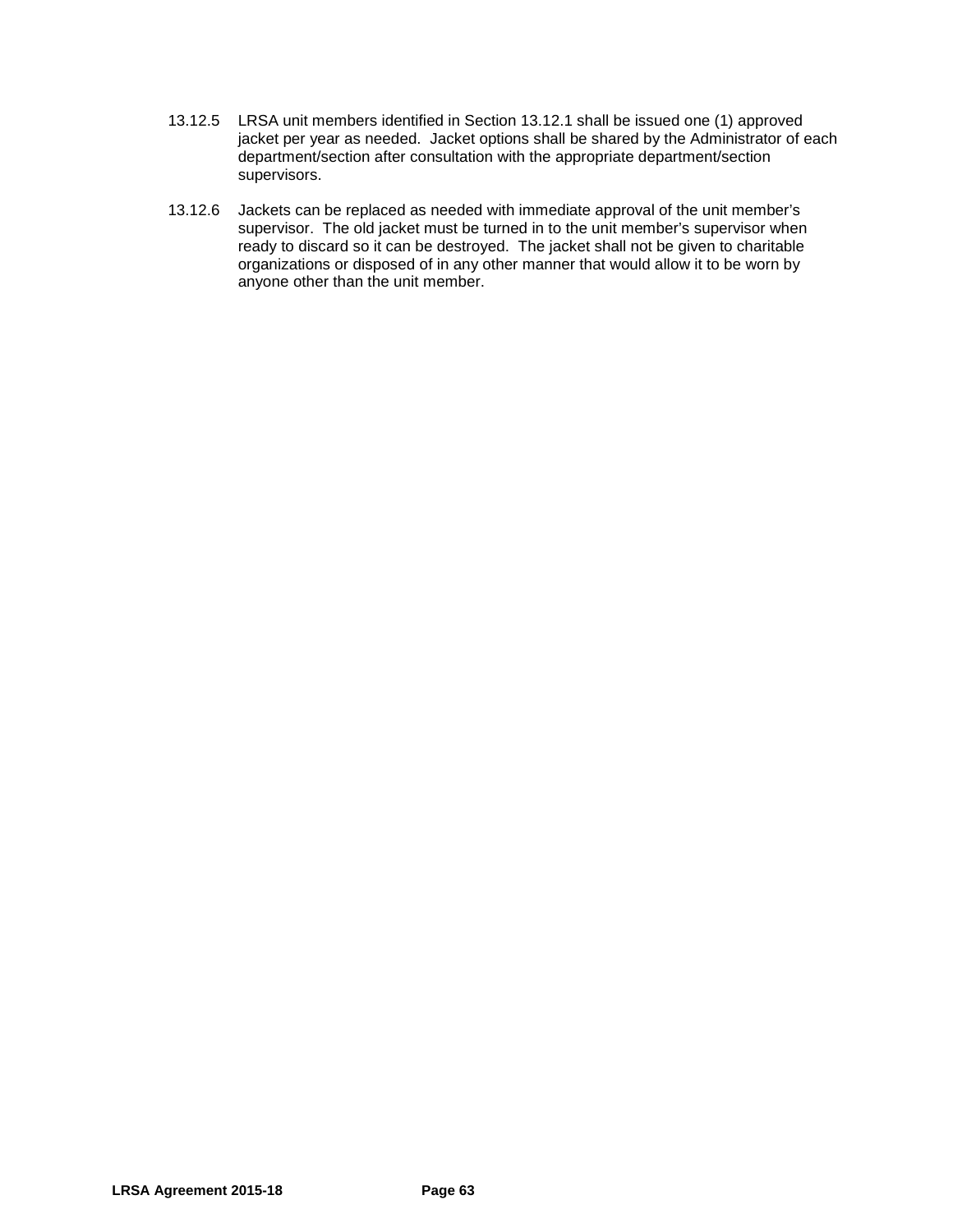13.12.5 LRSA unit members identified in Section 13.12.1 shall be issued one (1) approved jacket per year as needed. Jacket options shall be shared by the Administrator of each department/section after consultation with the appropriate department/section supervisors.

13.12.6 Jackets can be replaced as needed with immediate approval of the unit member's supervisor. The old jacket must be turned in to the unit member's supervisor when ready to discard so it can be destroyed. The jacket shall not be given to charitable organizations or disposed of in any other manner that would allow it to be worn by anyone other than the unit member.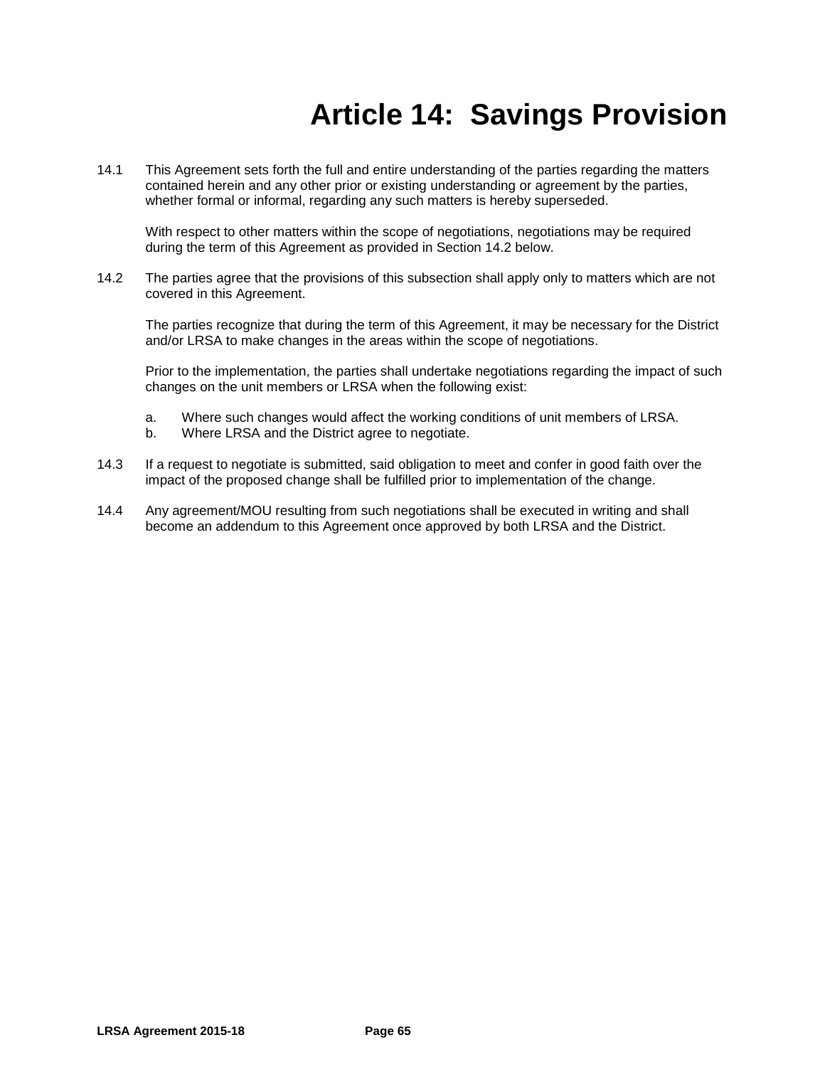# Article 14: Savings Provision

14.1 This Agreement sets forth the full and entire understanding of the parties regarding the matters contained herein and any other prior or existing understanding or agreement by the parties, whether formal or informal, regarding any such matters is hereby superseded.

With respect to other matters within the scope of negotiations, negotiations may be required during the term of this Agreement as provided in Section 14.2 below.

14.2 The parties agree that the provisions of this subsection shall apply only to matters which are not covered in this Agreement.

The parties recognize that during the term of this Agreement, it may be necessary for the District and/or LRSA to make changes in the areas within the scope of negotiations.

Prior to the implementation, the parties shall undertake negotiations regarding the impact of such changes on the unit members or LRSA when the following exist:

a. Where such changes would affect the working conditions of unit members of LRSA.
b. Where LRSA and the District agree to negotiate.

14.3 If a request to negotiate is submitted, said obligation to meet and confer in good faith over the impact of the proposed change shall be fulfilled prior to implementation of the change.

14.4 Any agreement/MOU resulting from such negotiations shall be executed in writing and shall become an addendum to this Agreement once approved by both LRSA and the District.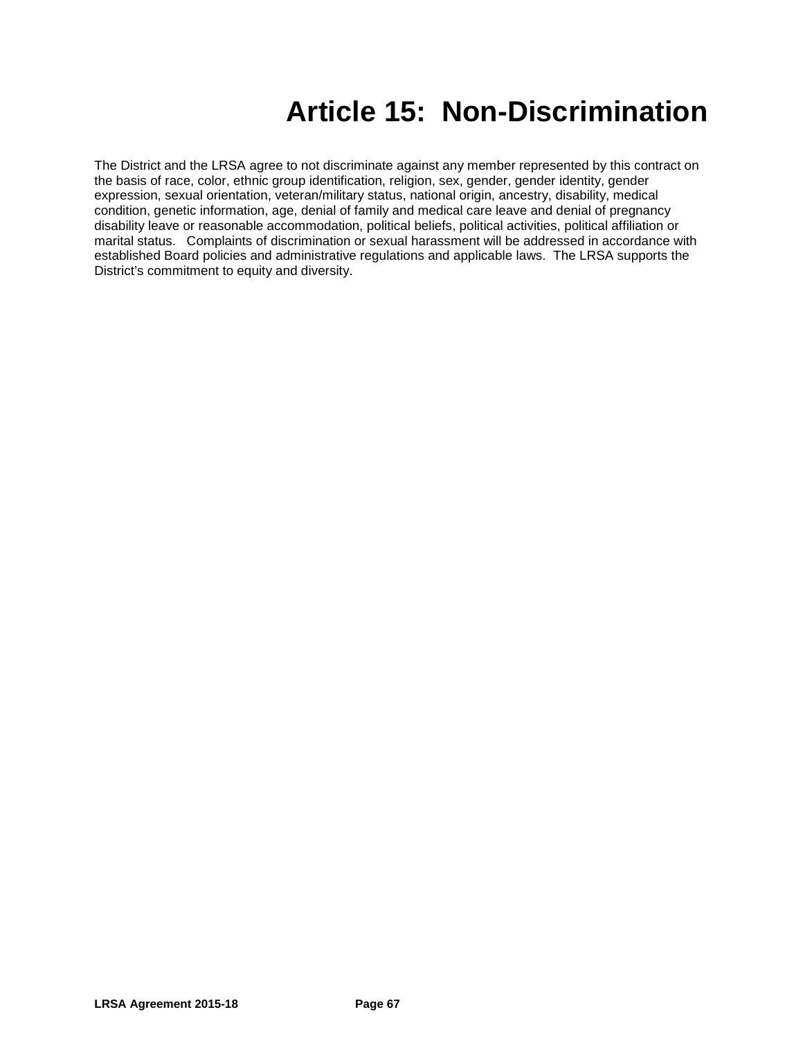# Article 15: Non-Discrimination

The District and the LRSA agree to not discriminate against any member represented by this contract on the basis of race, color, ethnic group identification, religion, sex, gender, gender identity, gender expression, sexual orientation, veteran/military status, national origin, ancestry, disability, medical condition, genetic information, age, denial of family and medical care leave and denial of pregnancy disability leave or reasonable accommodation, political beliefs, political activities, political affiliation or marital status. Complaints of discrimination or sexual harassment will be addressed in accordance with established Board policies and administrative regulations and applicable laws. The LRSA supports the District's commitment to equity and diversity.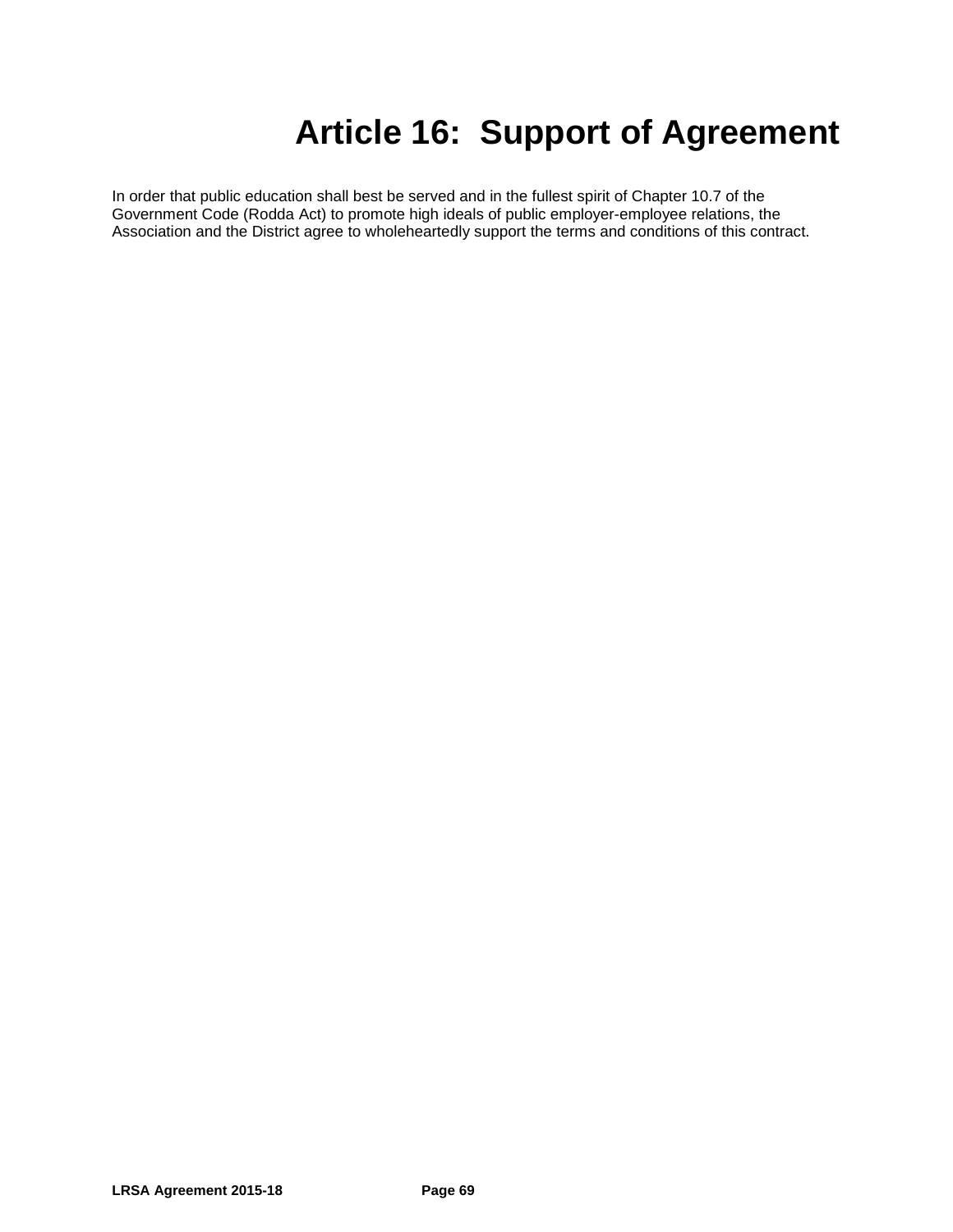# Article 16: Support of Agreement

In order that public education shall best be served and in the fullest spirit of Chapter 10.7 of the Government Code (Rodda Act) to promote high ideals of public employer-employee relations, the Association and the District agree to wholeheartedly support the terms and conditions of this contract.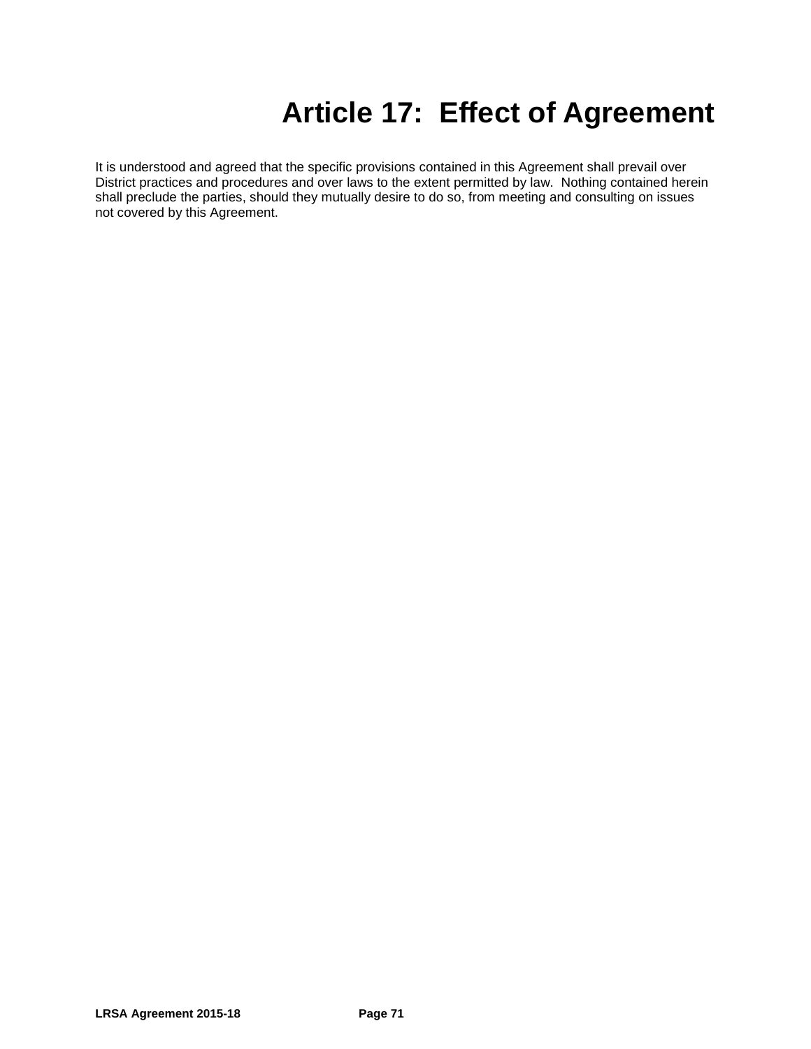# Article 17: Effect of Agreement

It is understood and agreed that the specific provisions contained in this Agreement shall prevail over District practices and procedures and over laws to the extent permitted by law. Nothing contained herein shall preclude the parties, should they mutually desire to do so, from meeting and consulting on issues not covered by this Agreement.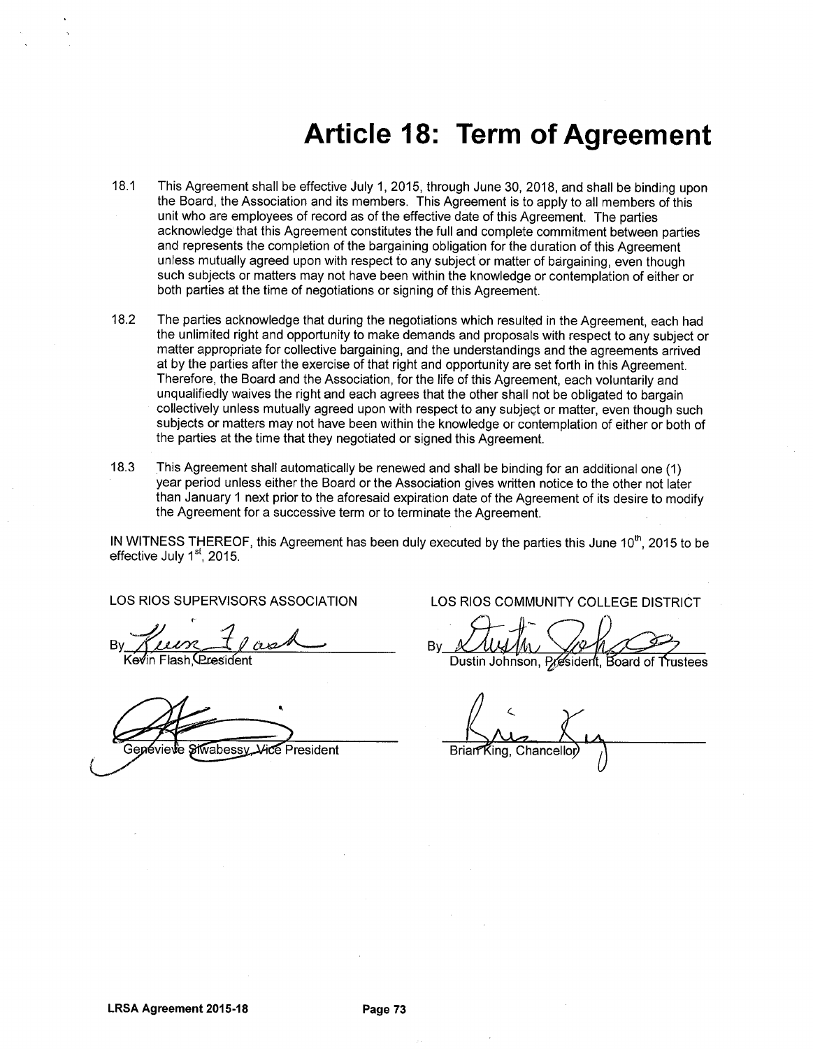# Article 18: Term of Agreement

18.1 This Agreement shall be effective July 1, 2015, through June 30, 2018, and shall be binding upon the Board, the Association and its members. This Agreement is to apply to all members of this unit who are employees of record as of the effective date of this Agreement. The parties acknowledge that this Agreement constitutes the full and complete commitment between parties and represents the completion of the bargaining obligation for the duration of this Agreement unless mutually agreed upon with respect to any subject or matter of bargaining, even though such subjects or matters may not have been within the knowledge or contemplation of either or both parties at the time of negotiations or signing of this Agreement.

18.2 The parties acknowledge that during the negotiations which resulted in the Agreement, each had the unlimited right and opportunity to make demands and proposals with respect to any subject or matter appropriate for collective bargaining, and the understandings and the agreements arrived at by the parties after the exercise of that right and opportunity are set forth in this Agreement. Therefore, the Board and the Association, for the life of this Agreement, each voluntarily and unqualifiedly waives the right and each agrees that the other shall not be obligated to bargain collectively unless mutually agreed upon with respect to any subject or matter, even though such subjects or matters may not have been within the knowledge or contemplation of either or both of the parties at the time that they negotiated or signed this Agreement.

18.3 This Agreement shall automatically be renewed and shall be binding for an additional one (1) year period unless either the Board or the Association gives written notice to the other not later than January 1 next prior to the aforesaid expiration date of the Agreement of its desire to modify the Agreement for a successive term or to terminate the Agreement.

IN WITNESS THEREOF, this Agreement has been duly executed by the parties this June 10th, 2015 to be effective July 1st, 2015.

LOS RIOS SUPERVISORS ASSOCIATION

By ______________________
Kevin Flash, President

______________________
Genevieve Siwabessy, Vice President

LOS RIOS COMMUNITY COLLEGE DISTRICT

By ______________________
Dustin Johnson, President, Board of Trustees

______________________
Brian King, Chancellor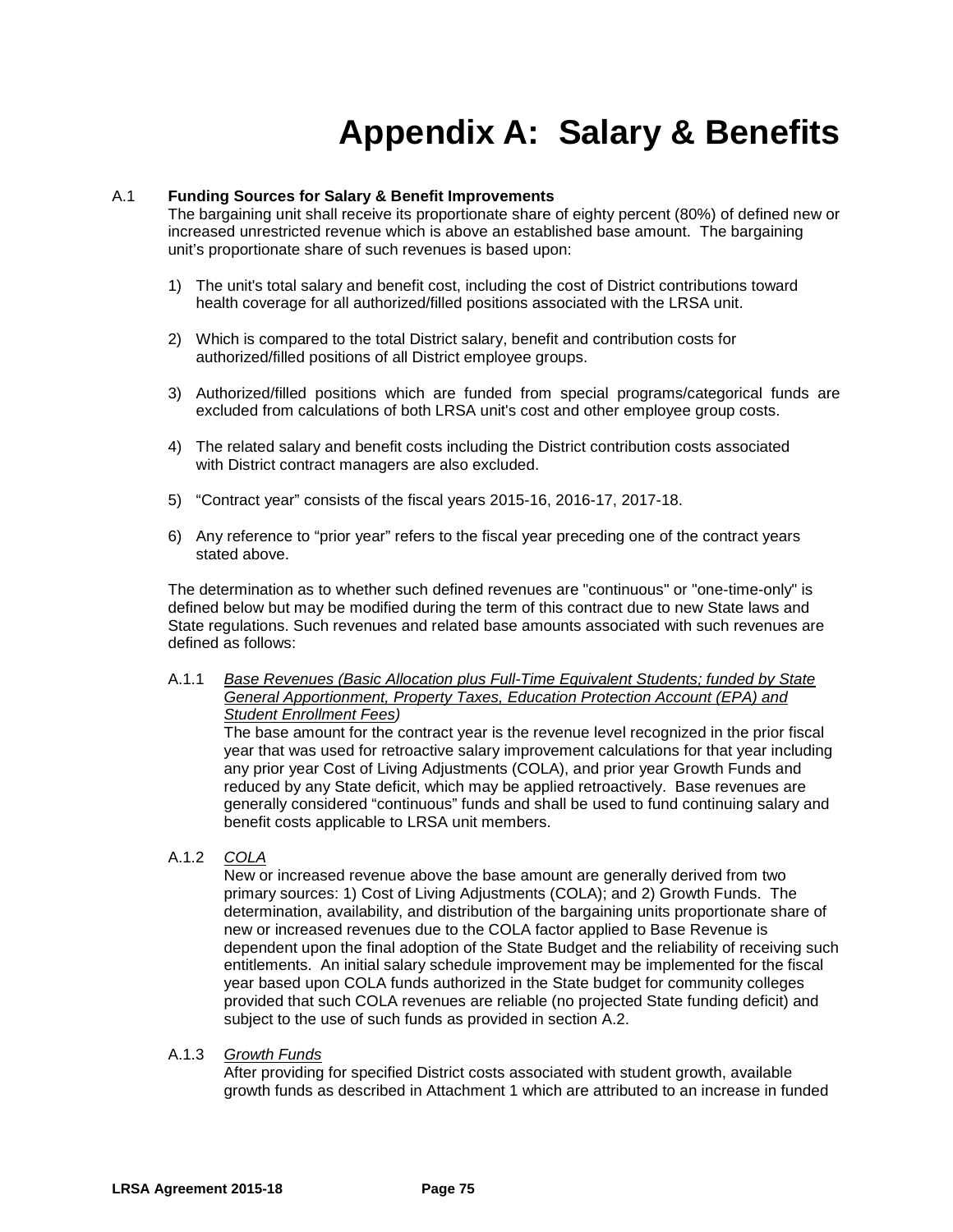# Appendix A: Salary & Benefits

## A.1 Funding Sources for Salary & Benefit Improvements

The bargaining unit shall receive its proportionate share of eighty percent (80%) of defined new or increased unrestricted revenue which is above an established base amount. The bargaining unit's proportionate share of such revenues is based upon:

1) The unit's total salary and benefit cost, including the cost of District contributions toward health coverage for all authorized/filled positions associated with the LRSA unit.

2) Which is compared to the total District salary, benefit and contribution costs for authorized/filled positions of all District employee groups.

3) Authorized/filled positions which are funded from special programs/categorical funds are excluded from calculations of both LRSA unit's cost and other employee group costs.

4) The related salary and benefit costs including the District contribution costs associated with District contract managers are also excluded.

5) "Contract year" consists of the fiscal years 2015-16, 2016-17, 2017-18.

6) Any reference to "prior year" refers to the fiscal year preceding one of the contract years stated above.

The determination as to whether such defined revenues are "continuous" or "one-time-only" is defined below but may be modified during the term of this contract due to new State laws and State regulations. Such revenues and related base amounts associated with such revenues are defined as follows:

A.1.1 *Base Revenues (Basic Allocation plus Full-Time Equivalent Students; funded by State General Apportionment, Property Taxes, Education Protection Account (EPA) and Student Enrollment Fees)*

The base amount for the contract year is the revenue level recognized in the prior fiscal year that was used for retroactive salary improvement calculations for that year including any prior year Cost of Living Adjustments (COLA), and prior year Growth Funds and reduced by any State deficit, which may be applied retroactively. Base revenues are generally considered "continuous" funds and shall be used to fund continuing salary and benefit costs applicable to LRSA unit members.

A.1.2 *COLA*

New or increased revenue above the base amount are generally derived from two primary sources: 1) Cost of Living Adjustments (COLA); and 2) Growth Funds. The determination, availability, and distribution of the bargaining units proportionate share of new or increased revenues due to the COLA factor applied to Base Revenue is dependent upon the final adoption of the State Budget and the reliability of receiving such entitlements. An initial salary schedule improvement may be implemented for the fiscal year based upon COLA funds authorized in the State budget for community colleges provided that such COLA revenues are reliable (no projected State funding deficit) and subject to the use of such funds as provided in section A.2.

A.1.3 *Growth Funds*

After providing for specified District costs associated with student growth, available growth funds as described in Attachment 1 which are attributed to an increase in funded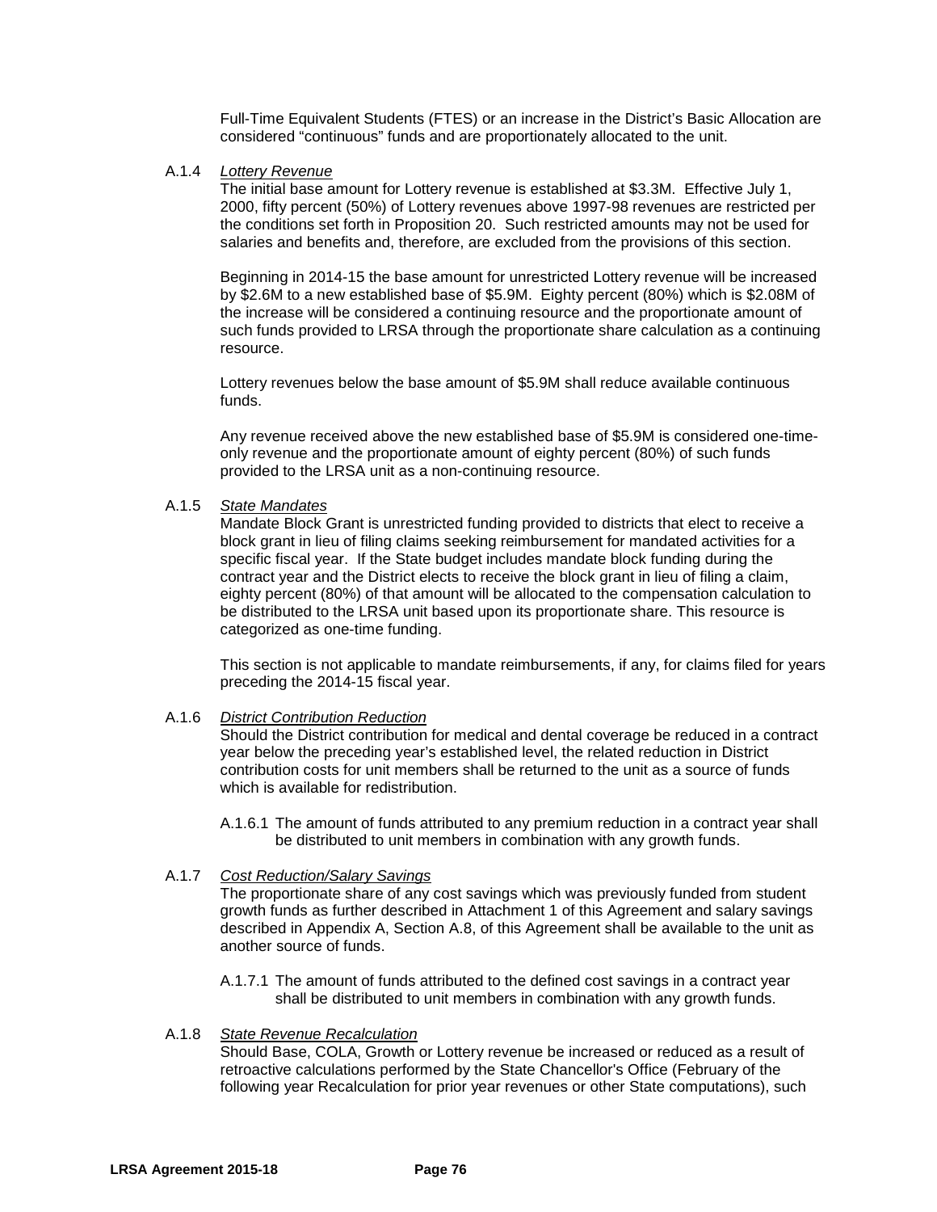Full-Time Equivalent Students (FTES) or an increase in the District's Basic Allocation are considered "continuous" funds and are proportionately allocated to the unit.

A.1.4 *Lottery Revenue*

The initial base amount for Lottery revenue is established at $3.3M. Effective July 1, 2000, fifty percent (50%) of Lottery revenues above 1997-98 revenues are restricted per the conditions set forth in Proposition 20. Such restricted amounts may not be used for salaries and benefits and, therefore, are excluded from the provisions of this section.

Beginning in 2014-15 the base amount for unrestricted Lottery revenue will be increased by $2.6M to a new established base of $5.9M. Eighty percent (80%) which is $2.08M of the increase will be considered a continuing resource and the proportionate amount of such funds provided to LRSA through the proportionate share calculation as a continuing resource.

Lottery revenues below the base amount of $5.9M shall reduce available continuous funds.

Any revenue received above the new established base of $5.9M is considered one-time-only revenue and the proportionate amount of eighty percent (80%) of such funds provided to the LRSA unit as a non-continuing resource.

A.1.5 *State Mandates*

Mandate Block Grant is unrestricted funding provided to districts that elect to receive a block grant in lieu of filing claims seeking reimbursement for mandated activities for a specific fiscal year. If the State budget includes mandate block funding during the contract year and the District elects to receive the block grant in lieu of filing a claim, eighty percent (80%) of that amount will be allocated to the compensation calculation to be distributed to the LRSA unit based upon its proportionate share. This resource is categorized as one-time funding.

This section is not applicable to mandate reimbursements, if any, for claims filed for years preceding the 2014-15 fiscal year.

A.1.6 *District Contribution Reduction*

Should the District contribution for medical and dental coverage be reduced in a contract year below the preceding year's established level, the related reduction in District contribution costs for unit members shall be returned to the unit as a source of funds which is available for redistribution.

A.1.6.1 The amount of funds attributed to any premium reduction in a contract year shall be distributed to unit members in combination with any growth funds.

A.1.7 *Cost Reduction/Salary Savings*

The proportionate share of any cost savings which was previously funded from student growth funds as further described in Attachment 1 of this Agreement and salary savings described in Appendix A, Section A.8, of this Agreement shall be available to the unit as another source of funds.

A.1.7.1 The amount of funds attributed to the defined cost savings in a contract year shall be distributed to unit members in combination with any growth funds.

A.1.8 *State Revenue Recalculation*

Should Base, COLA, Growth or Lottery revenue be increased or reduced as a result of retroactive calculations performed by the State Chancellor's Office (February of the following year Recalculation for prior year revenues or other State computations), such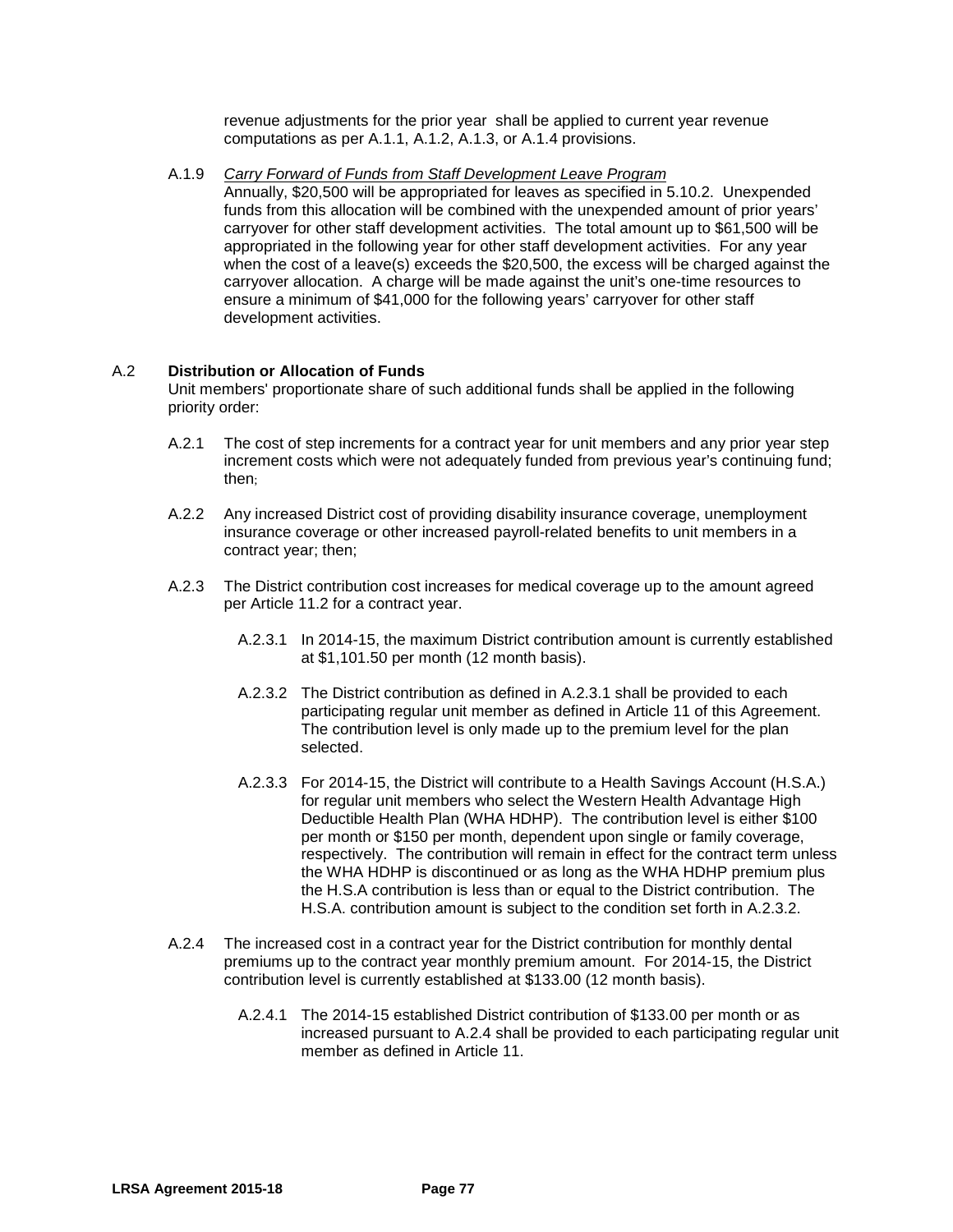revenue adjustments for the prior year shall be applied to current year revenue computations as per A.1.1, A.1.2, A.1.3, or A.1.4 provisions.

A.1.9 *Carry Forward of Funds from Staff Development Leave Program*
Annually, $20,500 will be appropriated for leaves as specified in 5.10.2. Unexpended funds from this allocation will be combined with the unexpended amount of prior years' carryover for other staff development activities. The total amount up to $61,500 will be appropriated in the following year for other staff development activities. For any year when the cost of a leave(s) exceeds the $20,500, the excess will be charged against the carryover allocation. A charge will be made against the unit's one-time resources to ensure a minimum of $41,000 for the following years' carryover for other staff development activities.

A.2 **Distribution or Allocation of Funds**
Unit members' proportionate share of such additional funds shall be applied in the following priority order:

A.2.1 The cost of step increments for a contract year for unit members and any prior year step increment costs which were not adequately funded from previous year's continuing fund; then;

A.2.2 Any increased District cost of providing disability insurance coverage, unemployment insurance coverage or other increased payroll-related benefits to unit members in a contract year; then;

A.2.3 The District contribution cost increases for medical coverage up to the amount agreed per Article 11.2 for a contract year.

A.2.3.1 In 2014-15, the maximum District contribution amount is currently established at $1,101.50 per month (12 month basis).

A.2.3.2 The District contribution as defined in A.2.3.1 shall be provided to each participating regular unit member as defined in Article 11 of this Agreement. The contribution level is only made up to the premium level for the plan selected.

A.2.3.3 For 2014-15, the District will contribute to a Health Savings Account (H.S.A.) for regular unit members who select the Western Health Advantage High Deductible Health Plan (WHA HDHP). The contribution level is either $100 per month or $150 per month, dependent upon single or family coverage, respectively. The contribution will remain in effect for the contract term unless the WHA HDHP is discontinued or as long as the WHA HDHP premium plus the H.S.A contribution is less than or equal to the District contribution. The H.S.A. contribution amount is subject to the condition set forth in A.2.3.2.

A.2.4 The increased cost in a contract year for the District contribution for monthly dental premiums up to the contract year monthly premium amount. For 2014-15, the District contribution level is currently established at $133.00 (12 month basis).

A.2.4.1 The 2014-15 established District contribution of $133.00 per month or as increased pursuant to A.2.4 shall be provided to each participating regular unit member as defined in Article 11.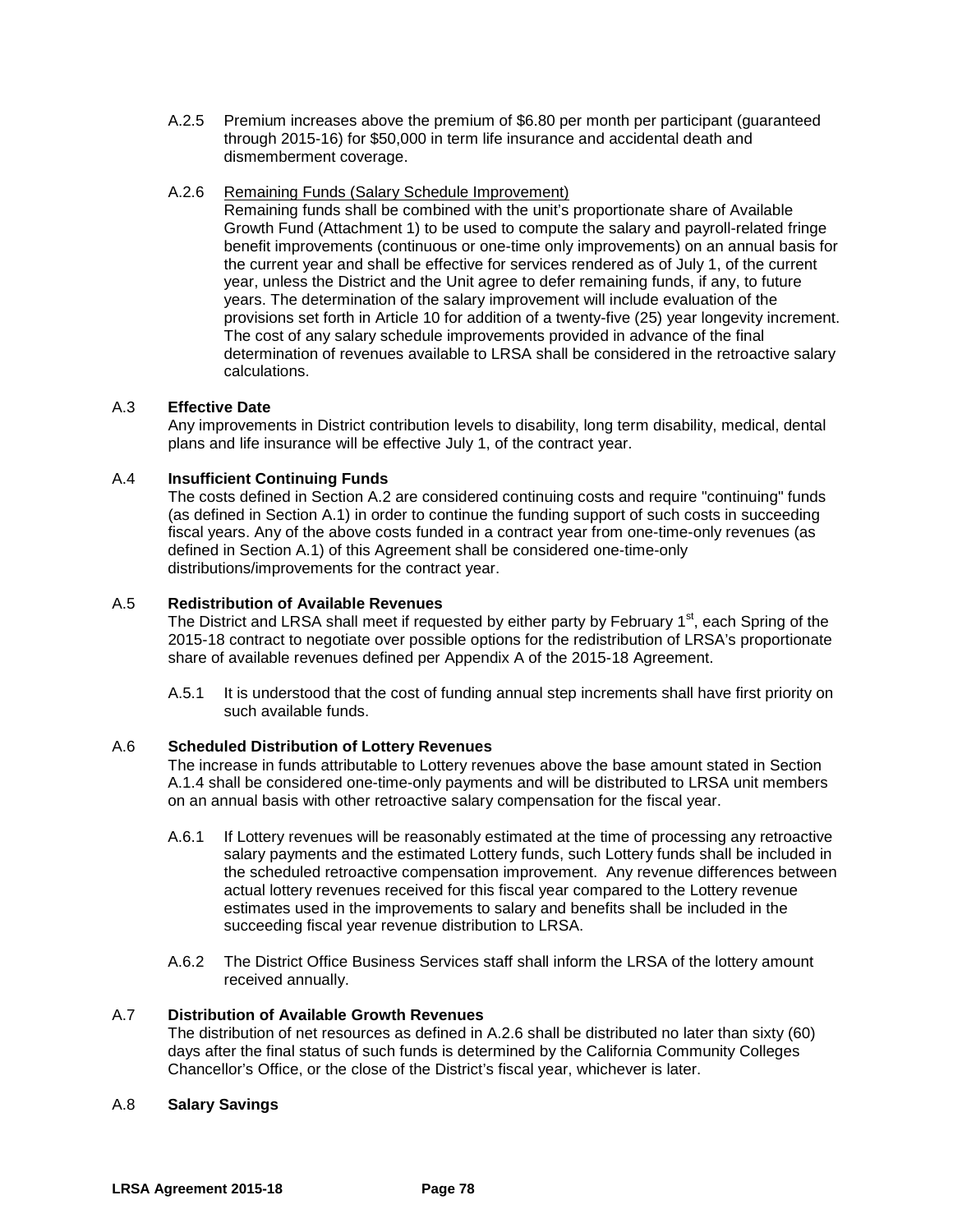A.2.5 Premium increases above the premium of $6.80 per month per participant (guaranteed through 2015-16) for $50,000 in term life insurance and accidental death and dismemberment coverage.

A.2.6 Remaining Funds (Salary Schedule Improvement)
Remaining funds shall be combined with the unit's proportionate share of Available Growth Fund (Attachment 1) to be used to compute the salary and payroll-related fringe benefit improvements (continuous or one-time only improvements) on an annual basis for the current year and shall be effective for services rendered as of July 1, of the current year, unless the District and the Unit agree to defer remaining funds, if any, to future years. The determination of the salary improvement will include evaluation of the provisions set forth in Article 10 for addition of a twenty-five (25) year longevity increment. The cost of any salary schedule improvements provided in advance of the final determination of revenues available to LRSA shall be considered in the retroactive salary calculations.

A.3 **Effective Date**
Any improvements in District contribution levels to disability, long term disability, medical, dental plans and life insurance will be effective July 1, of the contract year.

A.4 **Insufficient Continuing Funds**
The costs defined in Section A.2 are considered continuing costs and require "continuing" funds (as defined in Section A.1) in order to continue the funding support of such costs in succeeding fiscal years. Any of the above costs funded in a contract year from one-time-only revenues (as defined in Section A.1) of this Agreement shall be considered one-time-only distributions/improvements for the contract year.

A.5 **Redistribution of Available Revenues**
The District and LRSA shall meet if requested by either party by February 1st, each Spring of the 2015-18 contract to negotiate over possible options for the redistribution of LRSA's proportionate share of available revenues defined per Appendix A of the 2015-18 Agreement.

A.5.1 It is understood that the cost of funding annual step increments shall have first priority on such available funds.

A.6 **Scheduled Distribution of Lottery Revenues**
The increase in funds attributable to Lottery revenues above the base amount stated in Section A.1.4 shall be considered one-time-only payments and will be distributed to LRSA unit members on an annual basis with other retroactive salary compensation for the fiscal year.

A.6.1 If Lottery revenues will be reasonably estimated at the time of processing any retroactive salary payments and the estimated Lottery funds, such Lottery funds shall be included in the scheduled retroactive compensation improvement. Any revenue differences between actual lottery revenues received for this fiscal year compared to the Lottery revenue estimates used in the improvements to salary and benefits shall be included in the succeeding fiscal year revenue distribution to LRSA.

A.6.2 The District Office Business Services staff shall inform the LRSA of the lottery amount received annually.

A.7 **Distribution of Available Growth Revenues**
The distribution of net resources as defined in A.2.6 shall be distributed no later than sixty (60) days after the final status of such funds is determined by the California Community Colleges Chancellor's Office, or the close of the District's fiscal year, whichever is later.

A.8 **Salary Savings**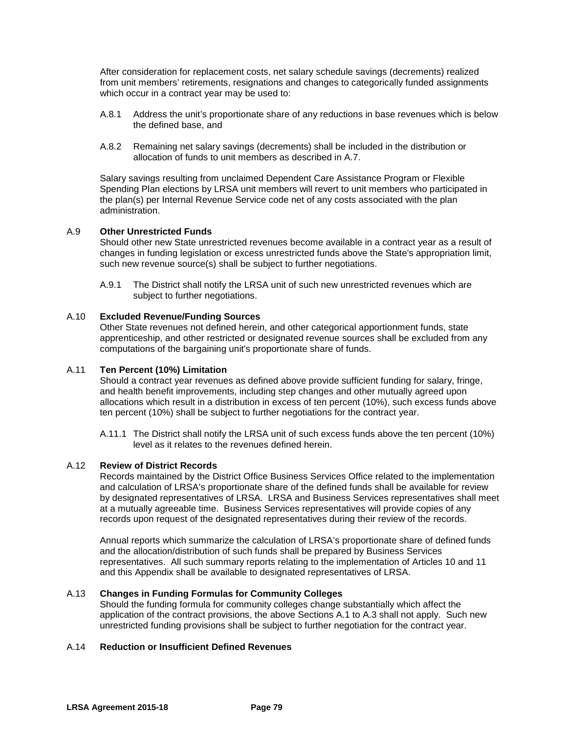After consideration for replacement costs, net salary schedule savings (decrements) realized from unit members' retirements, resignations and changes to categorically funded assignments which occur in a contract year may be used to:

A.8.1 Address the unit's proportionate share of any reductions in base revenues which is below the defined base, and

A.8.2 Remaining net salary savings (decrements) shall be included in the distribution or allocation of funds to unit members as described in A.7.

Salary savings resulting from unclaimed Dependent Care Assistance Program or Flexible Spending Plan elections by LRSA unit members will revert to unit members who participated in the plan(s) per Internal Revenue Service code net of any costs associated with the plan administration.

A.9 **Other Unrestricted Funds**
Should other new State unrestricted revenues become available in a contract year as a result of changes in funding legislation or excess unrestricted funds above the State's appropriation limit, such new revenue source(s) shall be subject to further negotiations.

A.9.1 The District shall notify the LRSA unit of such new unrestricted revenues which are subject to further negotiations.

A.10 **Excluded Revenue/Funding Sources**
Other State revenues not defined herein, and other categorical apportionment funds, state apprenticeship, and other restricted or designated revenue sources shall be excluded from any computations of the bargaining unit's proportionate share of funds.

A.11 **Ten Percent (10%) Limitation**
Should a contract year revenues as defined above provide sufficient funding for salary, fringe, and health benefit improvements, including step changes and other mutually agreed upon allocations which result in a distribution in excess of ten percent (10%), such excess funds above ten percent (10%) shall be subject to further negotiations for the contract year.

A.11.1 The District shall notify the LRSA unit of such excess funds above the ten percent (10%) level as it relates to the revenues defined herein.

A.12 **Review of District Records**
Records maintained by the District Office Business Services Office related to the implementation and calculation of LRSA's proportionate share of the defined funds shall be available for review by designated representatives of LRSA. LRSA and Business Services representatives shall meet at a mutually agreeable time. Business Services representatives will provide copies of any records upon request of the designated representatives during their review of the records.

Annual reports which summarize the calculation of LRSA's proportionate share of defined funds and the allocation/distribution of such funds shall be prepared by Business Services representatives. All such summary reports relating to the implementation of Articles 10 and 11 and this Appendix shall be available to designated representatives of LRSA.

A.13 **Changes in Funding Formulas for Community Colleges**
Should the funding formula for community colleges change substantially which affect the application of the contract provisions, the above Sections A.1 to A.3 shall not apply. Such new unrestricted funding provisions shall be subject to further negotiation for the contract year.

A.14 **Reduction or Insufficient Defined Revenues**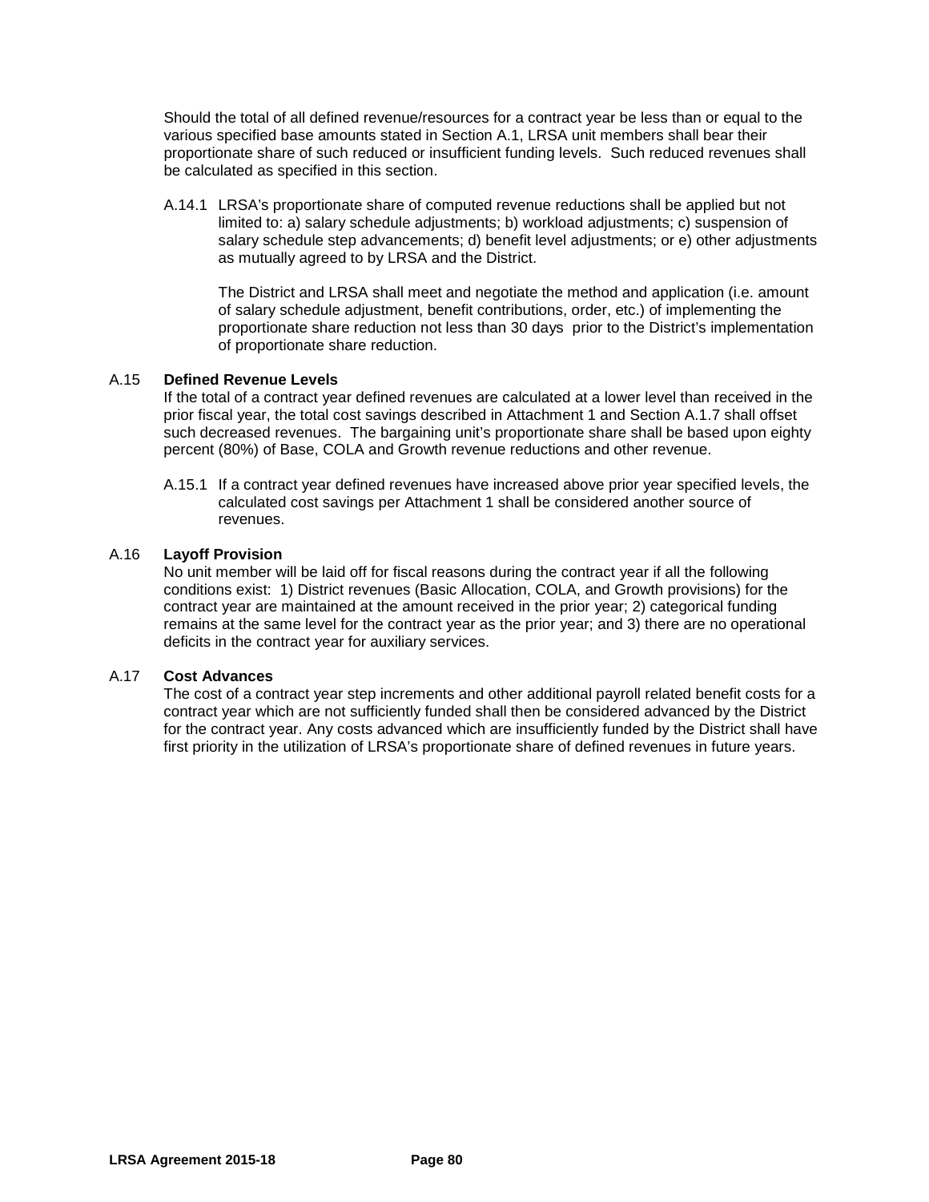Should the total of all defined revenue/resources for a contract year be less than or equal to the various specified base amounts stated in Section A.1, LRSA unit members shall bear their proportionate share of such reduced or insufficient funding levels. Such reduced revenues shall be calculated as specified in this section.

A.14.1 LRSA's proportionate share of computed revenue reductions shall be applied but not limited to: a) salary schedule adjustments; b) workload adjustments; c) suspension of salary schedule step advancements; d) benefit level adjustments; or e) other adjustments as mutually agreed to by LRSA and the District.

The District and LRSA shall meet and negotiate the method and application (i.e. amount of salary schedule adjustment, benefit contributions, order, etc.) of implementing the proportionate share reduction not less than 30 days prior to the District's implementation of proportionate share reduction.

A.15 **Defined Revenue Levels**

If the total of a contract year defined revenues are calculated at a lower level than received in the prior fiscal year, the total cost savings described in Attachment 1 and Section A.1.7 shall offset such decreased revenues. The bargaining unit's proportionate share shall be based upon eighty percent (80%) of Base, COLA and Growth revenue reductions and other revenue.

A.15.1 If a contract year defined revenues have increased above prior year specified levels, the calculated cost savings per Attachment 1 shall be considered another source of revenues.

A.16 **Layoff Provision**

No unit member will be laid off for fiscal reasons during the contract year if all the following conditions exist: 1) District revenues (Basic Allocation, COLA, and Growth provisions) for the contract year are maintained at the amount received in the prior year; 2) categorical funding remains at the same level for the contract year as the prior year; and 3) there are no operational deficits in the contract year for auxiliary services.

A.17 **Cost Advances**

The cost of a contract year step increments and other additional payroll related benefit costs for a contract year which are not sufficiently funded shall then be considered advanced by the District for the contract year. Any costs advanced which are insufficiently funded by the District shall have first priority in the utilization of LRSA's proportionate share of defined revenues in future years.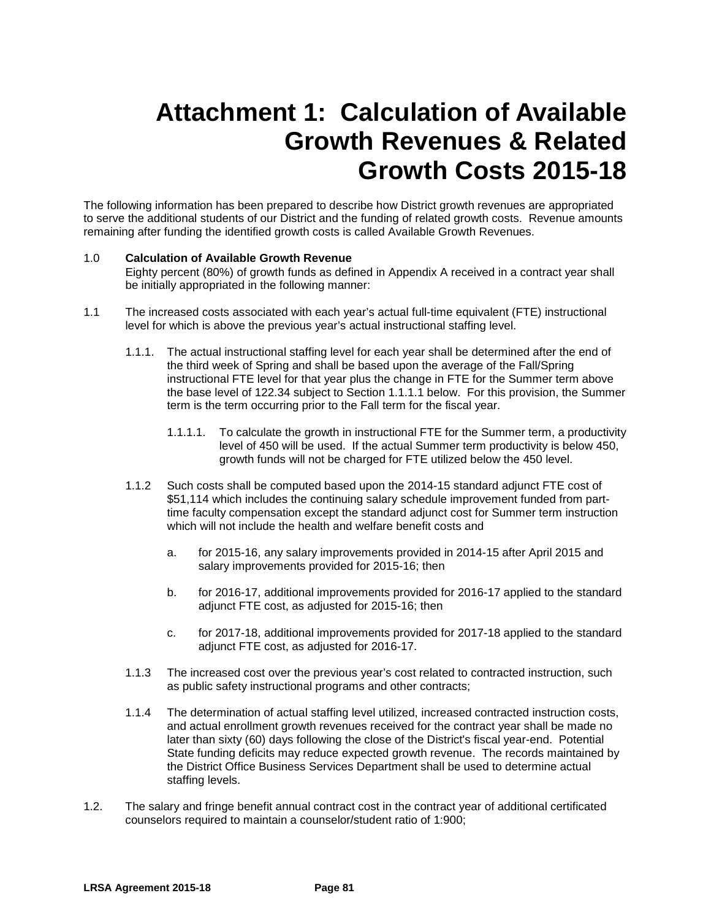# Attachment 1: Calculation of Available Growth Revenues & Related Growth Costs 2015-18

The following information has been prepared to describe how District growth revenues are appropriated to serve the additional students of our District and the funding of related growth costs. Revenue amounts remaining after funding the identified growth costs is called Available Growth Revenues.

1.0 **Calculation of Available Growth Revenue**
Eighty percent (80%) of growth funds as defined in Appendix A received in a contract year shall be initially appropriated in the following manner:

1.1 The increased costs associated with each year's actual full-time equivalent (FTE) instructional level for which is above the previous year's actual instructional staffing level.

1.1.1. The actual instructional staffing level for each year shall be determined after the end of the third week of Spring and shall be based upon the average of the Fall/Spring instructional FTE level for that year plus the change in FTE for the Summer term above the base level of 122.34 subject to Section 1.1.1.1 below. For this provision, the Summer term is the term occurring prior to the Fall term for the fiscal year.

1.1.1.1. To calculate the growth in instructional FTE for the Summer term, a productivity level of 450 will be used. If the actual Summer term productivity is below 450, growth funds will not be charged for FTE utilized below the 450 level.

1.1.2 Such costs shall be computed based upon the 2014-15 standard adjunct FTE cost of $51,114 which includes the continuing salary schedule improvement funded from part-time faculty compensation except the standard adjunct cost for Summer term instruction which will not include the health and welfare benefit costs and

a. for 2015-16, any salary improvements provided in 2014-15 after April 2015 and salary improvements provided for 2015-16; then

b. for 2016-17, additional improvements provided for 2016-17 applied to the standard adjunct FTE cost, as adjusted for 2015-16; then

c. for 2017-18, additional improvements provided for 2017-18 applied to the standard adjunct FTE cost, as adjusted for 2016-17.

1.1.3 The increased cost over the previous year's cost related to contracted instruction, such as public safety instructional programs and other contracts;

1.1.4 The determination of actual staffing level utilized, increased contracted instruction costs, and actual enrollment growth revenues received for the contract year shall be made no later than sixty (60) days following the close of the District's fiscal year-end. Potential State funding deficits may reduce expected growth revenue. The records maintained by the District Office Business Services Department shall be used to determine actual staffing levels.

1.2. The salary and fringe benefit annual contract cost in the contract year of additional certificated counselors required to maintain a counselor/student ratio of 1:900;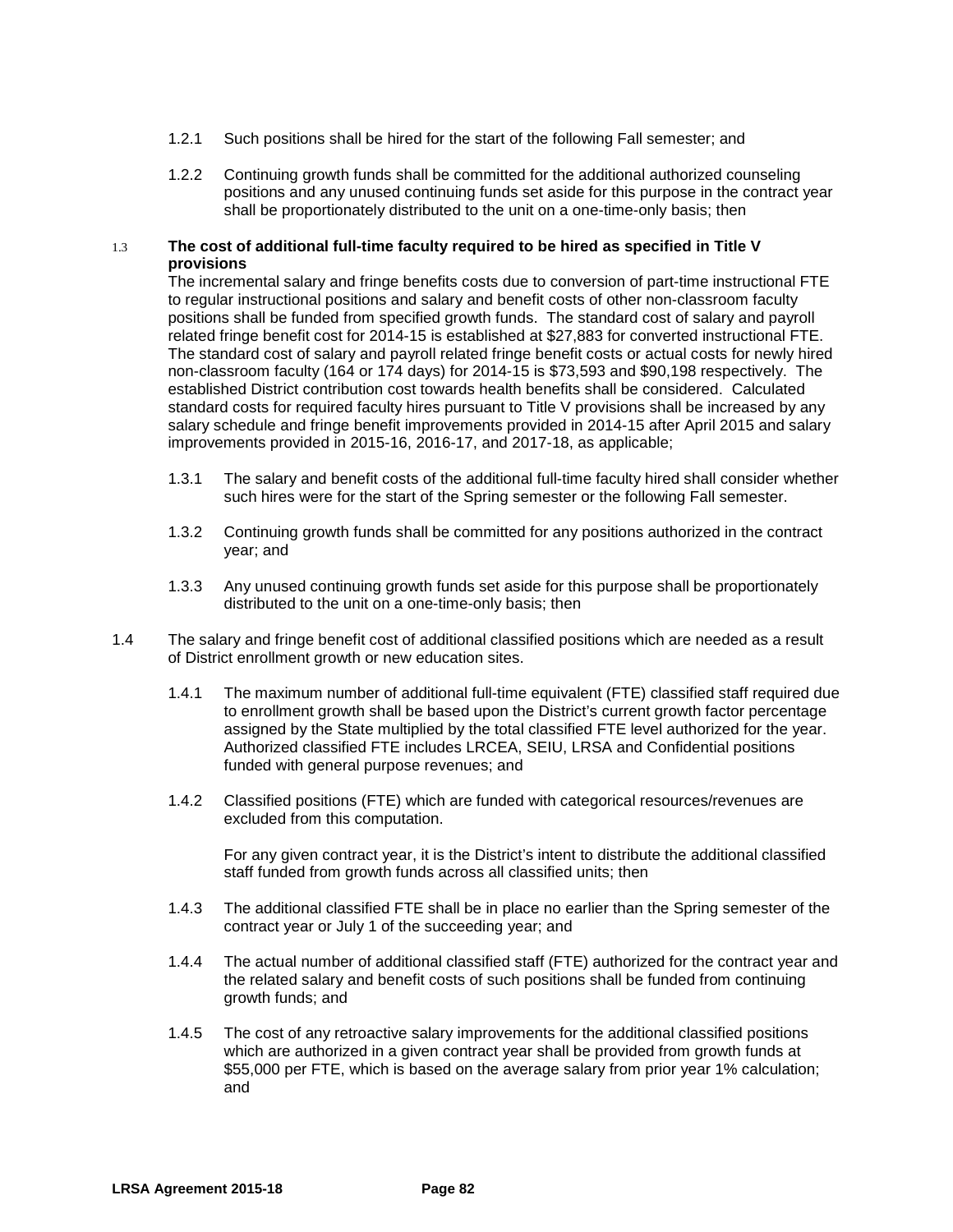1.2.1 Such positions shall be hired for the start of the following Fall semester; and

1.2.2 Continuing growth funds shall be committed for the additional authorized counseling positions and any unused continuing funds set aside for this purpose in the contract year shall be proportionately distributed to the unit on a one-time-only basis; then

1.3 **The cost of additional full-time faculty required to be hired as specified in Title V provisions**

The incremental salary and fringe benefits costs due to conversion of part-time instructional FTE to regular instructional positions and salary and benefit costs of other non-classroom faculty positions shall be funded from specified growth funds. The standard cost of salary and payroll related fringe benefit cost for 2014-15 is established at $27,883 for converted instructional FTE. The standard cost of salary and payroll related fringe benefit costs or actual costs for newly hired non-classroom faculty (164 or 174 days) for 2014-15 is $73,593 and $90,198 respectively. The established District contribution cost towards health benefits shall be considered. Calculated standard costs for required faculty hires pursuant to Title V provisions shall be increased by any salary schedule and fringe benefit improvements provided in 2014-15 after April 2015 and salary improvements provided in 2015-16, 2016-17, and 2017-18, as applicable;

1.3.1 The salary and benefit costs of the additional full-time faculty hired shall consider whether such hires were for the start of the Spring semester or the following Fall semester.

1.3.2 Continuing growth funds shall be committed for any positions authorized in the contract year; and

1.3.3 Any unused continuing growth funds set aside for this purpose shall be proportionately distributed to the unit on a one-time-only basis; then

1.4 The salary and fringe benefit cost of additional classified positions which are needed as a result of District enrollment growth or new education sites.

1.4.1 The maximum number of additional full-time equivalent (FTE) classified staff required due to enrollment growth shall be based upon the District's current growth factor percentage assigned by the State multiplied by the total classified FTE level authorized for the year. Authorized classified FTE includes LRCEA, SEIU, LRSA and Confidential positions funded with general purpose revenues; and

1.4.2 Classified positions (FTE) which are funded with categorical resources/revenues are excluded from this computation.

For any given contract year, it is the District's intent to distribute the additional classified staff funded from growth funds across all classified units; then

1.4.3 The additional classified FTE shall be in place no earlier than the Spring semester of the contract year or July 1 of the succeeding year; and

1.4.4 The actual number of additional classified staff (FTE) authorized for the contract year and the related salary and benefit costs of such positions shall be funded from continuing growth funds; and

1.4.5 The cost of any retroactive salary improvements for the additional classified positions which are authorized in a given contract year shall be provided from growth funds at $55,000 per FTE, which is based on the average salary from prior year 1% calculation; and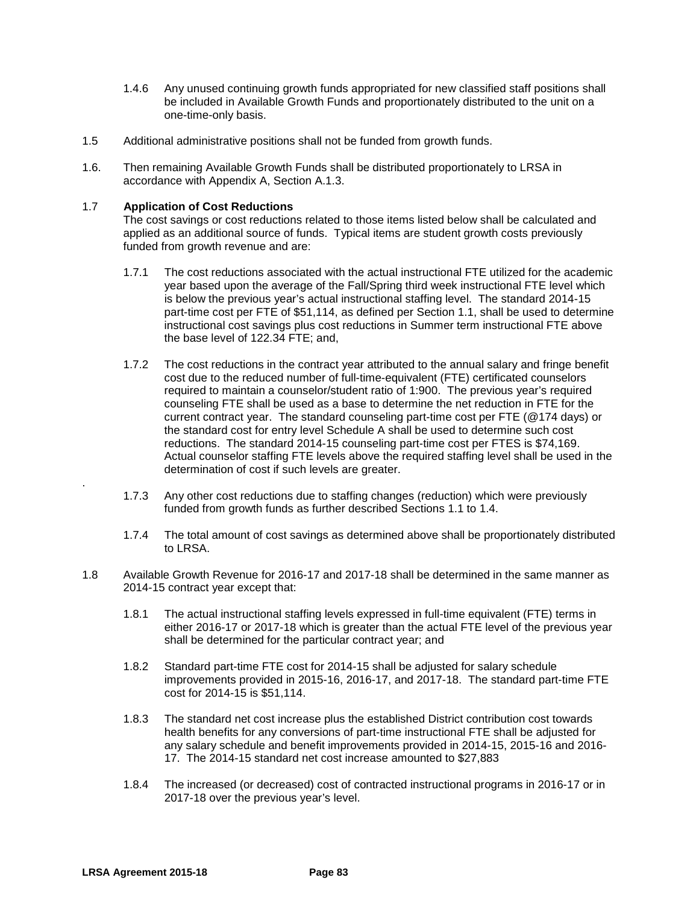1.4.6 Any unused continuing growth funds appropriated for new classified staff positions shall be included in Available Growth Funds and proportionately distributed to the unit on a one-time-only basis.

1.5 Additional administrative positions shall not be funded from growth funds.

1.6. Then remaining Available Growth Funds shall be distributed proportionately to LRSA in accordance with Appendix A, Section A.1.3.

1.7 **Application of Cost Reductions**

The cost savings or cost reductions related to those items listed below shall be calculated and applied as an additional source of funds. Typical items are student growth costs previously funded from growth revenue and are:

1.7.1 The cost reductions associated with the actual instructional FTE utilized for the academic year based upon the average of the Fall/Spring third week instructional FTE level which is below the previous year's actual instructional staffing level. The standard 2014-15 part-time cost per FTE of $51,114, as defined per Section 1.1, shall be used to determine instructional cost savings plus cost reductions in Summer term instructional FTE above the base level of 122.34 FTE; and,

1.7.2 The cost reductions in the contract year attributed to the annual salary and fringe benefit cost due to the reduced number of full-time-equivalent (FTE) certificated counselors required to maintain a counselor/student ratio of 1:900. The previous year's required counseling FTE shall be used as a base to determine the net reduction in FTE for the current contract year. The standard counseling part-time cost per FTE (@174 days) or the standard cost for entry level Schedule A shall be used to determine such cost reductions. The standard 2014-15 counseling part-time cost per FTES is $74,169. Actual counselor staffing FTE levels above the required staffing level shall be used in the determination of cost if such levels are greater.

1.7.3 Any other cost reductions due to staffing changes (reduction) which were previously funded from growth funds as further described Sections 1.1 to 1.4.

1.7.4 The total amount of cost savings as determined above shall be proportionately distributed to LRSA.

1.8 Available Growth Revenue for 2016-17 and 2017-18 shall be determined in the same manner as 2014-15 contract year except that:

1.8.1 The actual instructional staffing levels expressed in full-time equivalent (FTE) terms in either 2016-17 or 2017-18 which is greater than the actual FTE level of the previous year shall be determined for the particular contract year; and

1.8.2 Standard part-time FTE cost for 2014-15 shall be adjusted for salary schedule improvements provided in 2015-16, 2016-17, and 2017-18. The standard part-time FTE cost for 2014-15 is $51,114.

1.8.3 The standard net cost increase plus the established District contribution cost towards health benefits for any conversions of part-time instructional FTE shall be adjusted for any salary schedule and benefit improvements provided in 2014-15, 2015-16 and 2016-17. The 2014-15 standard net cost increase amounted to $27,883

1.8.4 The increased (or decreased) cost of contracted instructional programs in 2016-17 or in 2017-18 over the previous year's level.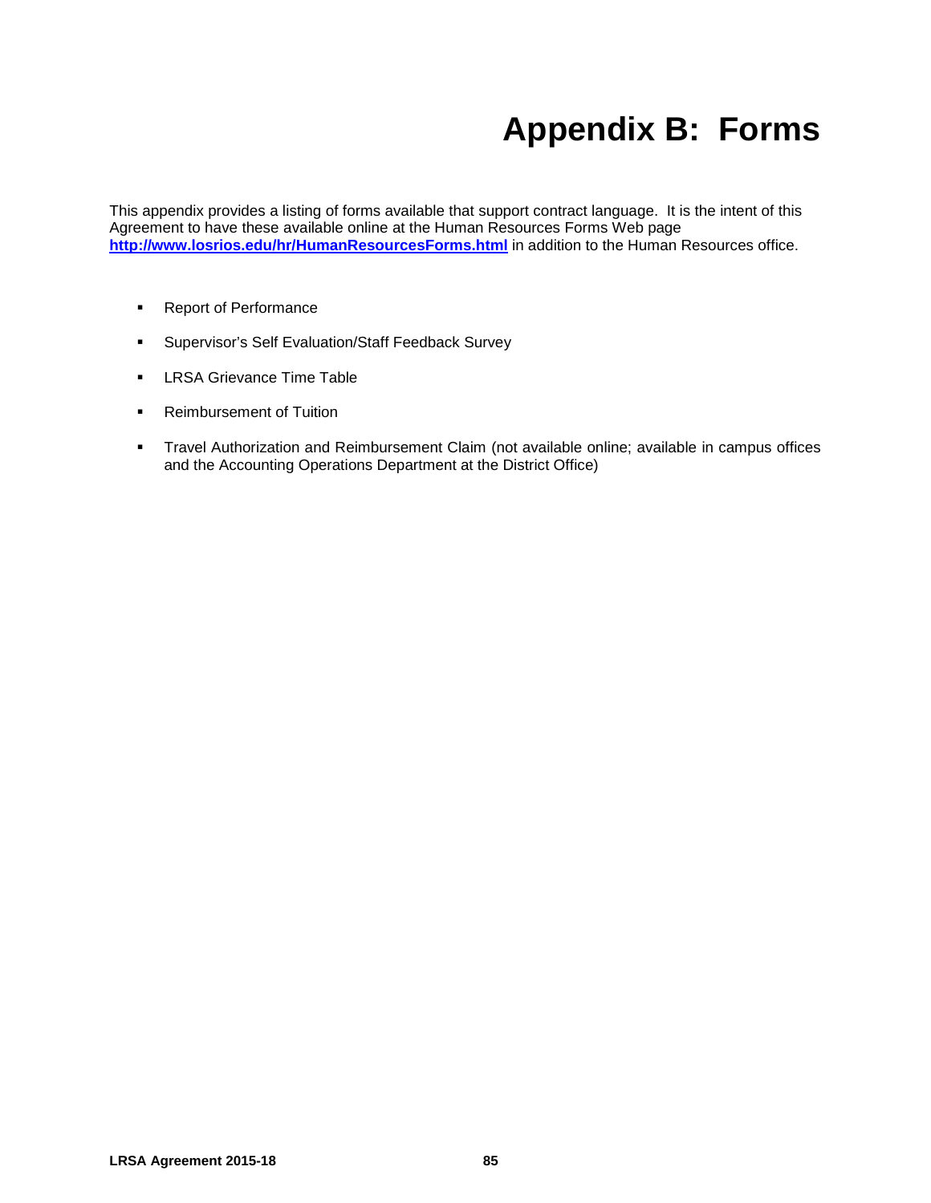# Appendix B: Forms

This appendix provides a listing of forms available that support contract language. It is the intent of this Agreement to have these available online at the Human Resources Forms Web page **http://www.losrios.edu/hr/HumanResourcesForms.html** in addition to the Human Resources office.

- Report of Performance
- Supervisor's Self Evaluation/Staff Feedback Survey
- LRSA Grievance Time Table
- Reimbursement of Tuition
- Travel Authorization and Reimbursement Claim (not available online; available in campus offices and the Accounting Operations Department at the District Office)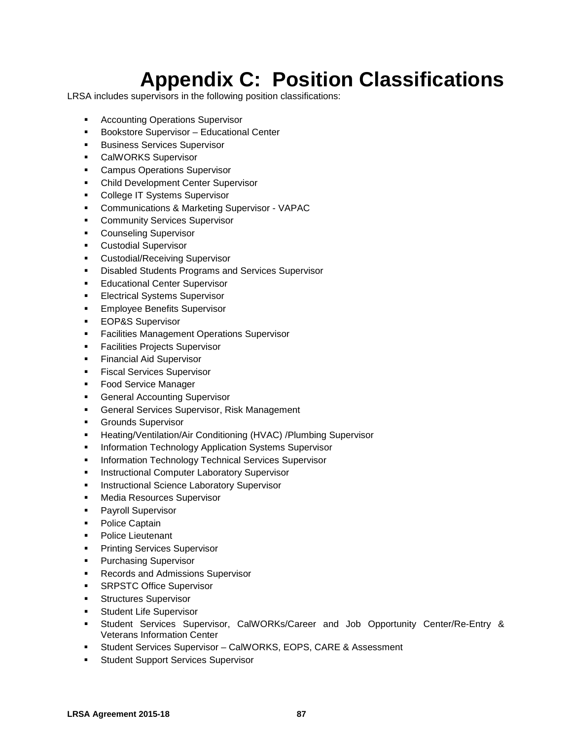# Appendix C: Position Classifications

LRSA includes supervisors in the following position classifications:

- Accounting Operations Supervisor
- Bookstore Supervisor – Educational Center
- Business Services Supervisor
- CalWORKS Supervisor
- Campus Operations Supervisor
- Child Development Center Supervisor
- College IT Systems Supervisor
- Communications & Marketing Supervisor - VAPAC
- Community Services Supervisor
- Counseling Supervisor
- Custodial Supervisor
- Custodial/Receiving Supervisor
- Disabled Students Programs and Services Supervisor
- Educational Center Supervisor
- Electrical Systems Supervisor
- Employee Benefits Supervisor
- EOP&S Supervisor
- Facilities Management Operations Supervisor
- Facilities Projects Supervisor
- Financial Aid Supervisor
- Fiscal Services Supervisor
- Food Service Manager
- General Accounting Supervisor
- General Services Supervisor, Risk Management
- Grounds Supervisor
- Heating/Ventilation/Air Conditioning (HVAC) /Plumbing Supervisor
- Information Technology Application Systems Supervisor
- Information Technology Technical Services Supervisor
- Instructional Computer Laboratory Supervisor
- Instructional Science Laboratory Supervisor
- Media Resources Supervisor
- Payroll Supervisor
- Police Captain
- Police Lieutenant
- Printing Services Supervisor
- Purchasing Supervisor
- Records and Admissions Supervisor
- SRPSTC Office Supervisor
- Structures Supervisor
- Student Life Supervisor
- Student Services Supervisor, CalWORKs/Career and Job Opportunity Center/Re-Entry & Veterans Information Center
- Student Services Supervisor – CalWORKS, EOPS, CARE & Assessment
- Student Support Services Supervisor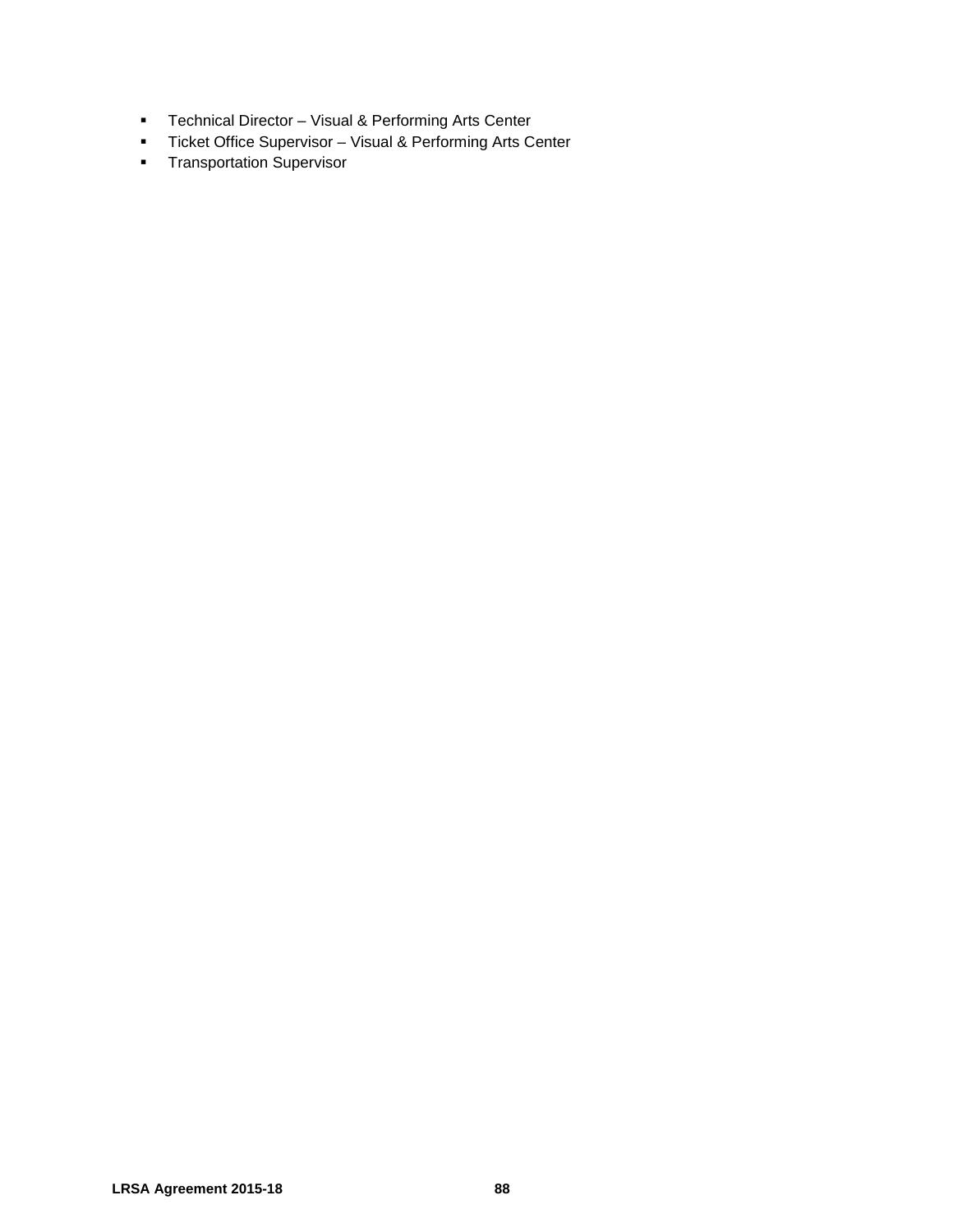- Technical Director – Visual & Performing Arts Center
- Ticket Office Supervisor – Visual & Performing Arts Center
- Transportation Supervisor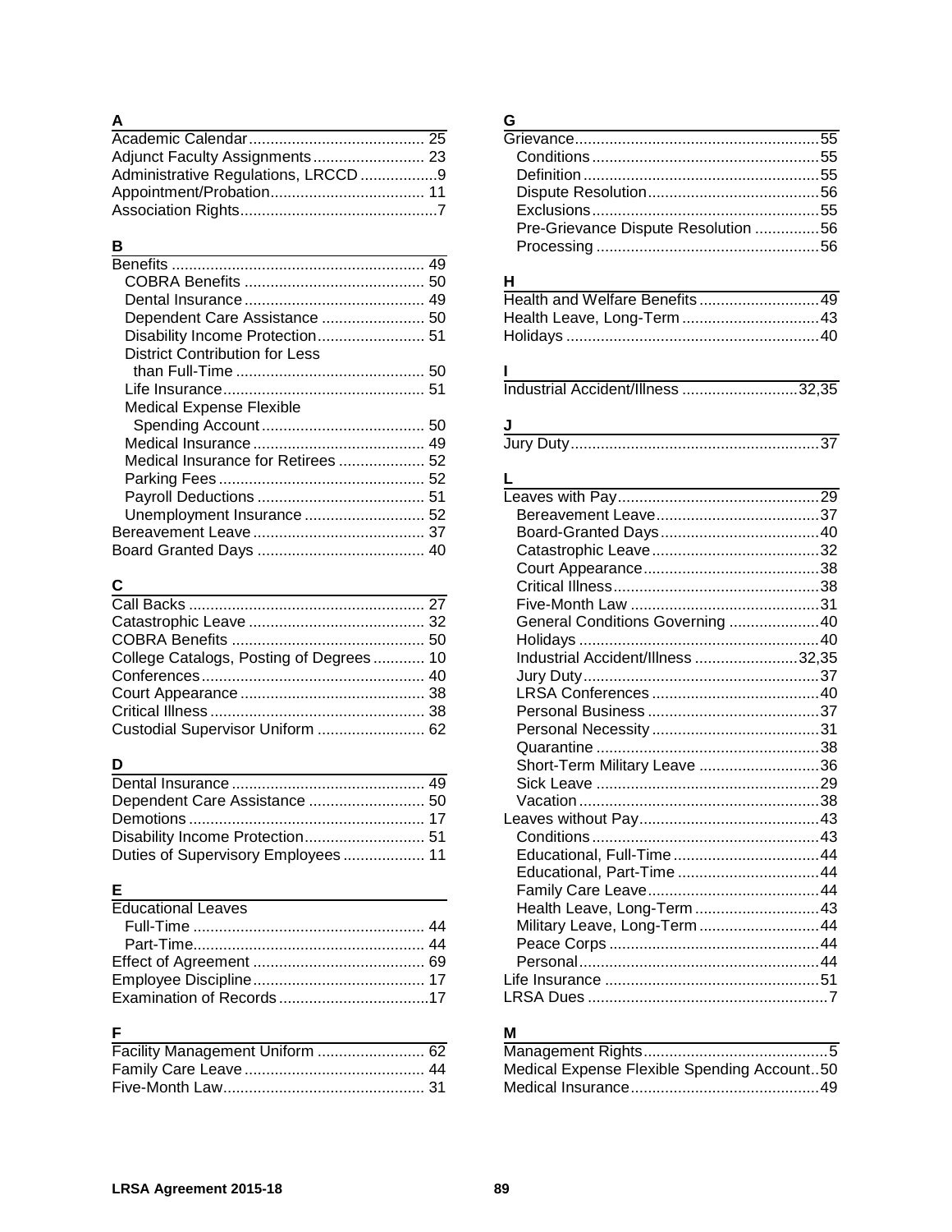**A**

Academic Calendar ........................................ 25
Adjunct Faculty Assignments .......................... 23
Administrative Regulations, LRCCD ..................9
Appointment/Probation.................................... 11
Association Rights..............................................7

**B**

Benefits ........................................................... 49
- COBRA Benefits .......................................... 50
- Dental Insurance .......................................... 49
- Dependent Care Assistance ........................ 50
- Disability Income Protection......................... 51
- District Contribution for Less than Full-Time ............................................ 50
- Life Insurance............................................... 51
- Medical Expense Flexible Spending Account...................................... 50
- Medical Insurance ........................................ 49
- Medical Insurance for Retirees .................... 52
- Parking Fees ................................................ 52
- Payroll Deductions ....................................... 51
- Unemployment Insurance ............................ 52

Bereavement Leave ......................................... 37
Board Granted Days ....................................... 40

**C**

Call Backs ....................................................... 27
Catastrophic Leave ......................................... 32
COBRA Benefits ............................................. 50
College Catalogs, Posting of Degrees ............ 10
Conferences.................................................... 40
Court Appearance ........................................... 38
Critical Illness .................................................. 38
Custodial Supervisor Uniform ......................... 62

**D**

Dental Insurance ............................................. 49
Dependent Care Assistance ........................... 50
Demotions ....................................................... 17
Disability Income Protection............................ 51
Duties of Supervisory Employees ................... 11

**E**

Educational Leaves
- Full-Time ...................................................... 44
- Part-Time...................................................... 44

Effect of Agreement ........................................ 69
Employee Discipline ........................................ 17
Examination of Records ...................................17

**F**

Facility Management Uniform ......................... 62
Family Care Leave .......................................... 44
Five-Month Law............................................... 31

**G**

Grievance.........................................................55
- Conditions .....................................................55
- Definition .......................................................55
- Dispute Resolution........................................56
- Exclusions .....................................................55
- Pre-Grievance Dispute Resolution ...............56
- Processing ....................................................56

**H**

Health and Welfare Benefits ............................49
Health Leave, Long-Term ................................43
Holidays ...........................................................40

**I**

Industrial Accident/Illness ...........................32,35

**J**

Jury Duty..........................................................37

**L**

Leaves with Pay...............................................29
- Bereavement Leave......................................37
- Board-Granted Days.....................................40
- Catastrophic Leave .......................................32
- Court Appearance.........................................38
- Critical Illness ................................................38
- Five-Month Law ............................................31
- General Conditions Governing .....................40
- Holidays ........................................................40
- Industrial Accident/Illness ........................32,35
- Jury Duty.......................................................37
- LRSA Conferences .......................................40
- Personal Business ........................................37
- Personal Necessity .......................................31
- Quarantine ....................................................38
- Short-Term Military Leave ............................36
- Sick Leave ....................................................29
- Vacation ........................................................38

Leaves without Pay..........................................43
- Conditions .....................................................43
- Educational, Full-Time ..................................44
- Educational, Part-Time .................................44
- Family Care Leave........................................44
- Health Leave, Long-Term .............................43
- Military Leave, Long-Term ............................44
- Peace Corps .................................................44
- Personal........................................................44

Life Insurance ..................................................51
LRSA Dues ........................................................7

**M**

Management Rights...........................................5
Medical Expense Flexible Spending Account..50
Medical Insurance............................................49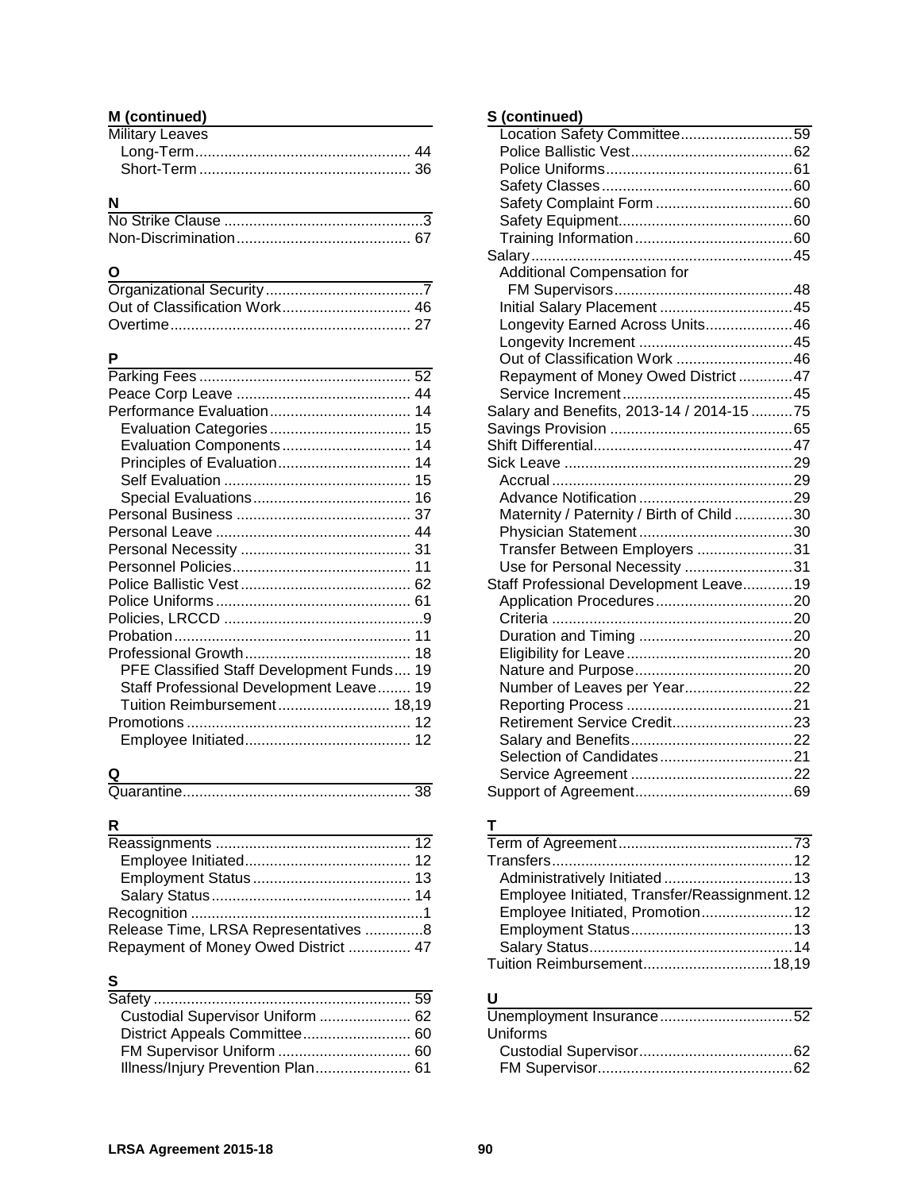**M (continued)**

Military Leaves
- Long-Term .................................................... 44
- Short-Term .................................................. 36

**N**

No Strike Clause ................................................3
Non-Discrimination .......................................... 67

**O**

Organizational Security ......................................7
Out of Classification Work ............................... 46
Overtime .......................................................... 27

**P**

Parking Fees .................................................... 52
Peace Corp Leave ........................................... 44
Performance Evaluation .................................. 14
- Evaluation Categories .................................. 15
- Evaluation Components ............................... 14
- Principles of Evaluation ................................ 14
- Self Evaluation ............................................. 15
- Special Evaluations ...................................... 16

Personal Business ........................................... 37
Personal Leave ............................................... 44
Personal Necessity .......................................... 31
Personnel Policies ........................................... 11
Police Ballistic Vest ......................................... 62
Police Uniforms ............................................... 61
Policies, LRCCD ................................................9
Probation ......................................................... 11
Professional Growth ........................................ 18
- PFE Classified Staff Development Funds .... 19
- Staff Professional Development Leave ........ 19
- Tuition Reimbursement ........................... 18,19

Promotions ...................................................... 12
- Employee Initiated ........................................ 12

**Q**

Quarantine ....................................................... 38

**R**

Reassignments ............................................... 12
- Employee Initiated ........................................ 12
- Employment Status ...................................... 13
- Salary Status ................................................ 14

Recognition ........................................................1
Release Time, LRSA Representatives ..............8
Repayment of Money Owed District ............... 47

**S**

Safety .............................................................. 59
- Custodial Supervisor Uniform ...................... 62
- District Appeals Committee .......................... 60
- FM Supervisor Uniform ................................ 60
- Illness/Injury Prevention Plan ....................... 61

**S (continued)**

- Location Safety Committee ...........................59
- Police Ballistic Vest .......................................62
- Police Uniforms .............................................61
- Safety Classes ..............................................60
- Safety Complaint Form .................................60
- Safety Equipment ..........................................60
- Training Information ......................................60

Salary ...............................................................45
- Additional Compensation for FM Supervisors ...........................................48
- Initial Salary Placement ................................45
- Longevity Earned Across Units .....................46
- Longevity Increment .....................................45
- Out of Classification Work ............................46
- Repayment of Money Owed District .............47
- Service Increment .........................................45

Salary and Benefits, 2013-14 / 2014-15 ..........75
Savings Provision ............................................65
Shift Differential ................................................47
Sick Leave .......................................................29
- Accrual ..........................................................29
- Advance Notification .....................................29
- Maternity / Paternity / Birth of Child ..............30
- Physician Statement .....................................30
- Transfer Between Employers .......................31
- Use for Personal Necessity ..........................31

Staff Professional Development Leave............19
- Application Procedures .................................20
- Criteria ..........................................................20
- Duration and Timing .....................................20
- Eligibility for Leave ........................................20
- Nature and Purpose ......................................20
- Number of Leaves per Year ..........................22
- Reporting Process ........................................21
- Retirement Service Credit .............................23
- Salary and Benefits .......................................22
- Selection of Candidates ................................21
- Service Agreement .......................................22

Support of Agreement ......................................69

**T**

Term of Agreement ..........................................73
Transfers ..........................................................12
- Administratively Initiated ...............................13
- Employee Initiated, Transfer/Reassignment. 12
- Employee Initiated, Promotion ......................12
- Employment Status .......................................13
- Salary Status .................................................14

Tuition Reimbursement ...............................18,19

**U**

Unemployment Insurance ................................52
Uniforms
- Custodial Supervisor .....................................62
- FM Supervisor ...............................................62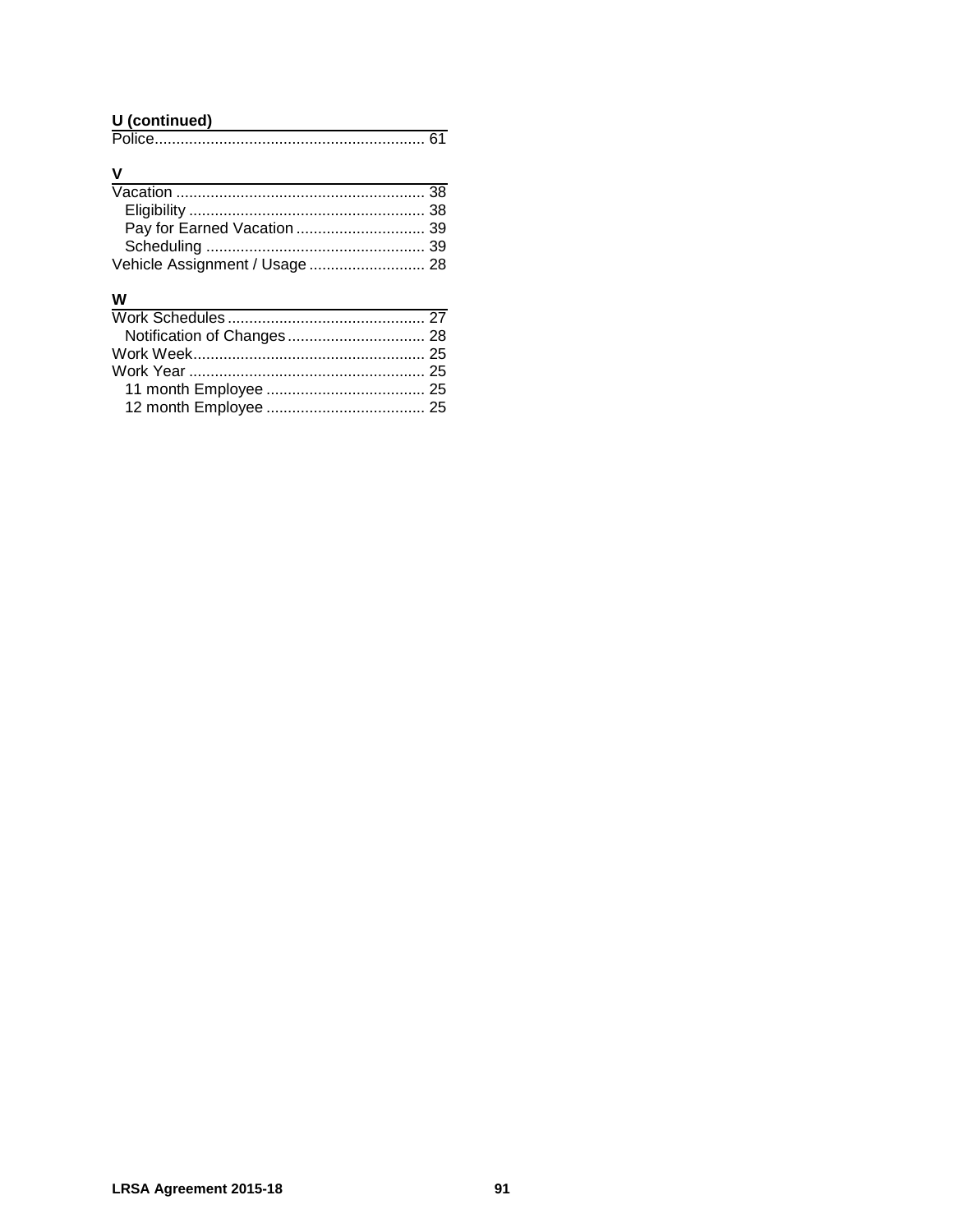**U (continued)**

Police ............................................................... 61

**V**

Vacation .......................................................... 38
  Eligibility ....................................................... 38
  Pay for Earned Vacation .............................. 39
  Scheduling ................................................... 39
Vehicle Assignment / Usage ........................... 28

**W**

Work Schedules .............................................. 27
  Notification of Changes ................................ 28
Work Week ...................................................... 25
Work Year ....................................................... 25
  11 month Employee ..................................... 25
  12 month Employee ..................................... 25